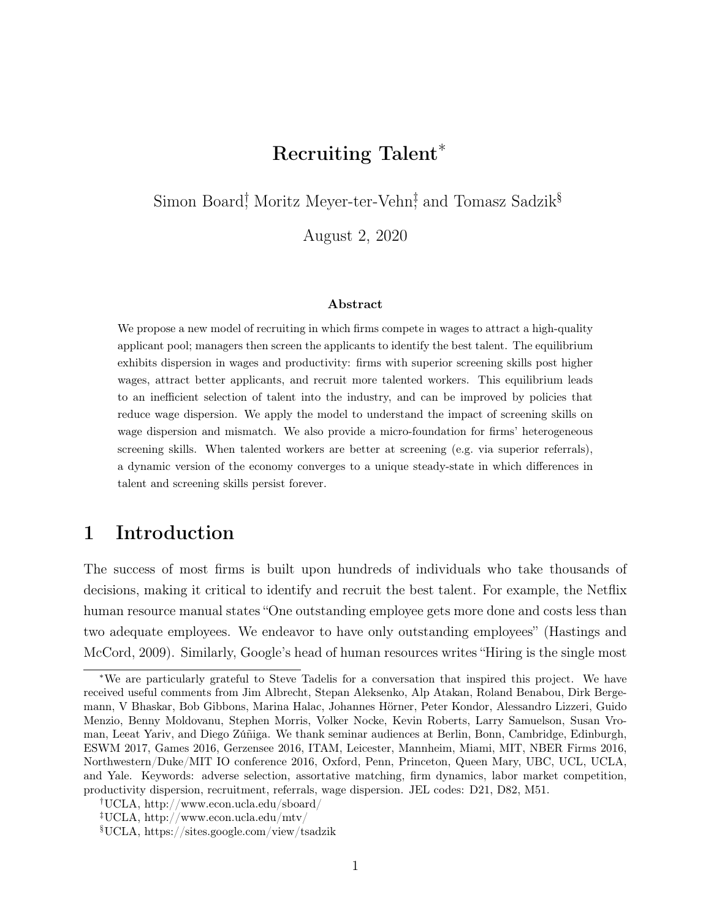# Recruiting Talent*

Simon Board[†], Moritz Meyer-ter-Vehn[‡], and Tomasz Sadzik[§]

August 2, 2020

### Abstract

We propose a new model of recruiting in which firms compete in wages to attract a high-quality applicant pool; managers then screen the applicants to identify the best talent. The equilibrium exhibits dispersion in wages and productivity: firms with superior screening skills post higher wages, attract better applicants, and recruit more talented workers. This equilibrium leads to an inefficient selection of talent into the industry, and can be improved by policies that reduce wage dispersion. We apply the model to understand the impact of screening skills on wage dispersion and mismatch. We also provide a micro-foundation for firms' heterogeneous screening skills. When talented workers are better at screening (e.g. via superior referrals), a dynamic version of the economy converges to a unique steady-state in which differences in talent and screening skills persist forever.

## 1 Introduction

The success of most firms is built upon hundreds of individuals who take thousands of decisions, making it critical to identify and recruit the best talent. For example, the Netflix human resource manual states "One outstanding employee gets more done and costs less than two adequate employees. We endeavor to have only outstanding employees" (Hastings and McCord, 2009). Similarly, Google's head of human resources writes "Hiring is the single most

---

*We are particularly grateful to Steve Tadelis for a conversation that inspired this project. We have received useful comments from Jim Albrecht, Stepan Aleksenko, Alp Atakan, Roland Benabou, Dirk Bergemann, V Bhaskar, Bob Gibbons, Marina Halac, Johannes Hörner, Peter Kondor, Alessandro Lizzeri, Guido Menzio, Benny Moldovanu, Stephen Morris, Volker Nocke, Kevin Roberts, Larry Samuelson, Susan Vroman, Leeat Yariv, and Diego Zúñiga. We thank seminar audiences at Berlin, Bonn, Cambridge, Edinburgh, ESWM 2017, Games 2016, Gerzensee 2016, ITAM, Leicester, Mannheim, Miami, MIT, NBER Firms 2016, Northwestern/Duke/MIT IO conference 2016, Oxford, Penn, Princeton, Queen Mary, UBC, UCL, UCLA, and Yale. Keywords: adverse selection, assortative matching, firm dynamics, labor market competition, productivity dispersion, recruitment, referrals, wage dispersion. JEL codes: D21, D82, M51.

[†]UCLA, http://www.econ.ucla.edu/sboard/

[‡]UCLA, http://www.econ.ucla.edu/mtv/

[§]UCLA, https://sites.google.com/view/tsadzik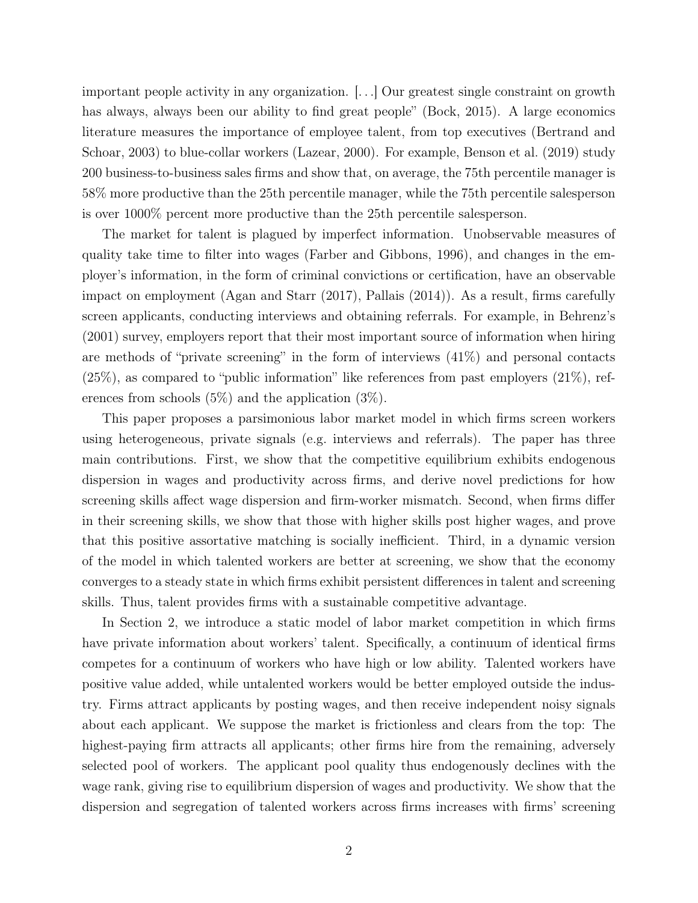important people activity in any organization. [. . .] Our greatest single constraint on growth has always, always been our ability to find great people" (Bock, 2015). A large economics literature measures the importance of employee talent, from top executives (Bertrand and Schoar, 2003) to blue-collar workers (Lazear, 2000). For example, Benson et al. (2019) study 200 business-to-business sales firms and show that, on average, the 75th percentile manager is 58% more productive than the 25th percentile manager, while the 75th percentile salesperson is over 1000% percent more productive than the 25th percentile salesperson.

The market for talent is plagued by imperfect information. Unobservable measures of quality take time to filter into wages (Farber and Gibbons, 1996), and changes in the employer's information, in the form of criminal convictions or certification, have an observable impact on employment (Agan and Starr (2017), Pallais (2014)). As a result, firms carefully screen applicants, conducting interviews and obtaining referrals. For example, in Behrenz's (2001) survey, employers report that their most important source of information when hiring are methods of "private screening" in the form of interviews (41%) and personal contacts (25%), as compared to "public information" like references from past employers (21%), references from schools (5%) and the application (3%).

This paper proposes a parsimonious labor market model in which firms screen workers using heterogeneous, private signals (e.g. interviews and referrals). The paper has three main contributions. First, we show that the competitive equilibrium exhibits endogenous dispersion in wages and productivity across firms, and derive novel predictions for how screening skills affect wage dispersion and firm-worker mismatch. Second, when firms differ in their screening skills, we show that those with higher skills post higher wages, and prove that this positive assortative matching is socially inefficient. Third, in a dynamic version of the model in which talented workers are better at screening, we show that the economy converges to a steady state in which firms exhibit persistent differences in talent and screening skills. Thus, talent provides firms with a sustainable competitive advantage.

In Section 2, we introduce a static model of labor market competition in which firms have private information about workers' talent. Specifically, a continuum of identical firms competes for a continuum of workers who have high or low ability. Talented workers have positive value added, while untalented workers would be better employed outside the industry. Firms attract applicants by posting wages, and then receive independent noisy signals about each applicant. We suppose the market is frictionless and clears from the top: The highest-paying firm attracts all applicants; other firms hire from the remaining, adversely selected pool of workers. The applicant pool quality thus endogenously declines with the wage rank, giving rise to equilibrium dispersion of wages and productivity. We show that the dispersion and segregation of talented workers across firms increases with firms' screening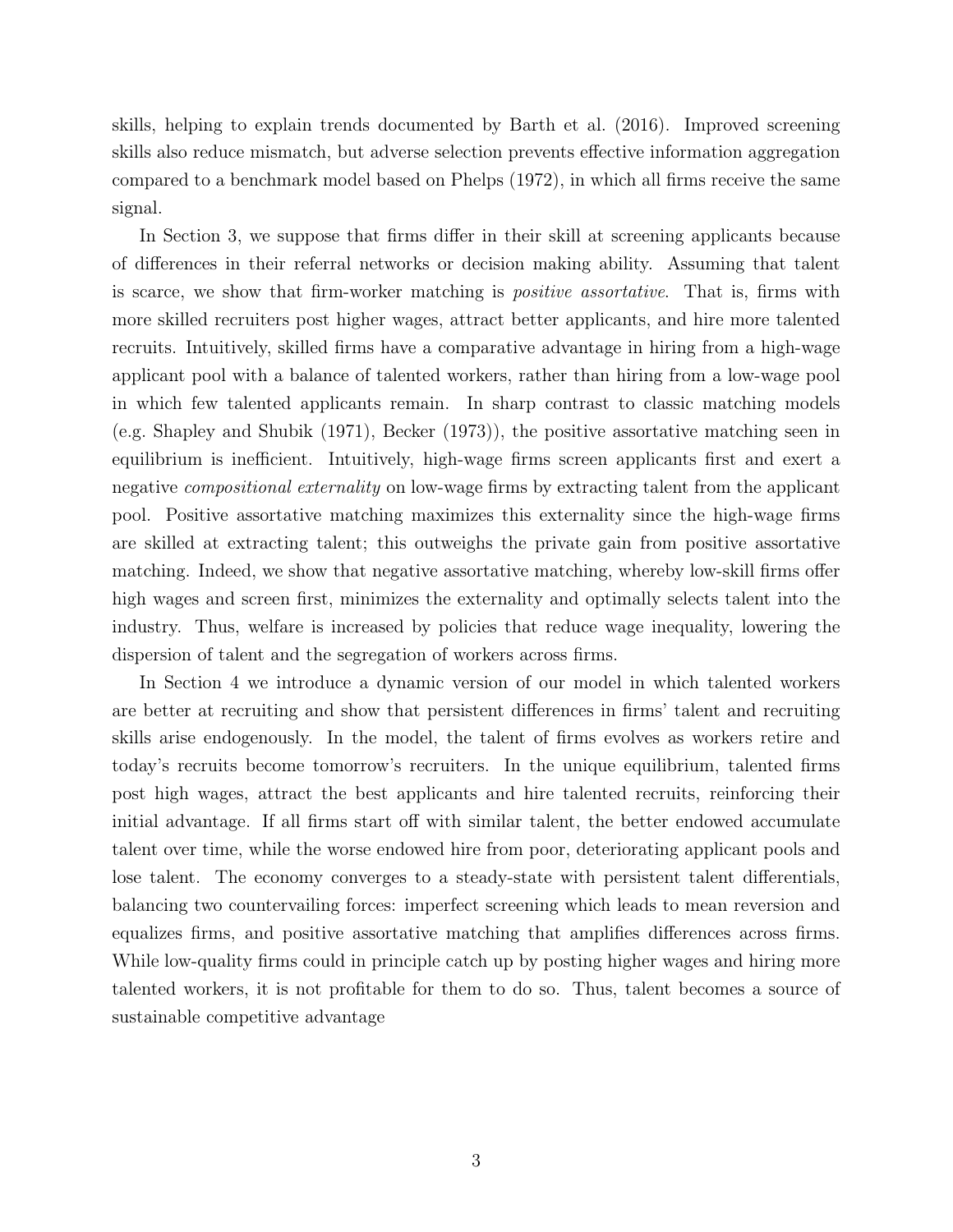skills, helping to explain trends documented by Barth et al. (2016). Improved screening skills also reduce mismatch, but adverse selection prevents effective information aggregation compared to a benchmark model based on Phelps (1972), in which all firms receive the same signal.

In Section 3, we suppose that firms differ in their skill at screening applicants because of differences in their referral networks or decision making ability. Assuming that talent is scarce, we show that firm-worker matching is *positive assortative*. That is, firms with more skilled recruiters post higher wages, attract better applicants, and hire more talented recruits. Intuitively, skilled firms have a comparative advantage in hiring from a high-wage applicant pool with a balance of talented workers, rather than hiring from a low-wage pool in which few talented applicants remain. In sharp contrast to classic matching models (e.g. Shapley and Shubik (1971), Becker (1973)), the positive assortative matching seen in equilibrium is inefficient. Intuitively, high-wage firms screen applicants first and exert a negative *compositional externality* on low-wage firms by extracting talent from the applicant pool. Positive assortative matching maximizes this externality since the high-wage firms are skilled at extracting talent; this outweighs the private gain from positive assortative matching. Indeed, we show that negative assortative matching, whereby low-skill firms offer high wages and screen first, minimizes the externality and optimally selects talent into the industry. Thus, welfare is increased by policies that reduce wage inequality, lowering the dispersion of talent and the segregation of workers across firms.

In Section 4 we introduce a dynamic version of our model in which talented workers are better at recruiting and show that persistent differences in firms' talent and recruiting skills arise endogenously. In the model, the talent of firms evolves as workers retire and today's recruits become tomorrow's recruiters. In the unique equilibrium, talented firms post high wages, attract the best applicants and hire talented recruits, reinforcing their initial advantage. If all firms start off with similar talent, the better endowed accumulate talent over time, while the worse endowed hire from poor, deteriorating applicant pools and lose talent. The economy converges to a steady-state with persistent talent differentials, balancing two countervailing forces: imperfect screening which leads to mean reversion and equalizes firms, and positive assortative matching that amplifies differences across firms. While low-quality firms could in principle catch up by posting higher wages and hiring more talented workers, it is not profitable for them to do so. Thus, talent becomes a source of sustainable competitive advantage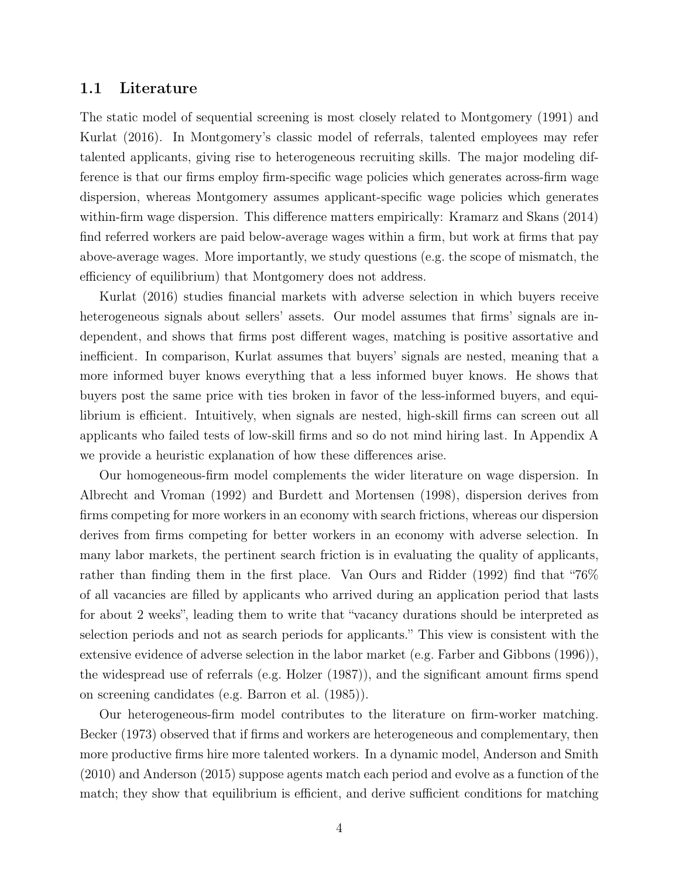## 1.1 Literature

The static model of sequential screening is most closely related to Montgomery (1991) and Kurlat (2016). In Montgomery's classic model of referrals, talented employees may refer talented applicants, giving rise to heterogeneous recruiting skills. The major modeling difference is that our firms employ firm-specific wage policies which generates across-firm wage dispersion, whereas Montgomery assumes applicant-specific wage policies which generates within-firm wage dispersion. This difference matters empirically: Kramarz and Skans (2014) find referred workers are paid below-average wages within a firm, but work at firms that pay above-average wages. More importantly, we study questions (e.g. the scope of mismatch, the efficiency of equilibrium) that Montgomery does not address.

Kurlat (2016) studies financial markets with adverse selection in which buyers receive heterogeneous signals about sellers' assets. Our model assumes that firms' signals are independent, and shows that firms post different wages, matching is positive assortative and inefficient. In comparison, Kurlat assumes that buyers' signals are nested, meaning that a more informed buyer knows everything that a less informed buyer knows. He shows that buyers post the same price with ties broken in favor of the less-informed buyers, and equilibrium is efficient. Intuitively, when signals are nested, high-skill firms can screen out all applicants who failed tests of low-skill firms and so do not mind hiring last. In Appendix A we provide a heuristic explanation of how these differences arise.

Our homogeneous-firm model complements the wider literature on wage dispersion. In Albrecht and Vroman (1992) and Burdett and Mortensen (1998), dispersion derives from firms competing for more workers in an economy with search frictions, whereas our dispersion derives from firms competing for better workers in an economy with adverse selection. In many labor markets, the pertinent search friction is in evaluating the quality of applicants, rather than finding them in the first place. Van Ours and Ridder (1992) find that "76% of all vacancies are filled by applicants who arrived during an application period that lasts for about 2 weeks", leading them to write that "vacancy durations should be interpreted as selection periods and not as search periods for applicants." This view is consistent with the extensive evidence of adverse selection in the labor market (e.g. Farber and Gibbons (1996)), the widespread use of referrals (e.g. Holzer (1987)), and the significant amount firms spend on screening candidates (e.g. Barron et al. (1985)).

Our heterogeneous-firm model contributes to the literature on firm-worker matching. Becker (1973) observed that if firms and workers are heterogeneous and complementary, then more productive firms hire more talented workers. In a dynamic model, Anderson and Smith (2010) and Anderson (2015) suppose agents match each period and evolve as a function of the match; they show that equilibrium is efficient, and derive sufficient conditions for matching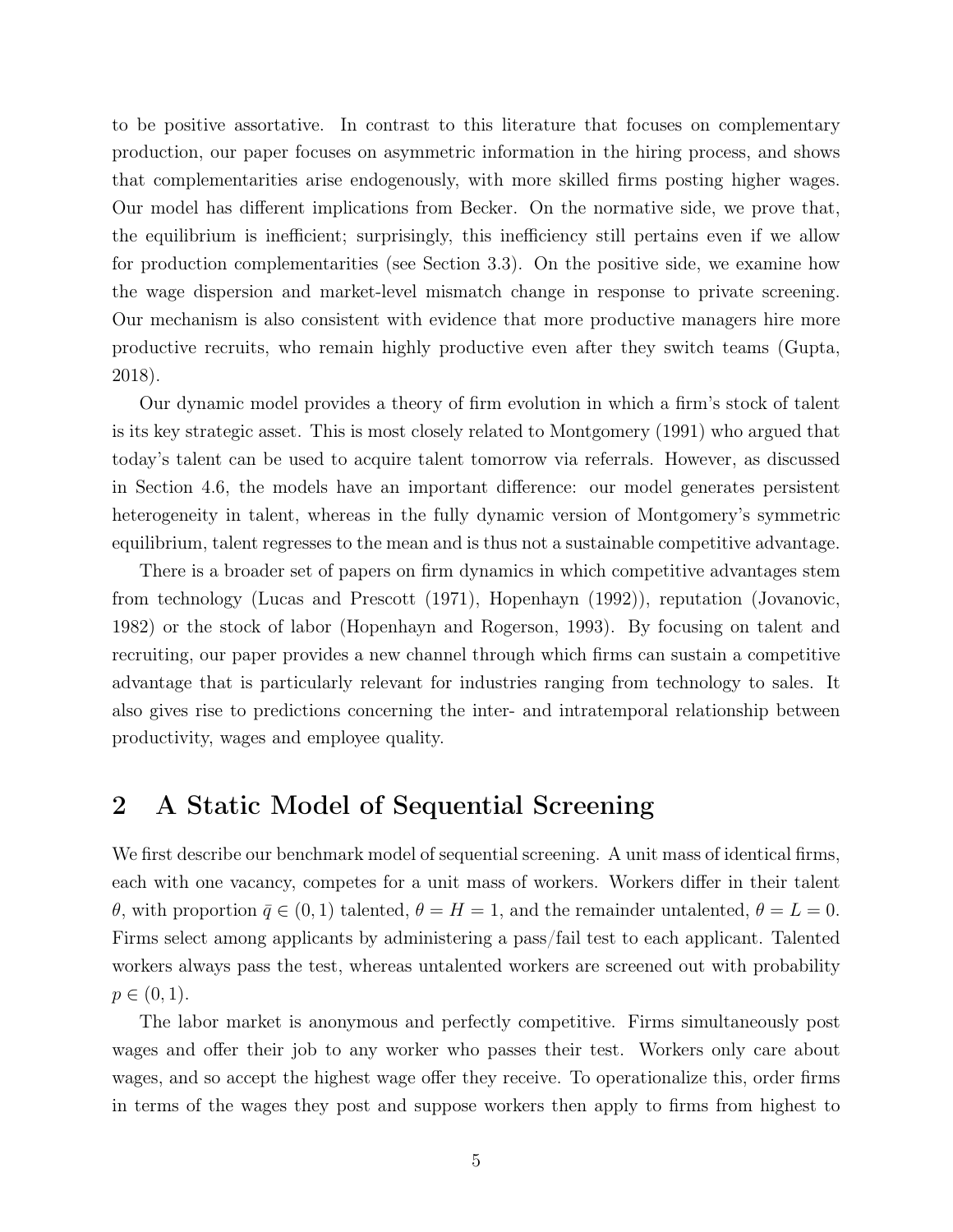to be positive assortative. In contrast to this literature that focuses on complementary production, our paper focuses on asymmetric information in the hiring process, and shows that complementarities arise endogenously, with more skilled firms posting higher wages. Our model has different implications from Becker. On the normative side, we prove that, the equilibrium is inefficient; surprisingly, this inefficiency still pertains even if we allow for production complementarities (see Section 3.3). On the positive side, we examine how the wage dispersion and market-level mismatch change in response to private screening. Our mechanism is also consistent with evidence that more productive managers hire more productive recruits, who remain highly productive even after they switch teams (Gupta, 2018).

Our dynamic model provides a theory of firm evolution in which a firm's stock of talent is its key strategic asset. This is most closely related to Montgomery (1991) who argued that today's talent can be used to acquire talent tomorrow via referrals. However, as discussed in Section 4.6, the models have an important difference: our model generates persistent heterogeneity in talent, whereas in the fully dynamic version of Montgomery's symmetric equilibrium, talent regresses to the mean and is thus not a sustainable competitive advantage.

There is a broader set of papers on firm dynamics in which competitive advantages stem from technology (Lucas and Prescott (1971), Hopenhayn (1992)), reputation (Jovanovic, 1982) or the stock of labor (Hopenhayn and Rogerson, 1993). By focusing on talent and recruiting, our paper provides a new channel through which firms can sustain a competitive advantage that is particularly relevant for industries ranging from technology to sales. It also gives rise to predictions concerning the inter- and intratemporal relationship between productivity, wages and employee quality.

# 2 A Static Model of Sequential Screening

We first describe our benchmark model of sequential screening. A unit mass of identical firms, each with one vacancy, competes for a unit mass of workers. Workers differ in their talent $\theta$, with proportion $\bar{q} \in (0, 1)$ talented, $\theta = H = 1$, and the remainder untalented, $\theta = L = 0$. Firms select among applicants by administering a pass/fail test to each applicant. Talented workers always pass the test, whereas untalented workers are screened out with probability $p \in (0, 1)$.

The labor market is anonymous and perfectly competitive. Firms simultaneously post wages and offer their job to any worker who passes their test. Workers only care about wages, and so accept the highest wage offer they receive. To operationalize this, order firms in terms of the wages they post and suppose workers then apply to firms from highest to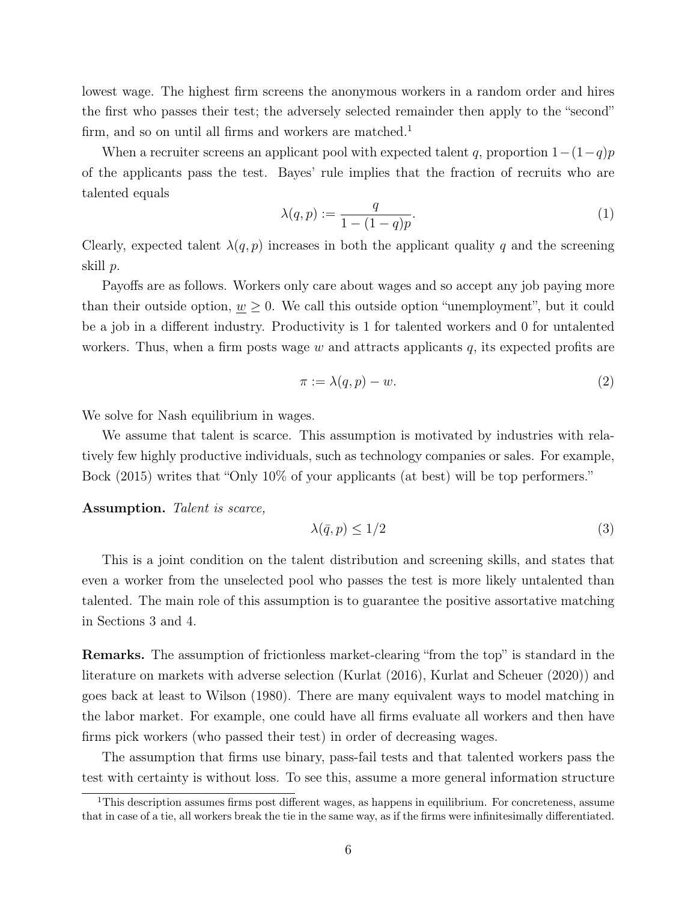lowest wage. The highest firm screens the anonymous workers in a random order and hires the first who passes their test; the adversely selected remainder then apply to the "second" firm, and so on until all firms and workers are matched.[1]

When a recruiter screens an applicant pool with expected talent $q$, proportion $1-(1-q)p$ of the applicants pass the test. Bayes' rule implies that the fraction of recruits who are talented equals

$$\lambda(q,p) := \frac{q}{1-(1-q)p}. \tag{1}$$

Clearly, expected talent $\lambda(q,p)$ increases in both the applicant quality $q$ and the screening skill $p$.

Payoffs are as follows. Workers only care about wages and so accept any job paying more than their outside option, $\underline{w} \geq 0$. We call this outside option "unemployment", but it could be a job in a different industry. Productivity is 1 for talented workers and 0 for untalented workers. Thus, when a firm posts wage $w$ and attracts applicants $q$, its expected profits are

$$\pi := \lambda(q,p) - w. \tag{2}$$

We solve for Nash equilibrium in wages.

We assume that talent is scarce. This assumption is motivated by industries with relatively few highly productive individuals, such as technology companies or sales. For example, Bock (2015) writes that "Only 10% of your applicants (at best) will be top performers."

**Assumption.** *Talent is scarce,*

$$\lambda(\bar{q},p) \leq 1/2 \tag{3}$$

This is a joint condition on the talent distribution and screening skills, and states that even a worker from the unselected pool who passes the test is more likely untalented than talented. The main role of this assumption is to guarantee the positive assortative matching in Sections 3 and 4.

**Remarks.** The assumption of frictionless market-clearing "from the top" is standard in the literature on markets with adverse selection (Kurlat (2016), Kurlat and Scheuer (2020)) and goes back at least to Wilson (1980). There are many equivalent ways to model matching in the labor market. For example, one could have all firms evaluate all workers and then have firms pick workers (who passed their test) in order of decreasing wages.

The assumption that firms use binary, pass-fail tests and that talented workers pass the test with certainty is without loss. To see this, assume a more general information structure

[1] This description assumes firms post different wages, as happens in equilibrium. For concreteness, assume that in case of a tie, all workers break the tie in the same way, as if the firms were infinitesimally differentiated.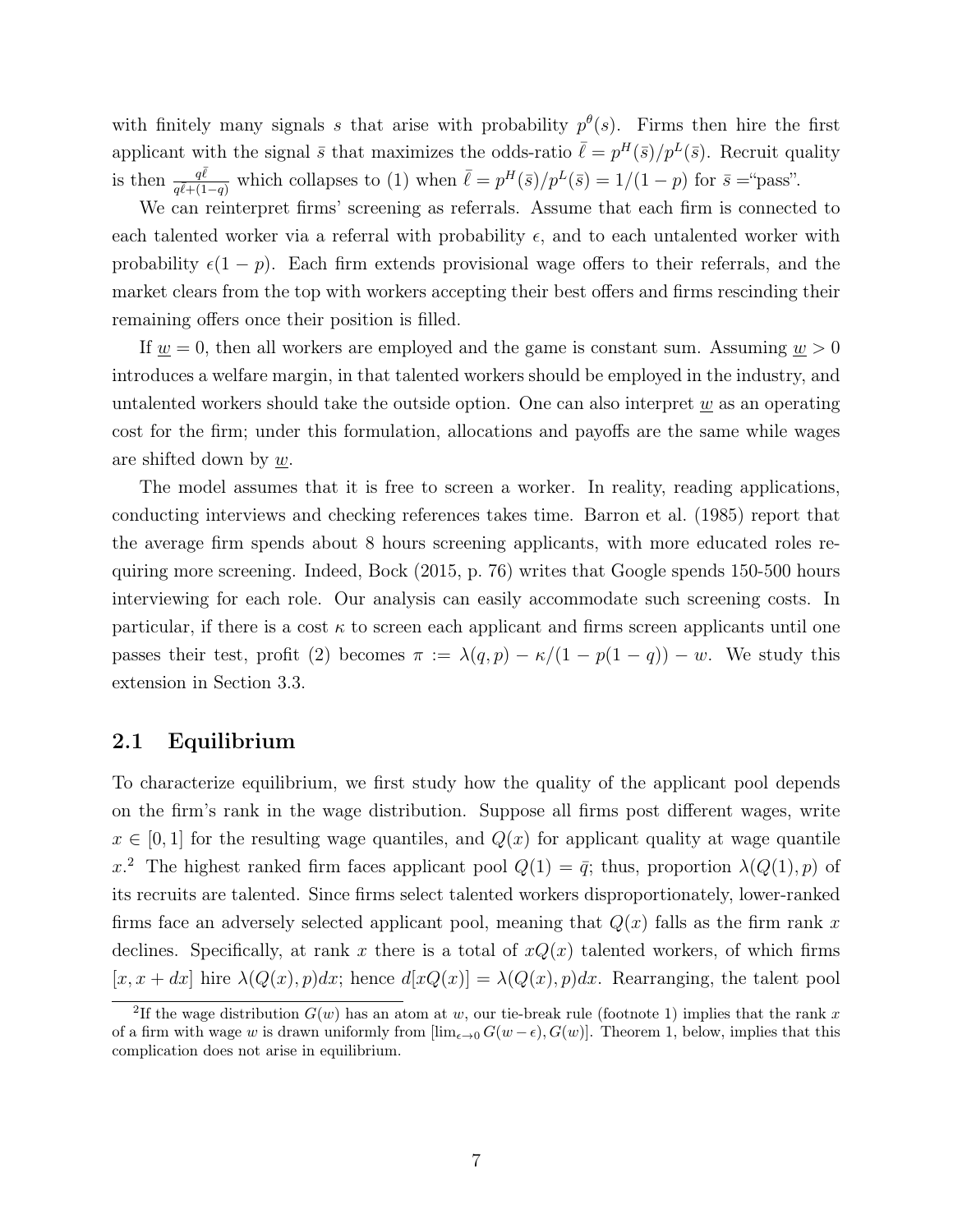with finitely many signals $s$ that arise with probability $p^\theta(s)$. Firms then hire the first applicant with the signal $\bar{s}$ that maximizes the odds-ratio $\bar{\ell} = p^H(\bar{s})/p^L(\bar{s})$. Recruit quality is then $\frac{q\bar{\ell}}{q\bar{\ell}+(1-q)}$ which collapses to (1) when $\bar{\ell} = p^H(\bar{s})/p^L(\bar{s}) = 1/(1-p)$ for $\bar{s} =$"pass".

We can reinterpret firms' screening as referrals. Assume that each firm is connected to each talented worker via a referral with probability $\epsilon$, and to each untalented worker with probability $\epsilon(1-p)$. Each firm extends provisional wage offers to their referrals, and the market clears from the top with workers accepting their best offers and firms rescinding their remaining offers once their position is filled.

If $\underline{w} = 0$, then all workers are employed and the game is constant sum. Assuming $\underline{w} > 0$ introduces a welfare margin, in that talented workers should be employed in the industry, and untalented workers should take the outside option. One can also interpret $\underline{w}$ as an operating cost for the firm; under this formulation, allocations and payoffs are the same while wages are shifted down by $\underline{w}$.

The model assumes that it is free to screen a worker. In reality, reading applications, conducting interviews and checking references takes time. Barron et al. (1985) report that the average firm spends about 8 hours screening applicants, with more educated roles requiring more screening. Indeed, Bock (2015, p. 76) writes that Google spends 150-500 hours interviewing for each role. Our analysis can easily accommodate such screening costs. In particular, if there is a cost $\kappa$ to screen each applicant and firms screen applicants until one passes their test, profit (2) becomes $\pi := \lambda(q,p) - \kappa/(1-p(1-q)) - w$. We study this extension in Section 3.3.

## 2.1 Equilibrium

To characterize equilibrium, we first study how the quality of the applicant pool depends on the firm's rank in the wage distribution. Suppose all firms post different wages, write $x \in [0,1]$ for the resulting wage quantiles, and $Q(x)$ for applicant quality at wage quantile $x$.[2] The highest ranked firm faces applicant pool $Q(1) = \bar{q}$; thus, proportion $\lambda(Q(1),p)$ of its recruits are talented. Since firms select talented workers disproportionately, lower-ranked firms face an adversely selected applicant pool, meaning that $Q(x)$ falls as the firm rank $x$ declines. Specifically, at rank $x$ there is a total of $xQ(x)$ talented workers, of which firms $[x, x+dx]$ hire $\lambda(Q(x),p)dx$; hence $d[xQ(x)] = \lambda(Q(x),p)dx$. Rearranging, the talent pool

[2] If the wage distribution $G(w)$ has an atom at $w$, our tie-break rule (footnote 1) implies that the rank $x$ of a firm with wage $w$ is drawn uniformly from $[\lim_{\epsilon\to 0} G(w-\epsilon), G(w)]$. Theorem 1, below, implies that this complication does not arise in equilibrium.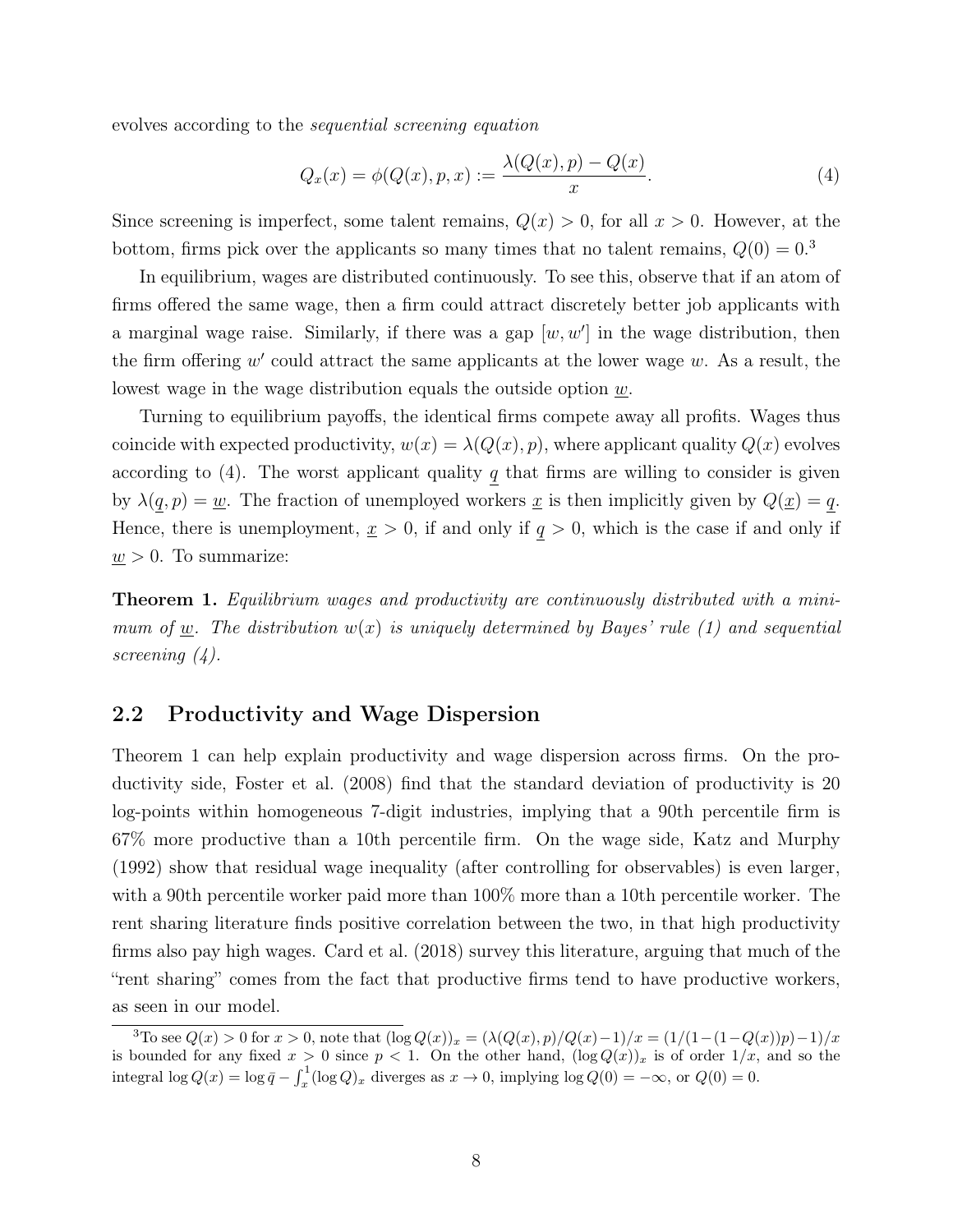evolves according to the *sequential screening equation*

$$Q_x(x) = \phi(Q(x), p, x) := \frac{\lambda(Q(x), p) - Q(x)}{x}. \tag{4}$$

Since screening is imperfect, some talent remains, $Q(x) > 0$, for all $x > 0$. However, at the bottom, firms pick over the applicants so many times that no talent remains, $Q(0) = 0$.[3]

In equilibrium, wages are distributed continuously. To see this, observe that if an atom of firms offered the same wage, then a firm could attract discretely better job applicants with a marginal wage raise. Similarly, if there was a gap $[w, w']$ in the wage distribution, then the firm offering $w'$ could attract the same applicants at the lower wage $w$. As a result, the lowest wage in the wage distribution equals the outside option $\underline{w}$.

Turning to equilibrium payoffs, the identical firms compete away all profits. Wages thus coincide with expected productivity, $w(x) = \lambda(Q(x), p)$, where applicant quality $Q(x)$ evolves according to (4). The worst applicant quality $\underline{q}$ that firms are willing to consider is given by $\lambda(\underline{q}, p) = \underline{w}$. The fraction of unemployed workers $\underline{x}$ is then implicitly given by $Q(\underline{x}) = \underline{q}$. Hence, there is unemployment, $\underline{x} > 0$, if and only if $\underline{q} > 0$, which is the case if and only if $\underline{w} > 0$. To summarize:

**Theorem 1.** *Equilibrium wages and productivity are continuously distributed with a minimum of $\underline{w}$. The distribution $w(x)$ is uniquely determined by Bayes' rule (1) and sequential screening (4).*

## 2.2 Productivity and Wage Dispersion

Theorem 1 can help explain productivity and wage dispersion across firms. On the productivity side, Foster et al. (2008) find that the standard deviation of productivity is 20 log-points within homogeneous 7-digit industries, implying that a 90th percentile firm is 67% more productive than a 10th percentile firm. On the wage side, Katz and Murphy (1992) show that residual wage inequality (after controlling for observables) is even larger, with a 90th percentile worker paid more than 100% more than a 10th percentile worker. The rent sharing literature finds positive correlation between the two, in that high productivity firms also pay high wages. Card et al. (2018) survey this literature, arguing that much of the "rent sharing" comes from the fact that productive firms tend to have productive workers, as seen in our model.

---

[3] To see $Q(x) > 0$ for $x > 0$, note that $(\log Q(x))_x = (\lambda(Q(x), p)/Q(x) - 1)/x = (1/(1-(1-Q(x))p) - 1)/x$ is bounded for any fixed $x > 0$ since $p < 1$. On the other hand, $(\log Q(x))_x$ is of order $1/x$, and so the integral $\log Q(x) = \log \bar{q} - \int_x^1 (\log Q)_x$ diverges as $x \to 0$, implying $\log Q(0) = -\infty$, or $Q(0) = 0$.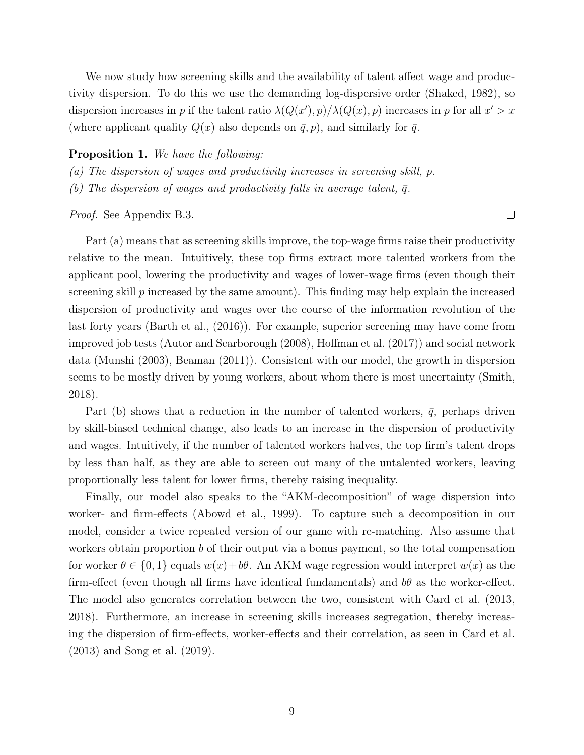We now study how screening skills and the availability of talent affect wage and productivity dispersion. To do this we use the demanding log-dispersive order (Shaked, 1982), so dispersion increases in $p$ if the talent ratio $\lambda(Q(x'), p)/\lambda(Q(x), p)$ increases in $p$ for all $x' > x$ (where applicant quality $Q(x)$ also depends on $\bar{q}, p$), and similarly for $\bar{q}$.

**Proposition 1.** *We have the following:*

*(a) The dispersion of wages and productivity increases in screening skill, $p$.*

*(b) The dispersion of wages and productivity falls in average talent, $\bar{q}$.*

*Proof.* See Appendix B.3. □

Part (a) means that as screening skills improve, the top-wage firms raise their productivity relative to the mean. Intuitively, these top firms extract more talented workers from the applicant pool, lowering the productivity and wages of lower-wage firms (even though their screening skill $p$ increased by the same amount). This finding may help explain the increased dispersion of productivity and wages over the course of the information revolution of the last forty years (Barth et al., (2016)). For example, superior screening may have come from improved job tests (Autor and Scarborough (2008), Hoffman et al. (2017)) and social network data (Munshi (2003), Beaman (2011)). Consistent with our model, the growth in dispersion seems to be mostly driven by young workers, about whom there is most uncertainty (Smith, 2018).

Part (b) shows that a reduction in the number of talented workers, $\bar{q}$, perhaps driven by skill-biased technical change, also leads to an increase in the dispersion of productivity and wages. Intuitively, if the number of talented workers halves, the top firm's talent drops by less than half, as they are able to screen out many of the untalented workers, leaving proportionally less talent for lower firms, thereby raising inequality.

Finally, our model also speaks to the "AKM-decomposition" of wage dispersion into worker- and firm-effects (Abowd et al., 1999). To capture such a decomposition in our model, consider a twice repeated version of our game with re-matching. Also assume that workers obtain proportion $b$ of their output via a bonus payment, so the total compensation for worker $\theta \in \{0, 1\}$ equals $w(x) + b\theta$. An AKM wage regression would interpret $w(x)$ as the firm-effect (even though all firms have identical fundamentals) and $b\theta$ as the worker-effect. The model also generates correlation between the two, consistent with Card et al. (2013, 2018). Furthermore, an increase in screening skills increases segregation, thereby increasing the dispersion of firm-effects, worker-effects and their correlation, as seen in Card et al. (2013) and Song et al. (2019).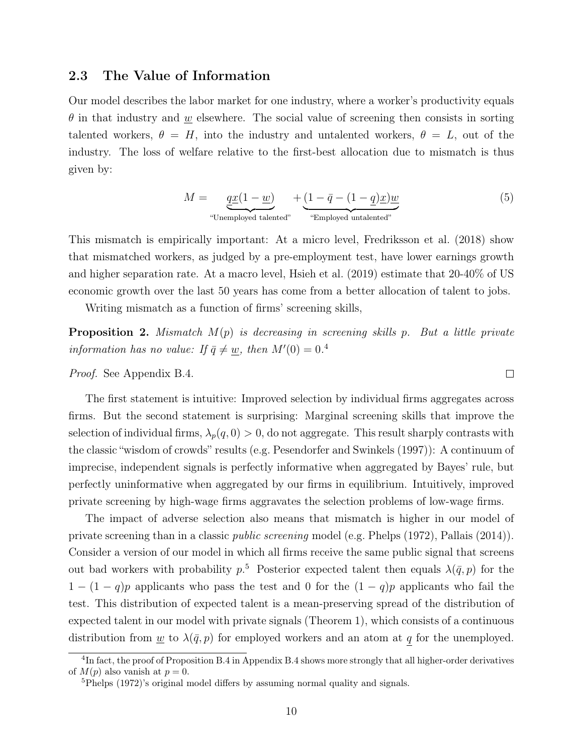## 2.3 The Value of Information

Our model describes the labor market for one industry, where a worker's productivity equals $\theta$ in that industry and $\underline{w}$ elsewhere. The social value of screening then consists in sorting talented workers, $\theta = H$, into the industry and untalented workers, $\theta = L$, out of the industry. The loss of welfare relative to the first-best allocation due to mismatch is thus given by:

$$M = \underbrace{\underline{q}\underline{x}(1-\underline{w})}_{\text{“Unemployed talented”}} + \underbrace{(1-\bar{q}-(1-\underline{q})\underline{x})\underline{w}}_{\text{“Employed untalented”}} \tag{5}$$

This mismatch is empirically important: At a micro level, Fredriksson et al. (2018) show that mismatched workers, as judged by a pre-employment test, have lower earnings growth and higher separation rate. At a macro level, Hsieh et al. (2019) estimate that 20-40% of US economic growth over the last 50 years has come from a better allocation of talent to jobs.

Writing mismatch as a function of firms' screening skills,

**Proposition 2.** *Mismatch $M(p)$ is decreasing in screening skills $p$. But a little private information has no value: If $\bar{q} \neq \underline{w}$, then $M'(0) = 0$.*[4]

*Proof.* See Appendix B.4. □

The first statement is intuitive: Improved selection by individual firms aggregates across firms. But the second statement is surprising: Marginal screening skills that improve the selection of individual firms, $\lambda_p(q, 0) > 0$, do not aggregate. This result sharply contrasts with the classic "wisdom of crowds" results (e.g. Pesendorfer and Swinkels (1997)): A continuum of imprecise, independent signals is perfectly informative when aggregated by Bayes' rule, but perfectly uninformative when aggregated by our firms in equilibrium. Intuitively, improved private screening by high-wage firms aggravates the selection problems of low-wage firms.

The impact of adverse selection also means that mismatch is higher in our model of private screening than in a classic *public screening* model (e.g. Phelps (1972), Pallais (2014)). Consider a version of our model in which all firms receive the same public signal that screens out bad workers with probability $p$.[5] Posterior expected talent then equals $\lambda(\bar{q}, p)$ for the $1-(1-q)p$ applicants who pass the test and 0 for the $(1-q)p$ applicants who fail the test. This distribution of expected talent is a mean-preserving spread of the distribution of expected talent in our model with private signals (Theorem 1), which consists of a continuous distribution from $\underline{w}$ to $\lambda(\bar{q}, p)$ for employed workers and an atom at $\underline{q}$ for the unemployed.

---

[4] In fact, the proof of Proposition B.4 in Appendix B.4 shows more strongly that all higher-order derivatives of $M(p)$ also vanish at $p = 0$.

[5] Phelps (1972)'s original model differs by assuming normal quality and signals.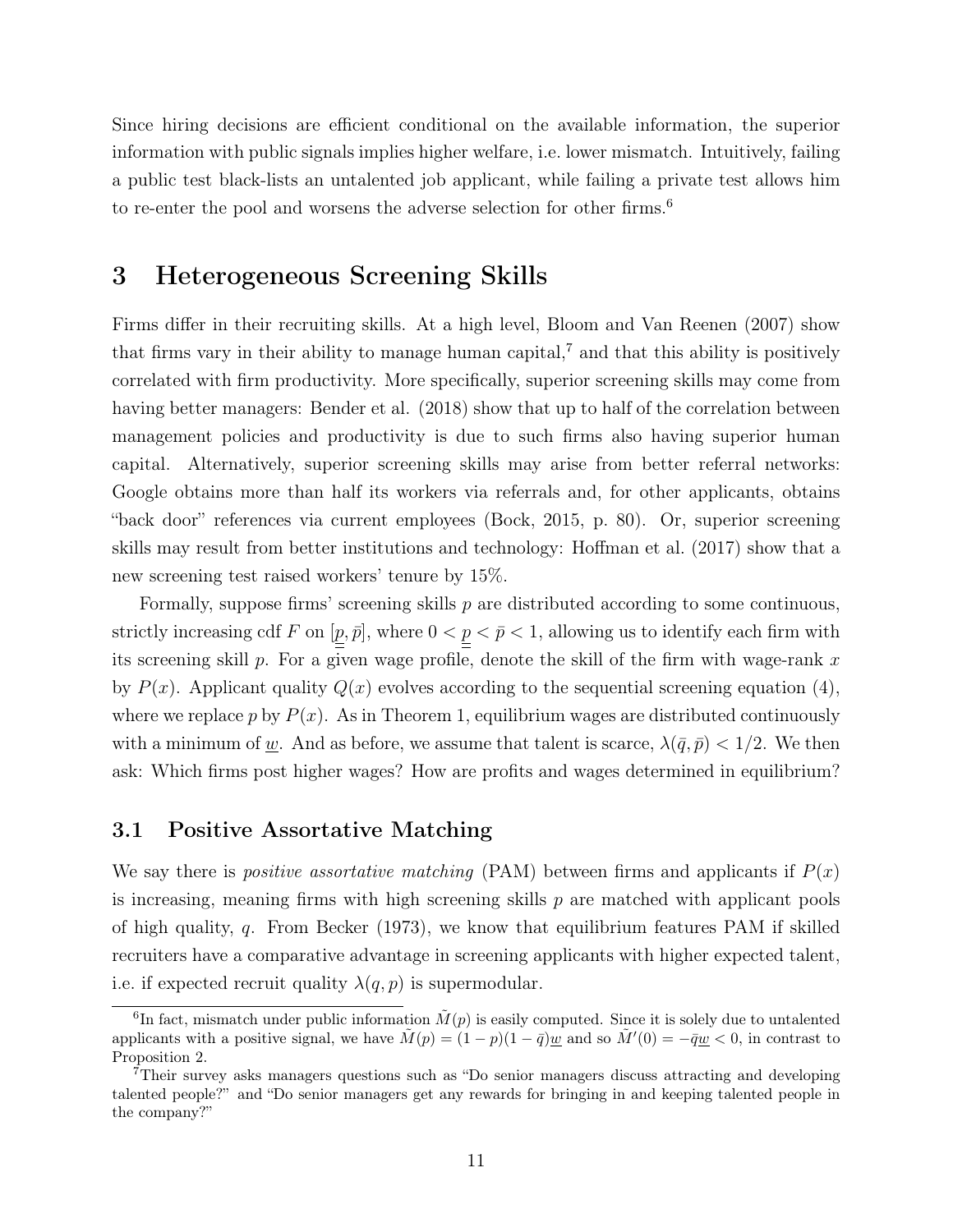Since hiring decisions are efficient conditional on the available information, the superior information with public signals implies higher welfare, i.e. lower mismatch. Intuitively, failing a public test black-lists an untalented job applicant, while failing a private test allows him to re-enter the pool and worsens the adverse selection for other firms.[6]

# 3 Heterogeneous Screening Skills

Firms differ in their recruiting skills. At a high level, Bloom and Van Reenen (2007) show that firms vary in their ability to manage human capital,[7] and that this ability is positively correlated with firm productivity. More specifically, superior screening skills may come from having better managers: Bender et al. (2018) show that up to half of the correlation between management policies and productivity is due to such firms also having superior human capital. Alternatively, superior screening skills may arise from better referral networks: Google obtains more than half its workers via referrals and, for other applicants, obtains "back door" references via current employees (Bock, 2015, p. 80). Or, superior screening skills may result from better institutions and technology: Hoffman et al. (2017) show that a new screening test raised workers' tenure by 15%.

Formally, suppose firms' screening skills $p$ are distributed according to some continuous, strictly increasing cdf $F$ on $[\underline{p}, \bar{p}]$, where $0 < \underline{p} < \bar{p} < 1$, allowing us to identify each firm with its screening skill $p$. For a given wage profile, denote the skill of the firm with wage-rank $x$ by $P(x)$. Applicant quality $Q(x)$ evolves according to the sequential screening equation (4), where we replace $p$ by $P(x)$. As in Theorem 1, equilibrium wages are distributed continuously with a minimum of $\underline{w}$. And as before, we assume that talent is scarce, $\lambda(\bar{q}, \bar{p}) < 1/2$. We then ask: Which firms post higher wages? How are profits and wages determined in equilibrium?

## 3.1 Positive Assortative Matching

We say there is *positive assortative matching* (PAM) between firms and applicants if $P(x)$ is increasing, meaning firms with high screening skills $p$ are matched with applicant pools of high quality, $q$. From Becker (1973), we know that equilibrium features PAM if skilled recruiters have a comparative advantage in screening applicants with higher expected talent, i.e. if expected recruit quality $\lambda(q, p)$ is supermodular.

[6] In fact, mismatch under public information $\tilde{M}(p)$ is easily computed. Since it is solely due to untalented applicants with a positive signal, we have $\tilde{M}(p) = (1-p)(1-\bar{q})\underline{w}$ and so $\tilde{M}'(0) = -\bar{q}\underline{w} < 0$, in contrast to Proposition 2.

[7] Their survey asks managers questions such as "Do senior managers discuss attracting and developing talented people?" and "Do senior managers get any rewards for bringing in and keeping talented people in the company?"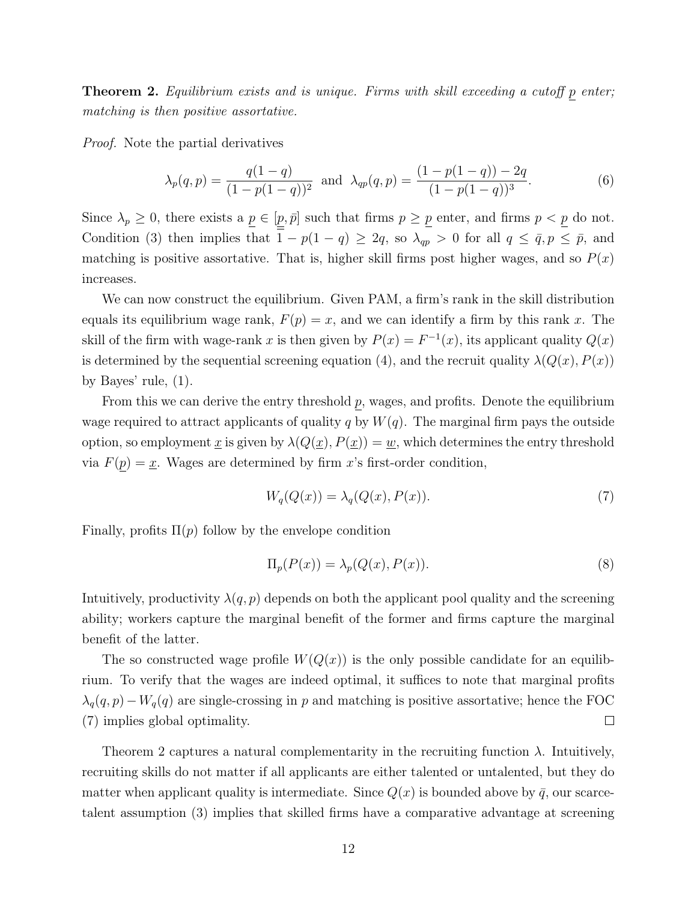**Theorem 2.** *Equilibrium exists and is unique. Firms with skill exceeding a cutoff $\underline{p}$ enter; matching is then positive assortative.*

*Proof.* Note the partial derivatives

$$\lambda_p(q,p) = \frac{q(1-q)}{(1-p(1-q))^2} \;\text{ and }\; \lambda_{qp}(q,p) = \frac{(1-p(1-q))-2q}{(1-p(1-q))^3}. \tag{6}$$

Since $\lambda_p \geq 0$, there exists a $\underline{p} \in [\underline{\underline{p}}, \bar{p}]$ such that firms $p \geq \underline{p}$ enter, and firms $p < \underline{p}$ do not. Condition (3) then implies that $1 - p(1-q) \geq 2q$, so $\lambda_{qp} > 0$ for all $q \leq \bar{q}, p \leq \bar{p}$, and matching is positive assortative. That is, higher skill firms post higher wages, and so $P(x)$ increases.

We can now construct the equilibrium. Given PAM, a firm's rank in the skill distribution equals its equilibrium wage rank, $F(p) = x$, and we can identify a firm by this rank $x$. The skill of the firm with wage-rank $x$ is then given by $P(x) = F^{-1}(x)$, its applicant quality $Q(x)$ is determined by the sequential screening equation (4), and the recruit quality $\lambda(Q(x), P(x))$ by Bayes' rule, (1).

From this we can derive the entry threshold $\underline{p}$, wages, and profits. Denote the equilibrium wage required to attract applicants of quality $q$ by $W(q)$. The marginal firm pays the outside option, so employment $\underline{x}$ is given by $\lambda(Q(\underline{x}), P(\underline{x})) = \underline{w}$, which determines the entry threshold via $F(\underline{p}) = \underline{x}$. Wages are determined by firm $x$'s first-order condition,

$$W_q(Q(x)) = \lambda_q(Q(x), P(x)). \tag{7}$$

Finally, profits $\Pi(p)$ follow by the envelope condition

$$\Pi_p(P(x)) = \lambda_p(Q(x), P(x)). \tag{8}$$

Intuitively, productivity $\lambda(q,p)$ depends on both the applicant pool quality and the screening ability; workers capture the marginal benefit of the former and firms capture the marginal benefit of the latter.

The so constructed wage profile $W(Q(x))$ is the only possible candidate for an equilibrium. To verify that the wages are indeed optimal, it suffices to note that marginal profits $\lambda_q(q,p) - W_q(q)$ are single-crossing in $p$ and matching is positive assortative; hence the FOC (7) implies global optimality. $\square$

Theorem 2 captures a natural complementarity in the recruiting function $\lambda$. Intuitively, recruiting skills do not matter if all applicants are either talented or untalented, but they do matter when applicant quality is intermediate. Since $Q(x)$ is bounded above by $\bar{q}$, our scarce-talent assumption (3) implies that skilled firms have a comparative advantage at screening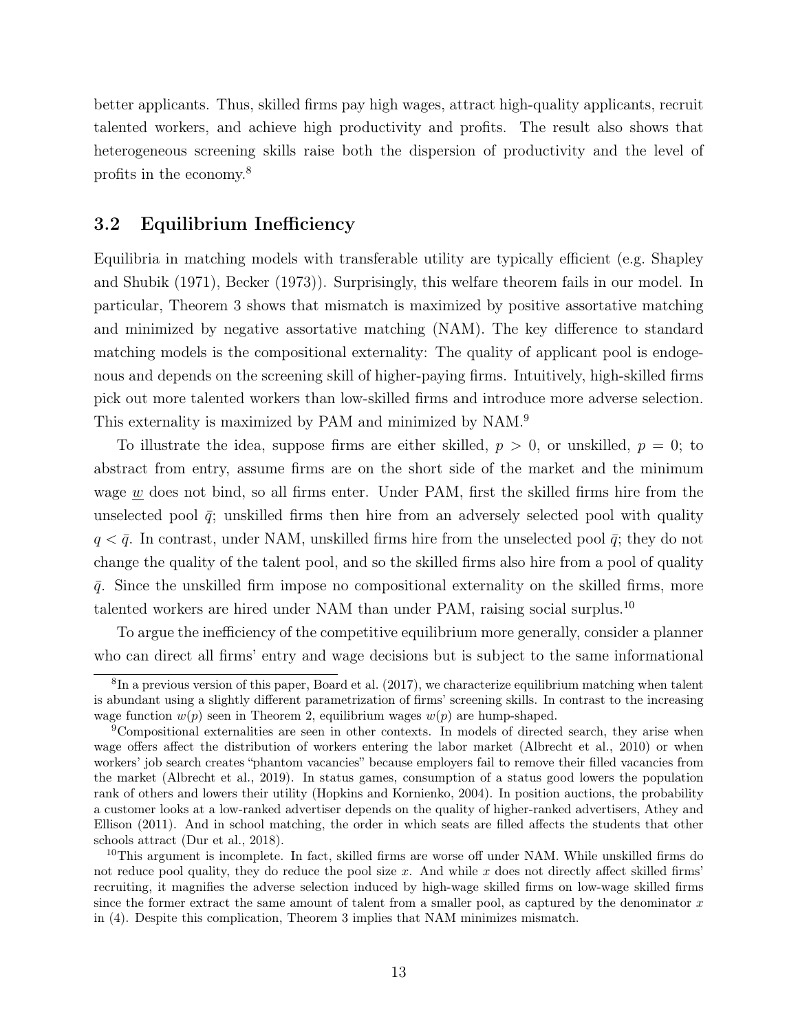better applicants. Thus, skilled firms pay high wages, attract high-quality applicants, recruit talented workers, and achieve high productivity and profits. The result also shows that heterogeneous screening skills raise both the dispersion of productivity and the level of profits in the economy.[8]

## 3.2 Equilibrium Inefficiency

Equilibria in matching models with transferable utility are typically efficient (e.g. Shapley and Shubik (1971), Becker (1973)). Surprisingly, this welfare theorem fails in our model. In particular, Theorem 3 shows that mismatch is maximized by positive assortative matching and minimized by negative assortative matching (NAM). The key difference to standard matching models is the compositional externality: The quality of applicant pool is endogenous and depends on the screening skill of higher-paying firms. Intuitively, high-skilled firms pick out more talented workers than low-skilled firms and introduce more adverse selection. This externality is maximized by PAM and minimized by NAM.[9]

To illustrate the idea, suppose firms are either skilled, $p > 0$, or unskilled, $p = 0$; to abstract from entry, assume firms are on the short side of the market and the minimum wage $\underline{w}$ does not bind, so all firms enter. Under PAM, first the skilled firms hire from the unselected pool $\bar{q}$; unskilled firms then hire from an adversely selected pool with quality $q < \bar{q}$. In contrast, under NAM, unskilled firms hire from the unselected pool $\bar{q}$; they do not change the quality of the talent pool, and so the skilled firms also hire from a pool of quality $\bar{q}$. Since the unskilled firm impose no compositional externality on the skilled firms, more talented workers are hired under NAM than under PAM, raising social surplus.[10]

To argue the inefficiency of the competitive equilibrium more generally, consider a planner who can direct all firms' entry and wage decisions but is subject to the same informational

[8] In a previous version of this paper, Board et al. (2017), we characterize equilibrium matching when talent is abundant using a slightly different parametrization of firms' screening skills. In contrast to the increasing wage function $w(p)$ seen in Theorem 2, equilibrium wages $w(p)$ are hump-shaped.

[9] Compositional externalities are seen in other contexts. In models of directed search, they arise when wage offers affect the distribution of workers entering the labor market (Albrecht et al., 2010) or when workers' job search creates "phantom vacancies" because employers fail to remove their filled vacancies from the market (Albrecht et al., 2019). In status games, consumption of a status good lowers the population rank of others and lowers their utility (Hopkins and Kornienko, 2004). In position auctions, the probability a customer looks at a low-ranked advertiser depends on the quality of higher-ranked advertisers, Athey and Ellison (2011). And in school matching, the order in which seats are filled affects the students that other schools attract (Dur et al., 2018).

[10] This argument is incomplete. In fact, skilled firms are worse off under NAM. While unskilled firms do not reduce pool quality, they do reduce the pool size $x$. And while $x$ does not directly affect skilled firms' recruiting, it magnifies the adverse selection induced by high-wage skilled firms on low-wage skilled firms since the former extract the same amount of talent from a smaller pool, as captured by the denominator $x$ in (4). Despite this complication, Theorem 3 implies that NAM minimizes mismatch.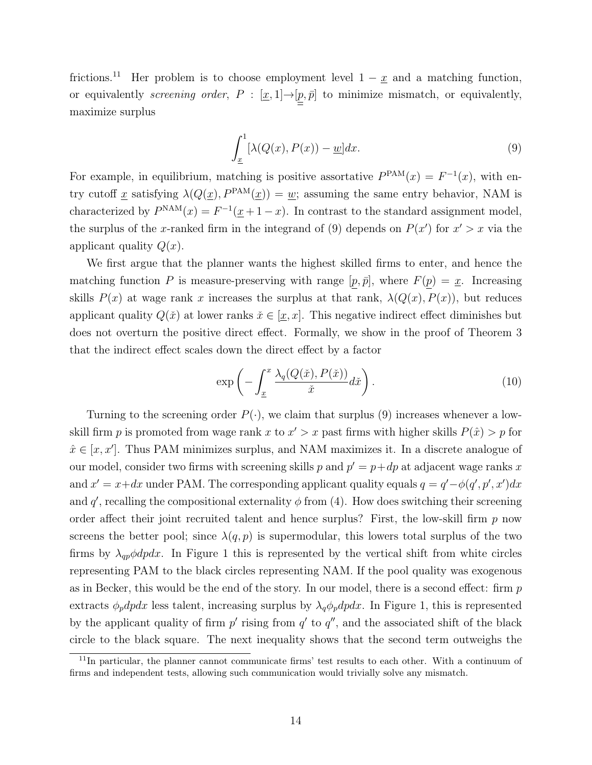frictions.[11] Her problem is to choose employment level $1 - \underline{x}$ and a matching function, or equivalently *screening order*, $P : [\underline{x}, 1] \to [\underline{p}, \bar{p}]$ to minimize mismatch, or equivalently, maximize surplus

$$\int_{\underline{x}}^{1} [\lambda(Q(x), P(x)) - \underline{w}] dx. \tag{9}$$

For example, in equilibrium, matching is positive assortative $P^{\text{PAM}}(x) = F^{-1}(x)$, with entry cutoff $\underline{x}$ satisfying $\lambda(Q(\underline{x}), P^{\text{PAM}}(\underline{x})) = \underline{w}$; assuming the same entry behavior, NAM is characterized by $P^{\text{NAM}}(x) = F^{-1}(\underline{x} + 1 - x)$. In contrast to the standard assignment model, the surplus of the $x$-ranked firm in the integrand of (9) depends on $P(x')$ for $x' > x$ via the applicant quality $Q(x)$.

We first argue that the planner wants the highest skilled firms to enter, and hence the matching function $P$ is measure-preserving with range $[\underline{p}, \bar{p}]$, where $F(\underline{p}) = \underline{x}$. Increasing skills $P(x)$ at wage rank $x$ increases the surplus at that rank, $\lambda(Q(x), P(x))$, but reduces applicant quality $Q(\check{x})$ at lower ranks $\check{x} \in [\underline{x}, x]$. This negative indirect effect diminishes but does not overturn the positive direct effect. Formally, we show in the proof of Theorem 3 that the indirect effect scales down the direct effect by a factor

$$\exp\left( - \int_{\underline{x}}^{x} \frac{\lambda_q(Q(\check{x}), P(\check{x}))}{\check{x}} d\check{x} \right). \tag{10}$$

Turning to the screening order $P(\cdot)$, we claim that surplus (9) increases whenever a low-skill firm $p$ is promoted from wage rank $x$ to $x' > x$ past firms with higher skills $P(\hat{x}) > p$ for $\hat{x} \in [x, x']$. Thus PAM minimizes surplus, and NAM maximizes it. In a discrete analogue of our model, consider two firms with screening skills $p$ and $p' = p + dp$ at adjacent wage ranks $x$ and $x' = x + dx$ under PAM. The corresponding applicant quality equals $q = q' - \phi(q', p', x')dx$ and $q'$, recalling the compositional externality $\phi$ from (4). How does switching their screening order affect their joint recruited talent and hence surplus? First, the low-skill firm $p$ now screens the better pool; since $\lambda(q, p)$ is supermodular, this lowers total surplus of the two firms by $\lambda_{qp}\phi dp dx$. In Figure 1 this is represented by the vertical shift from white circles representing PAM to the black circles representing NAM. If the pool quality was exogenous as in Becker, this would be the end of the story. In our model, there is a second effect: firm $p$ extracts $\phi_p dp dx$ less talent, increasing surplus by $\lambda_q \phi_p dp dx$. In Figure 1, this is represented by the applicant quality of firm $p'$ rising from $q'$ to $q''$, and the associated shift of the black circle to the black square. The next inequality shows that the second term outweighs the

[11] In particular, the planner cannot communicate firms' test results to each other. With a continuum of firms and independent tests, allowing such communication would trivially solve any mismatch.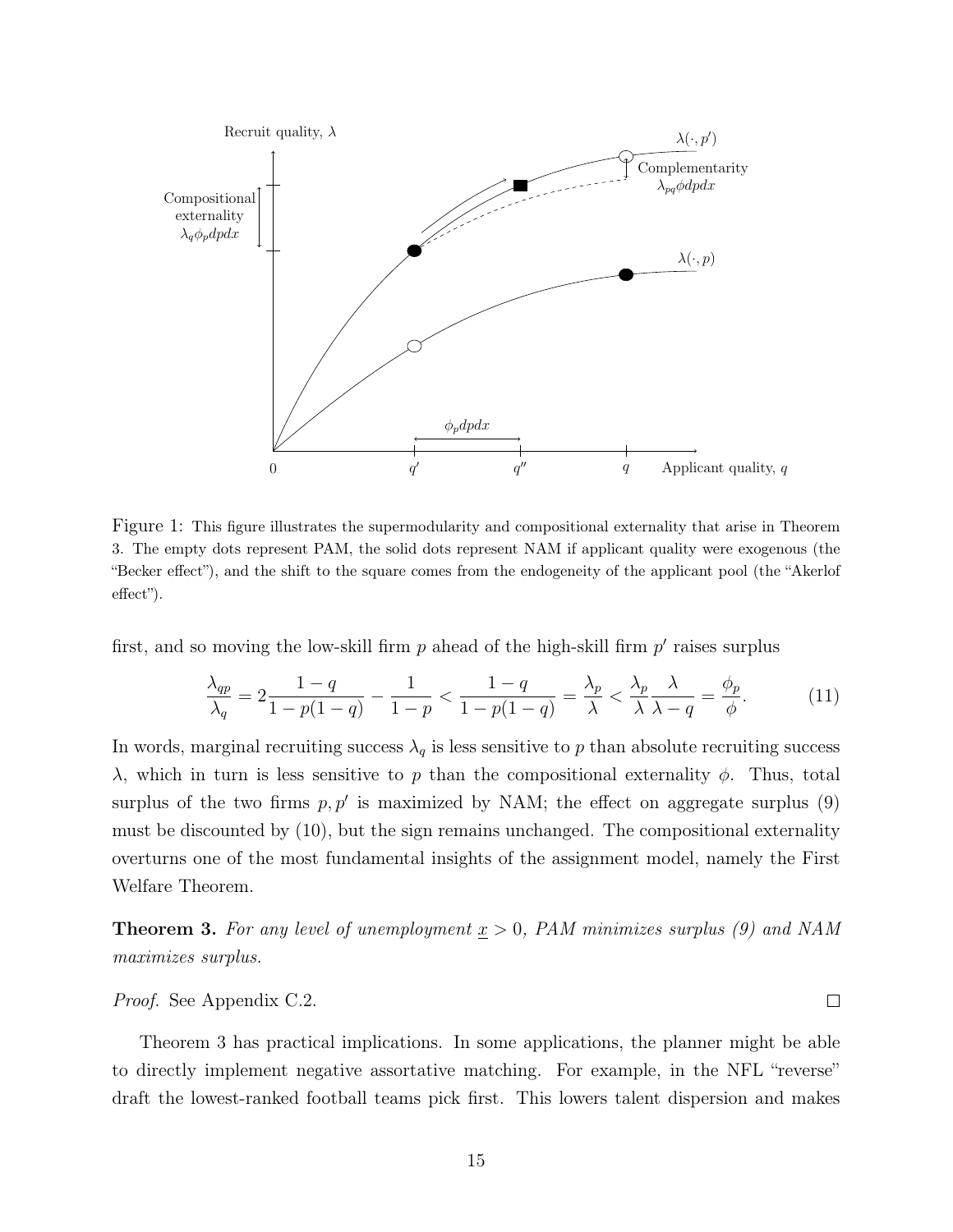Recruit quality, $\lambda$

$\lambda(\cdot, p')$

Complementarity

$\lambda_{pq}\phi dp dx$

Compositional externality

$\lambda_q \phi_p dp dx$

$\lambda(\cdot, p)$

$\phi_p dp dx$

0

$q'$

$q''$

$q$

Applicant quality, $q$

Figure 1: This figure illustrates the supermodularity and compositional externality that arise in Theorem 3. The empty dots represent PAM, the solid dots represent NAM if applicant quality were exogenous (the "Becker effect"), and the shift to the square comes from the endogeneity of the applicant pool (the "Akerlof effect").

first, and so moving the low-skill firm $p$ ahead of the high-skill firm $p'$ raises surplus

$$\frac{\lambda_{qp}}{\lambda_q} = 2\frac{1-q}{1-p(1-q)} - \frac{1}{1-p} < \frac{1-q}{1-p(1-q)} = \frac{\lambda_p}{\lambda} < \frac{\lambda_p}{\lambda}\frac{\lambda}{\lambda - q} = \frac{\phi_p}{\phi}. \tag{11}$$

In words, marginal recruiting success $\lambda_q$ is less sensitive to $p$ than absolute recruiting success $\lambda$, which in turn is less sensitive to $p$ than the compositional externality $\phi$. Thus, total surplus of the two firms $p, p'$ is maximized by NAM; the effect on aggregate surplus (9) must be discounted by (10), but the sign remains unchanged. The compositional externality overturns one of the most fundamental insights of the assignment model, namely the First Welfare Theorem.

**Theorem 3.** *For any level of unemployment $\underline{x} > 0$, PAM minimizes surplus (9) and NAM maximizes surplus.*

*Proof.* See Appendix C.2. □

Theorem 3 has practical implications. In some applications, the planner might be able to directly implement negative assortative matching. For example, in the NFL "reverse" draft the lowest-ranked football teams pick first. This lowers talent dispersion and makes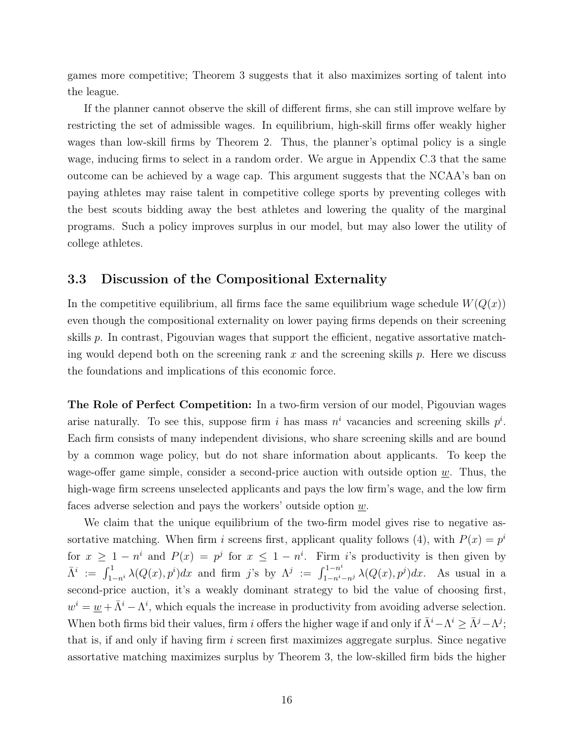games more competitive; Theorem 3 suggests that it also maximizes sorting of talent into the league.

If the planner cannot observe the skill of different firms, she can still improve welfare by restricting the set of admissible wages. In equilibrium, high-skill firms offer weakly higher wages than low-skill firms by Theorem 2. Thus, the planner's optimal policy is a single wage, inducing firms to select in a random order. We argue in Appendix C.3 that the same outcome can be achieved by a wage cap. This argument suggests that the NCAA's ban on paying athletes may raise talent in competitive college sports by preventing colleges with the best scouts bidding away the best athletes and lowering the quality of the marginal programs. Such a policy improves surplus in our model, but may also lower the utility of college athletes.

### 3.3 Discussion of the Compositional Externality

In the competitive equilibrium, all firms face the same equilibrium wage schedule $W(Q(x))$ even though the compositional externality on lower paying firms depends on their screening skills $p$. In contrast, Pigouvian wages that support the efficient, negative assortative matching would depend both on the screening rank $x$ and the screening skills $p$. Here we discuss the foundations and implications of this economic force.

**The Role of Perfect Competition:** In a two-firm version of our model, Pigouvian wages arise naturally. To see this, suppose firm $i$ has mass $n^i$ vacancies and screening skills $p^i$. Each firm consists of many independent divisions, who share screening skills and are bound by a common wage policy, but do not share information about applicants. To keep the wage-offer game simple, consider a second-price auction with outside option $\underline{w}$. Thus, the high-wage firm screens unselected applicants and pays the low firm's wage, and the low firm faces adverse selection and pays the workers' outside option $\underline{w}$.

We claim that the unique equilibrium of the two-firm model gives rise to negative assortative matching. When firm $i$ screens first, applicant quality follows (4), with $P(x) = p^i$ for $x \geq 1 - n^i$ and $P(x) = p^j$ for $x \leq 1 - n^i$. Firm $i$'s productivity is then given by $\bar{\Lambda}^i := \int_{1-n^i}^{1} \lambda(Q(x), p^i)dx$ and firm $j$'s by $\Lambda^j := \int_{1-n^i-n^j}^{1-n^i} \lambda(Q(x), p^j)dx$. As usual in a second-price auction, it's a weakly dominant strategy to bid the value of choosing first, $w^i = \underline{w} + \bar{\Lambda}^i - \Lambda^i$, which equals the increase in productivity from avoiding adverse selection. When both firms bid their values, firm $i$ offers the higher wage if and only if $\bar{\Lambda}^i - \Lambda^i \geq \bar{\Lambda}^j - \Lambda^j$; that is, if and only if having firm $i$ screen first maximizes aggregate surplus. Since negative assortative matching maximizes surplus by Theorem 3, the low-skilled firm bids the higher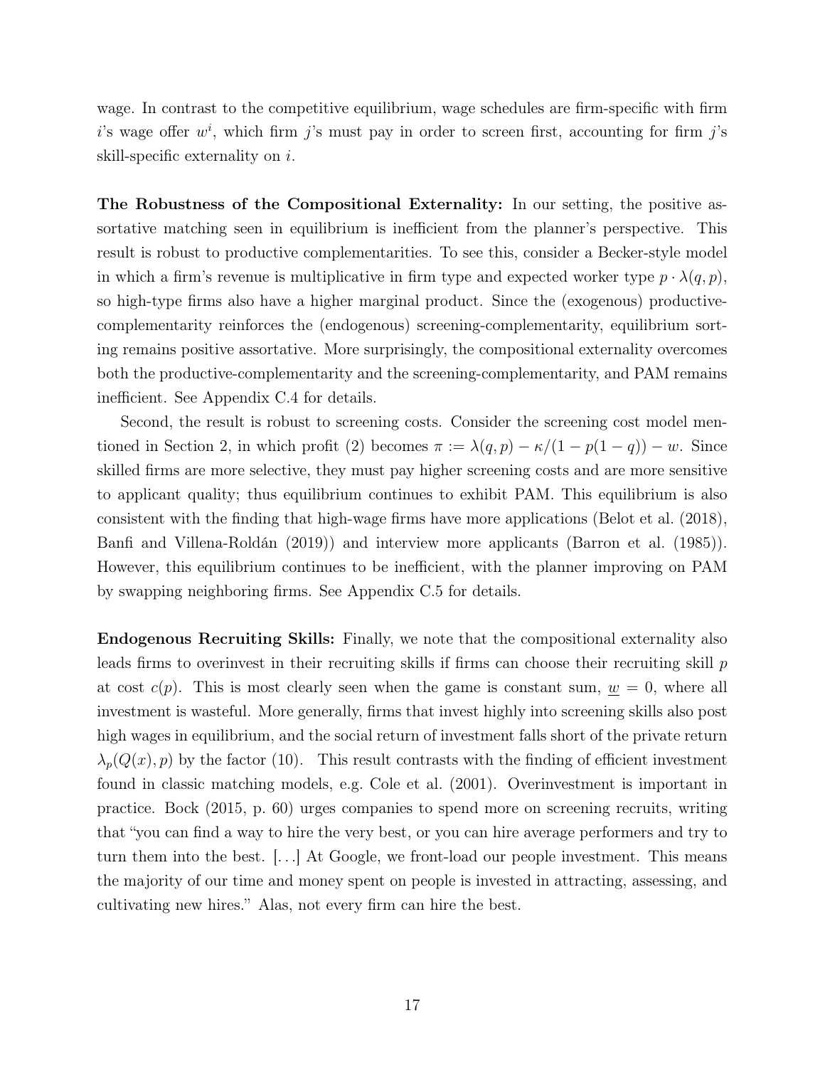wage. In contrast to the competitive equilibrium, wage schedules are firm-specific with firm $i$'s wage offer $w^i$, which firm $j$'s must pay in order to screen first, accounting for firm $j$'s skill-specific externality on $i$.

**The Robustness of the Compositional Externality:** In our setting, the positive assortative matching seen in equilibrium is inefficient from the planner's perspective. This result is robust to productive complementarities. To see this, consider a Becker-style model in which a firm's revenue is multiplicative in firm type and expected worker type $p \cdot \lambda(q,p)$, so high-type firms also have a higher marginal product. Since the (exogenous) productive-complementarity reinforces the (endogenous) screening-complementarity, equilibrium sorting remains positive assortative. More surprisingly, the compositional externality overcomes both the productive-complementarity and the screening-complementarity, and PAM remains inefficient. See Appendix C.4 for details.

Second, the result is robust to screening costs. Consider the screening cost model mentioned in Section 2, in which profit (2) becomes $\pi := \lambda(q,p) - \kappa/(1-p(1-q)) - w$. Since skilled firms are more selective, they must pay higher screening costs and are more sensitive to applicant quality; thus equilibrium continues to exhibit PAM. This equilibrium is also consistent with the finding that high-wage firms have more applications (Belot et al. (2018), Banfi and Villena-Roldán (2019)) and interview more applicants (Barron et al. (1985)). However, this equilibrium continues to be inefficient, with the planner improving on PAM by swapping neighboring firms. See Appendix C.5 for details.

**Endogenous Recruiting Skills:** Finally, we note that the compositional externality also leads firms to overinvest in their recruiting skills if firms can choose their recruiting skill $p$ at cost $c(p)$. This is most clearly seen when the game is constant sum, $\underline{w} = 0$, where all investment is wasteful. More generally, firms that invest highly into screening skills also post high wages in equilibrium, and the social return of investment falls short of the private return $\lambda_p(Q(x),p)$ by the factor (10). This result contrasts with the finding of efficient investment found in classic matching models, e.g. Cole et al. (2001). Overinvestment is important in practice. Bock (2015, p. 60) urges companies to spend more on screening recruits, writing that "you can find a way to hire the very best, or you can hire average performers and try to turn them into the best. [...] At Google, we front-load our people investment. This means the majority of our time and money spent on people is invested in attracting, assessing, and cultivating new hires." Alas, not every firm can hire the best.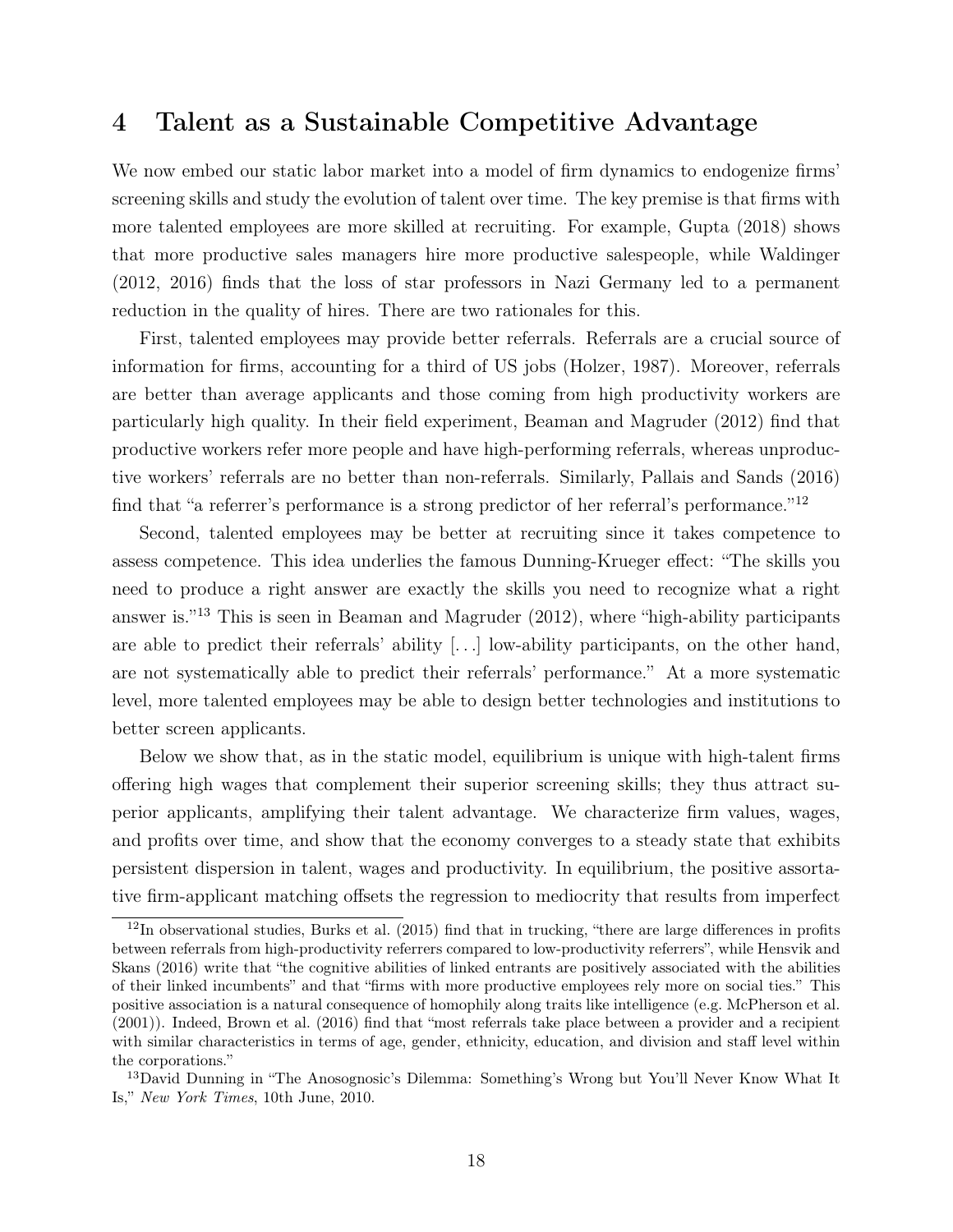# 4 Talent as a Sustainable Competitive Advantage

We now embed our static labor market into a model of firm dynamics to endogenize firms' screening skills and study the evolution of talent over time. The key premise is that firms with more talented employees are more skilled at recruiting. For example, Gupta (2018) shows that more productive sales managers hire more productive salespeople, while Waldinger (2012, 2016) finds that the loss of star professors in Nazi Germany led to a permanent reduction in the quality of hires. There are two rationales for this.

First, talented employees may provide better referrals. Referrals are a crucial source of information for firms, accounting for a third of US jobs (Holzer, 1987). Moreover, referrals are better than average applicants and those coming from high productivity workers are particularly high quality. In their field experiment, Beaman and Magruder (2012) find that productive workers refer more people and have high-performing referrals, whereas unproductive workers' referrals are no better than non-referrals. Similarly, Pallais and Sands (2016) find that "a referrer's performance is a strong predictor of her referral's performance."[12]

Second, talented employees may be better at recruiting since it takes competence to assess competence. This idea underlies the famous Dunning-Krueger effect: "The skills you need to produce a right answer are exactly the skills you need to recognize what a right answer is."[13] This is seen in Beaman and Magruder (2012), where "high-ability participants are able to predict their referrals' ability [...] low-ability participants, on the other hand, are not systematically able to predict their referrals' performance." At a more systematic level, more talented employees may be able to design better technologies and institutions to better screen applicants.

Below we show that, as in the static model, equilibrium is unique with high-talent firms offering high wages that complement their superior screening skills; they thus attract superior applicants, amplifying their talent advantage. We characterize firm values, wages, and profits over time, and show that the economy converges to a steady state that exhibits persistent dispersion in talent, wages and productivity. In equilibrium, the positive assortative firm-applicant matching offsets the regression to mediocrity that results from imperfect

---

[12] In observational studies, Burks et al. (2015) find that in trucking, "there are large differences in profits between referrals from high-productivity referrers compared to low-productivity referrers", while Hensvik and Skans (2016) write that "the cognitive abilities of linked entrants are positively associated with the abilities of their linked incumbents" and that "firms with more productive employees rely more on social ties." This positive association is a natural consequence of homophily along traits like intelligence (e.g. McPherson et al. (2001)). Indeed, Brown et al. (2016) find that "most referrals take place between a provider and a recipient with similar characteristics in terms of age, gender, ethnicity, education, and division and staff level within the corporations."

[13] David Dunning in "The Anosognosic's Dilemma: Something's Wrong but You'll Never Know What It Is," *New York Times*, 10th June, 2010.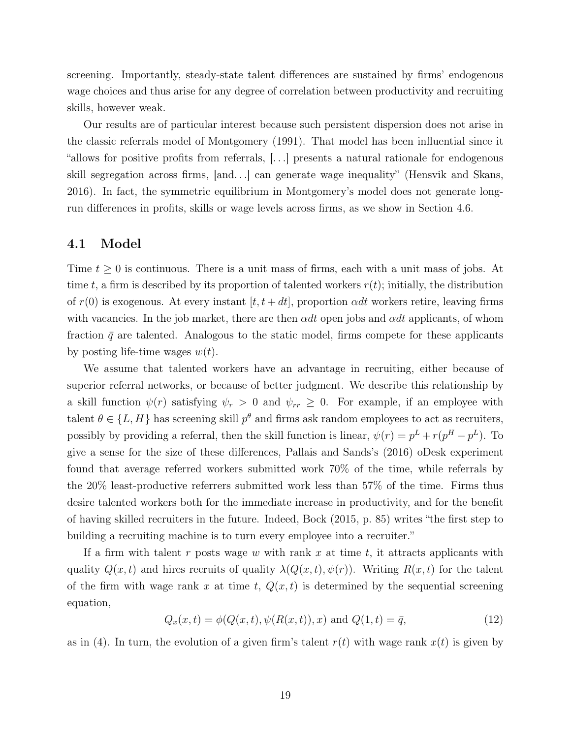screening. Importantly, steady-state talent differences are sustained by firms' endogenous wage choices and thus arise for any degree of correlation between productivity and recruiting skills, however weak.

Our results are of particular interest because such persistent dispersion does not arise in the classic referrals model of Montgomery (1991). That model has been influential since it "allows for positive profits from referrals, [...] presents a natural rationale for endogenous skill segregation across firms, [and...] can generate wage inequality" (Hensvik and Skans, 2016). In fact, the symmetric equilibrium in Montgomery's model does not generate long-run differences in profits, skills or wage levels across firms, as we show in Section 4.6.

## 4.1 Model

Time $t \geq 0$ is continuous. There is a unit mass of firms, each with a unit mass of jobs. At time $t$, a firm is described by its proportion of talented workers $r(t)$; initially, the distribution of $r(0)$ is exogenous. At every instant $[t, t+dt]$, proportion $\alpha dt$ workers retire, leaving firms with vacancies. In the job market, there are then $\alpha dt$ open jobs and $\alpha dt$ applicants, of whom fraction $\bar{q}$ are talented. Analogous to the static model, firms compete for these applicants by posting life-time wages $w(t)$.

We assume that talented workers have an advantage in recruiting, either because of superior referral networks, or because of better judgment. We describe this relationship by a skill function $\psi(r)$ satisfying $\psi_r > 0$ and $\psi_{rr} \geq 0$. For example, if an employee with talent $\theta \in \{L, H\}$ has screening skill $p^\theta$ and firms ask random employees to act as recruiters, possibly by providing a referral, then the skill function is linear, $\psi(r) = p^L + r(p^H - p^L)$. To give a sense for the size of these differences, Pallais and Sands's (2016) oDesk experiment found that average referred workers submitted work 70% of the time, while referrals by the 20% least-productive referrers submitted work less than 57% of the time. Firms thus desire talented workers both for the immediate increase in productivity, and for the benefit of having skilled recruiters in the future. Indeed, Bock (2015, p. 85) writes "the first step to building a recruiting machine is to turn every employee into a recruiter."

If a firm with talent $r$ posts wage $w$ with rank $x$ at time $t$, it attracts applicants with quality $Q(x,t)$ and hires recruits of quality $\lambda(Q(x,t), \psi(r))$. Writing $R(x,t)$ for the talent of the firm with wage rank $x$ at time $t$, $Q(x,t)$ is determined by the sequential screening equation,

$$Q_x(x,t) = \phi(Q(x,t), \psi(R(x,t)), x) \text{ and } Q(1,t) = \bar{q}, \tag{12}$$

as in (4). In turn, the evolution of a given firm's talent $r(t)$ with wage rank $x(t)$ is given by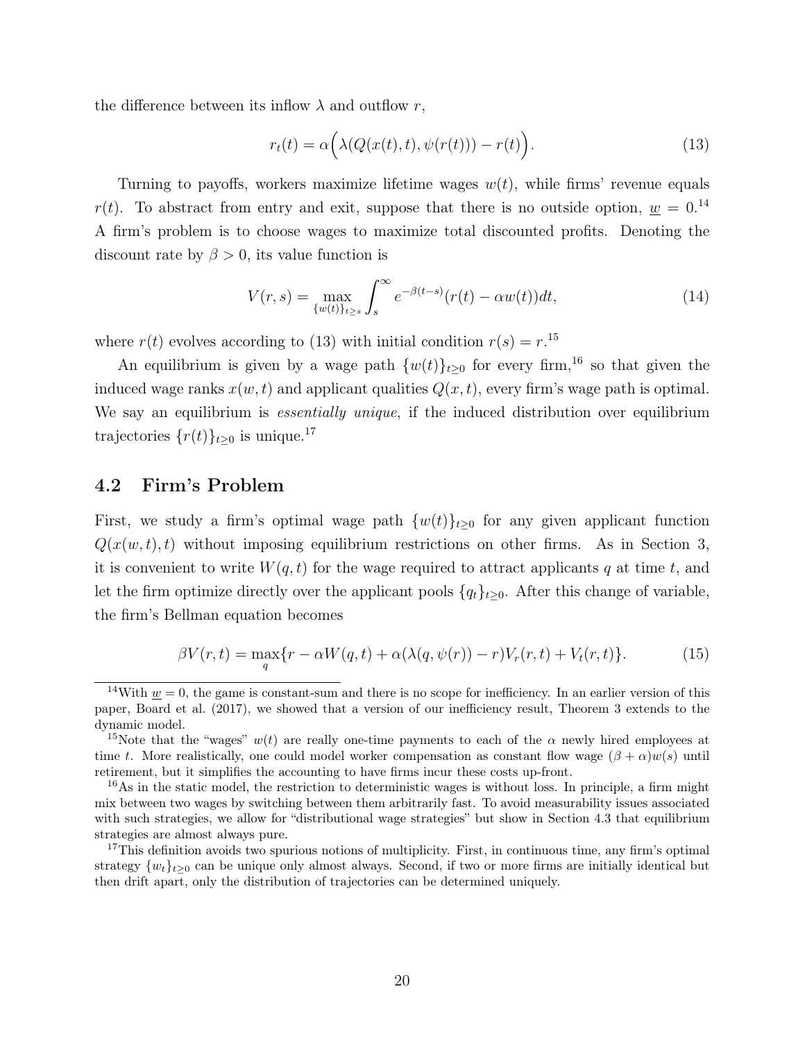the difference between its inflow $\lambda$ and outflow $r$,

$$r_t(t) = \alpha\Big(\lambda(Q(x(t), t), \psi(r(t))) - r(t)\Big). \tag{13}$$

Turning to payoffs, workers maximize lifetime wages $w(t)$, while firms' revenue equals $r(t)$. To abstract from entry and exit, suppose that there is no outside option, $\underline{w} = 0$.[14] A firm's problem is to choose wages to maximize total discounted profits. Denoting the discount rate by $\beta > 0$, its value function is

$$V(r, s) = \max_{\{w(t)\}_{t \geq s}} \int_s^\infty e^{-\beta(t-s)}(r(t) - \alpha w(t))dt, \tag{14}$$

where $r(t)$ evolves according to (13) with initial condition $r(s) = r$.[15]

An equilibrium is given by a wage path $\{w(t)\}_{t\geq 0}$ for every firm,[16] so that given the induced wage ranks $x(w, t)$ and applicant qualities $Q(x, t)$, every firm's wage path is optimal. We say an equilibrium is *essentially unique*, if the induced distribution over equilibrium trajectories $\{r(t)\}_{t\geq 0}$ is unique.[17]

## 4.2 Firm's Problem

First, we study a firm's optimal wage path $\{w(t)\}_{t\geq 0}$ for any given applicant function $Q(x(w, t), t)$ without imposing equilibrium restrictions on other firms. As in Section 3, it is convenient to write $W(q, t)$ for the wage required to attract applicants $q$ at time $t$, and let the firm optimize directly over the applicant pools $\{q_t\}_{t\geq 0}$. After this change of variable, the firm's Bellman equation becomes

$$\beta V(r, t) = \max_q \{r - \alpha W(q, t) + \alpha(\lambda(q, \psi(r)) - r)V_r(r, t) + V_t(r, t)\}. \tag{15}$$

---

[14] With $\underline{w} = 0$, the game is constant-sum and there is no scope for inefficiency. In an earlier version of this paper, Board et al. (2017), we showed that a version of our inefficiency result, Theorem 3 extends to the dynamic model.

[15] Note that the "wages" $w(t)$ are really one-time payments to each of the $\alpha$ newly hired employees at time $t$. More realistically, one could model worker compensation as constant flow wage $(\beta + \alpha)w(s)$ until retirement, but it simplifies the accounting to have firms incur these costs up-front.

[16] As in the static model, the restriction to deterministic wages is without loss. In principle, a firm might mix between two wages by switching between them arbitrarily fast. To avoid measurability issues associated with such strategies, we allow for "distributional wage strategies" but show in Section 4.3 that equilibrium strategies are almost always pure.

[17] This definition avoids two spurious notions of multiplicity. First, in continuous time, any firm's optimal strategy $\{w_t\}_{t\geq 0}$ can be unique only almost always. Second, if two or more firms are initially identical but then drift apart, only the distribution of trajectories can be determined uniquely.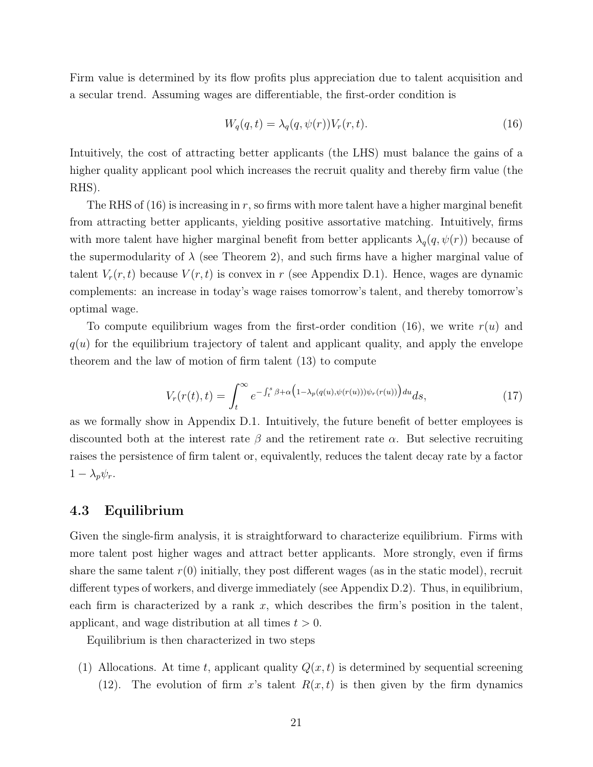Firm value is determined by its flow profits plus appreciation due to talent acquisition and a secular trend. Assuming wages are differentiable, the first-order condition is

$$W_q(q,t) = \lambda_q(q, \psi(r))V_r(r,t). \tag{16}$$

Intuitively, the cost of attracting better applicants (the LHS) must balance the gains of a higher quality applicant pool which increases the recruit quality and thereby firm value (the RHS).

The RHS of (16) is increasing in $r$, so firms with more talent have a higher marginal benefit from attracting better applicants, yielding positive assortative matching. Intuitively, firms with more talent have higher marginal benefit from better applicants $\lambda_q(q, \psi(r))$ because of the supermodularity of $\lambda$ (see Theorem 2), and such firms have a higher marginal value of talent $V_r(r,t)$ because $V(r,t)$ is convex in $r$ (see Appendix D.1). Hence, wages are dynamic complements: an increase in today's wage raises tomorrow's talent, and thereby tomorrow's optimal wage.

To compute equilibrium wages from the first-order condition (16), we write $r(u)$ and $q(u)$ for the equilibrium trajectory of talent and applicant quality, and apply the envelope theorem and the law of motion of firm talent (13) to compute

$$V_r(r(t),t) = \int_t^\infty e^{-\int_t^s \beta + \alpha\left(1 - \lambda_p(q(u), \psi(r(u)))\psi_r(r(u))\right) du} ds, \tag{17}$$

as we formally show in Appendix D.1. Intuitively, the future benefit of better employees is discounted both at the interest rate $\beta$ and the retirement rate $\alpha$. But selective recruiting raises the persistence of firm talent or, equivalently, reduces the talent decay rate by a factor $1 - \lambda_p \psi_r$.

## 4.3 Equilibrium

Given the single-firm analysis, it is straightforward to characterize equilibrium. Firms with more talent post higher wages and attract better applicants. More strongly, even if firms share the same talent $r(0)$ initially, they post different wages (as in the static model), recruit different types of workers, and diverge immediately (see Appendix D.2). Thus, in equilibrium, each firm is characterized by a rank $x$, which describes the firm's position in the talent, applicant, and wage distribution at all times $t > 0$.

Equilibrium is then characterized in two steps

(1) Allocations. At time $t$, applicant quality $Q(x,t)$ is determined by sequential screening (12). The evolution of firm $x$'s talent $R(x,t)$ is then given by the firm dynamics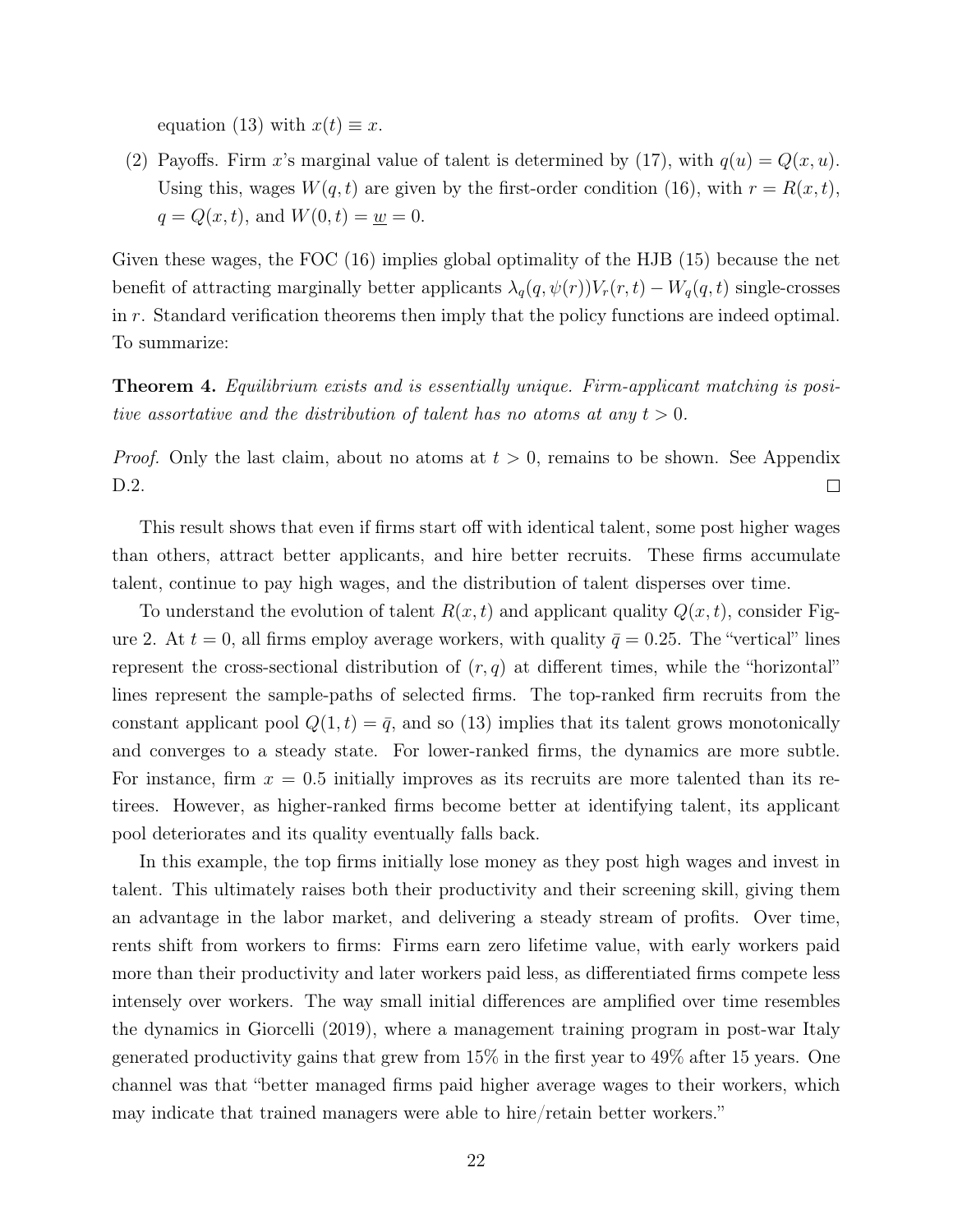equation (13) with $x(t) \equiv x$.

(2) Payoffs. Firm $x$'s marginal value of talent is determined by (17), with $q(u) = Q(x, u)$. Using this, wages $W(q, t)$ are given by the first-order condition (16), with $r = R(x, t)$, $q = Q(x, t)$, and $W(0, t) = \underline{w} = 0$.

Given these wages, the FOC (16) implies global optimality of the HJB (15) because the net benefit of attracting marginally better applicants $\lambda_q(q, \psi(r))V_r(r, t) - W_q(q, t)$ single-crosses in $r$. Standard verification theorems then imply that the policy functions are indeed optimal. To summarize:

**Theorem 4.** *Equilibrium exists and is essentially unique. Firm-applicant matching is positive assortative and the distribution of talent has no atoms at any $t > 0$.*

*Proof.* Only the last claim, about no atoms at $t > 0$, remains to be shown. See Appendix D.2. □

This result shows that even if firms start off with identical talent, some post higher wages than others, attract better applicants, and hire better recruits. These firms accumulate talent, continue to pay high wages, and the distribution of talent disperses over time.

To understand the evolution of talent $R(x, t)$ and applicant quality $Q(x, t)$, consider Figure 2. At $t = 0$, all firms employ average workers, with quality $\bar{q} = 0.25$. The "vertical" lines represent the cross-sectional distribution of $(r, q)$ at different times, while the "horizontal" lines represent the sample-paths of selected firms. The top-ranked firm recruits from the constant applicant pool $Q(1, t) = \bar{q}$, and so (13) implies that its talent grows monotonically and converges to a steady state. For lower-ranked firms, the dynamics are more subtle. For instance, firm $x = 0.5$ initially improves as its recruits are more talented than its retirees. However, as higher-ranked firms become better at identifying talent, its applicant pool deteriorates and its quality eventually falls back.

In this example, the top firms initially lose money as they post high wages and invest in talent. This ultimately raises both their productivity and their screening skill, giving them an advantage in the labor market, and delivering a steady stream of profits. Over time, rents shift from workers to firms: Firms earn zero lifetime value, with early workers paid more than their productivity and later workers paid less, as differentiated firms compete less intensely over workers. The way small initial differences are amplified over time resembles the dynamics in Giorcelli (2019), where a management training program in post-war Italy generated productivity gains that grew from 15% in the first year to 49% after 15 years. One channel was that "better managed firms paid higher average wages to their workers, which may indicate that trained managers were able to hire/retain better workers."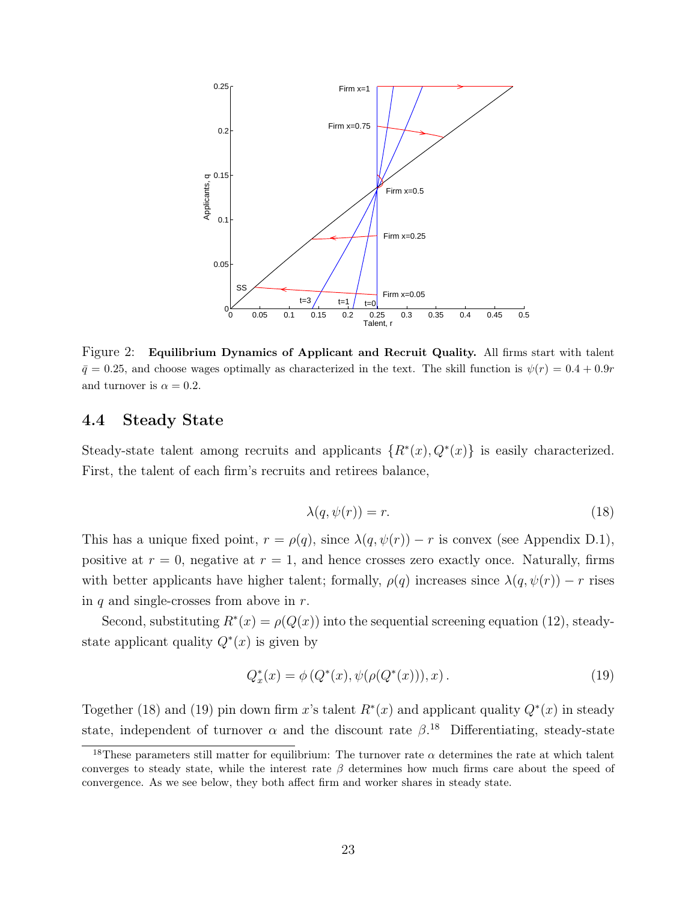0.25
0.2
0.15
0.1
0.05
0

Applicants, q

0 0.05 0.1 0.15 0.2 0.25 0.3 0.35 0.4 0.45 0.5

Talent, r

Firm x=1

Firm x=0.75

Firm x=0.5

Firm x=0.25

Firm x=0.05

SS

t=3

t=1

t=0

Figure 2: **Equilibrium Dynamics of Applicant and Recruit Quality.** All firms start with talent $\bar{q} = 0.25$, and choose wages optimally as characterized in the text. The skill function is $\psi(r) = 0.4 + 0.9r$ and turnover is $\alpha = 0.2$.

## 4.4 Steady State

Steady-state talent among recruits and applicants $\{R^*(x), Q^*(x)\}$ is easily characterized. First, the talent of each firm's recruits and retirees balance,

$$\lambda(q, \psi(r)) = r. \tag{18}$$

This has a unique fixed point, $r = \rho(q)$, since $\lambda(q, \psi(r)) - r$ is convex (see Appendix D.1), positive at $r = 0$, negative at $r = 1$, and hence crosses zero exactly once. Naturally, firms with better applicants have higher talent; formally, $\rho(q)$ increases since $\lambda(q, \psi(r)) - r$ rises in $q$ and single-crosses from above in $r$.

Second, substituting $R^*(x) = \rho(Q(x))$ into the sequential screening equation (12), steady-state applicant quality $Q^*(x)$ is given by

$$Q^*_x(x) = \phi\left(Q^*(x), \psi(\rho(Q^*(x))), x\right). \tag{19}$$

Together (18) and (19) pin down firm $x$'s talent $R^*(x)$ and applicant quality $Q^*(x)$ in steady state, independent of turnover $\alpha$ and the discount rate $\beta$.[18] Differentiating, steady-state

[18]These parameters still matter for equilibrium: The turnover rate $\alpha$ determines the rate at which talent converges to steady state, while the interest rate $\beta$ determines how much firms care about the speed of convergence. As we see below, they both affect firm and worker shares in steady state.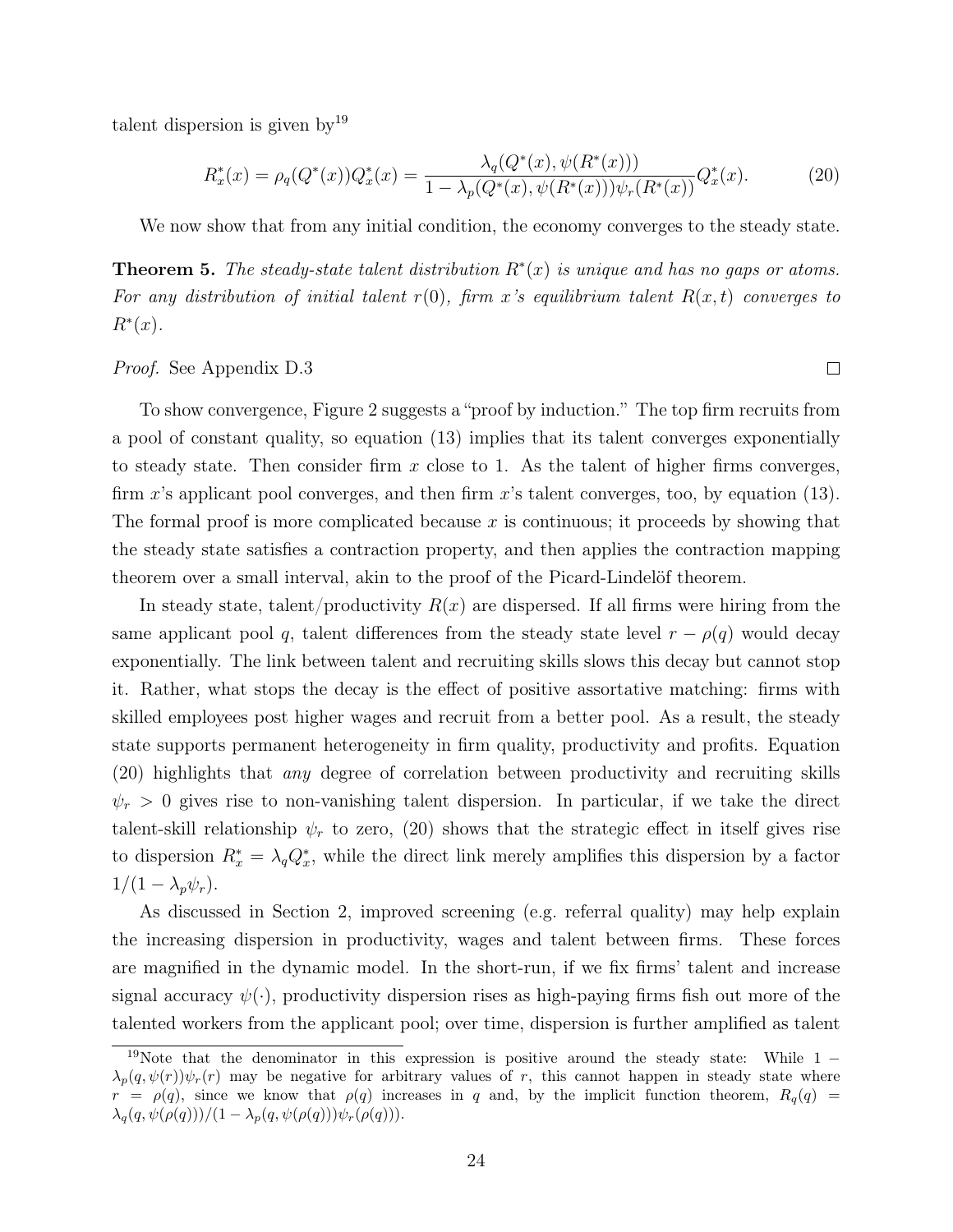talent dispersion is given by[19]

$$R_x^*(x) = \rho_q(Q^*(x))Q_x^*(x) = \frac{\lambda_q(Q^*(x), \psi(R^*(x)))}{1 - \lambda_p(Q^*(x), \psi(R^*(x)))\psi_r(R^*(x))} Q_x^*(x). \tag{20}$$

We now show that from any initial condition, the economy converges to the steady state.

**Theorem 5.** *The steady-state talent distribution $R^*(x)$ is unique and has no gaps or atoms. For any distribution of initial talent $r(0)$, firm $x$'s equilibrium talent $R(x,t)$ converges to $R^*(x)$.*

*Proof.* See Appendix D.3 □

To show convergence, Figure 2 suggests a "proof by induction." The top firm recruits from a pool of constant quality, so equation (13) implies that its talent converges exponentially to steady state. Then consider firm $x$ close to 1. As the talent of higher firms converges, firm $x$'s applicant pool converges, and then firm $x$'s talent converges, too, by equation (13). The formal proof is more complicated because $x$ is continuous; it proceeds by showing that the steady state satisfies a contraction property, and then applies the contraction mapping theorem over a small interval, akin to the proof of the Picard-Lindelöf theorem.

In steady state, talent/productivity $R(x)$ are dispersed. If all firms were hiring from the same applicant pool $q$, talent differences from the steady state level $r - \rho(q)$ would decay exponentially. The link between talent and recruiting skills slows this decay but cannot stop it. Rather, what stops the decay is the effect of positive assortative matching: firms with skilled employees post higher wages and recruit from a better pool. As a result, the steady state supports permanent heterogeneity in firm quality, productivity and profits. Equation (20) highlights that *any* degree of correlation between productivity and recruiting skills $\psi_r > 0$ gives rise to non-vanishing talent dispersion. In particular, if we take the direct talent-skill relationship $\psi_r$ to zero, (20) shows that the strategic effect in itself gives rise to dispersion $R_x^* = \lambda_q Q_x^*$, while the direct link merely amplifies this dispersion by a factor $1/(1 - \lambda_p \psi_r)$.

As discussed in Section 2, improved screening (e.g. referral quality) may help explain the increasing dispersion in productivity, wages and talent between firms. These forces are magnified in the dynamic model. In the short-run, if we fix firms' talent and increase signal accuracy $\psi(\cdot)$, productivity dispersion rises as high-paying firms fish out more of the talented workers from the applicant pool; over time, dispersion is further amplified as talent

[19]Note that the denominator in this expression is positive around the steady state: While $1 - \lambda_p(q, \psi(r))\psi_r(r)$ may be negative for arbitrary values of $r$, this cannot happen in steady state where $r = \rho(q)$, since we know that $\rho(q)$ increases in $q$ and, by the implicit function theorem, $R_q(q) = \lambda_q(q, \psi(\rho(q)))/(1 - \lambda_p(q, \psi(\rho(q)))\psi_r(\rho(q)))$.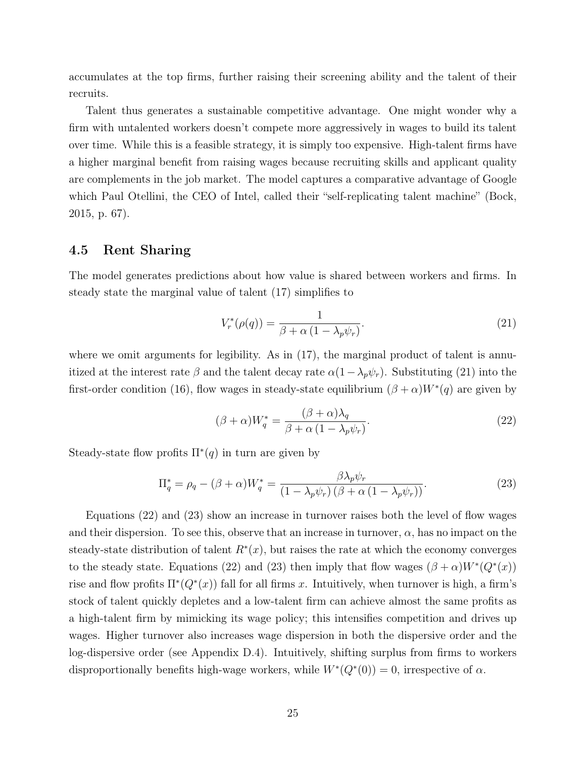accumulates at the top firms, further raising their screening ability and the talent of their recruits.

Talent thus generates a sustainable competitive advantage. One might wonder why a firm with untalented workers doesn't compete more aggressively in wages to build its talent over time. While this is a feasible strategy, it is simply too expensive. High-talent firms have a higher marginal benefit from raising wages because recruiting skills and applicant quality are complements in the job market. The model captures a comparative advantage of Google which Paul Otellini, the CEO of Intel, called their "self-replicating talent machine" (Bock, 2015, p. 67).

## 4.5 Rent Sharing

The model generates predictions about how value is shared between workers and firms. In steady state the marginal value of talent (17) simplifies to

$$V_r^*(\rho(q)) = \frac{1}{\beta + \alpha\left(1 - \lambda_p \psi_r\right)}. \tag{21}$$

where we omit arguments for legibility. As in (17), the marginal product of talent is annuitized at the interest rate $\beta$ and the talent decay rate $\alpha(1-\lambda_p\psi_r)$. Substituting (21) into the first-order condition (16), flow wages in steady-state equilibrium $(\beta+\alpha)W^*(q)$ are given by

$$(\beta+\alpha)W_q^* = \frac{(\beta+\alpha)\lambda_q}{\beta + \alpha\left(1 - \lambda_p \psi_r\right)}. \tag{22}$$

Steady-state flow profits $\Pi^*(q)$ in turn are given by

$$\Pi_q^* = \rho_q - (\beta+\alpha)W_q^* = \frac{\beta\lambda_p\psi_r}{\left(1-\lambda_p\psi_r\right)\left(\beta + \alpha\left(1 - \lambda_p \psi_r\right)\right)}. \tag{23}$$

Equations (22) and (23) show an increase in turnover raises both the level of flow wages and their dispersion. To see this, observe that an increase in turnover, $\alpha$, has no impact on the steady-state distribution of talent $R^*(x)$, but raises the rate at which the economy converges to the steady state. Equations (22) and (23) then imply that flow wages $(\beta+\alpha)W^*(Q^*(x))$ rise and flow profits $\Pi^*(Q^*(x))$ fall for all firms $x$. Intuitively, when turnover is high, a firm's stock of talent quickly depletes and a low-talent firm can achieve almost the same profits as a high-talent firm by mimicking its wage policy; this intensifies competition and drives up wages. Higher turnover also increases wage dispersion in both the dispersive order and the log-dispersive order (see Appendix D.4). Intuitively, shifting surplus from firms to workers disproportionally benefits high-wage workers, while $W^*(Q^*(0)) = 0$, irrespective of $\alpha$.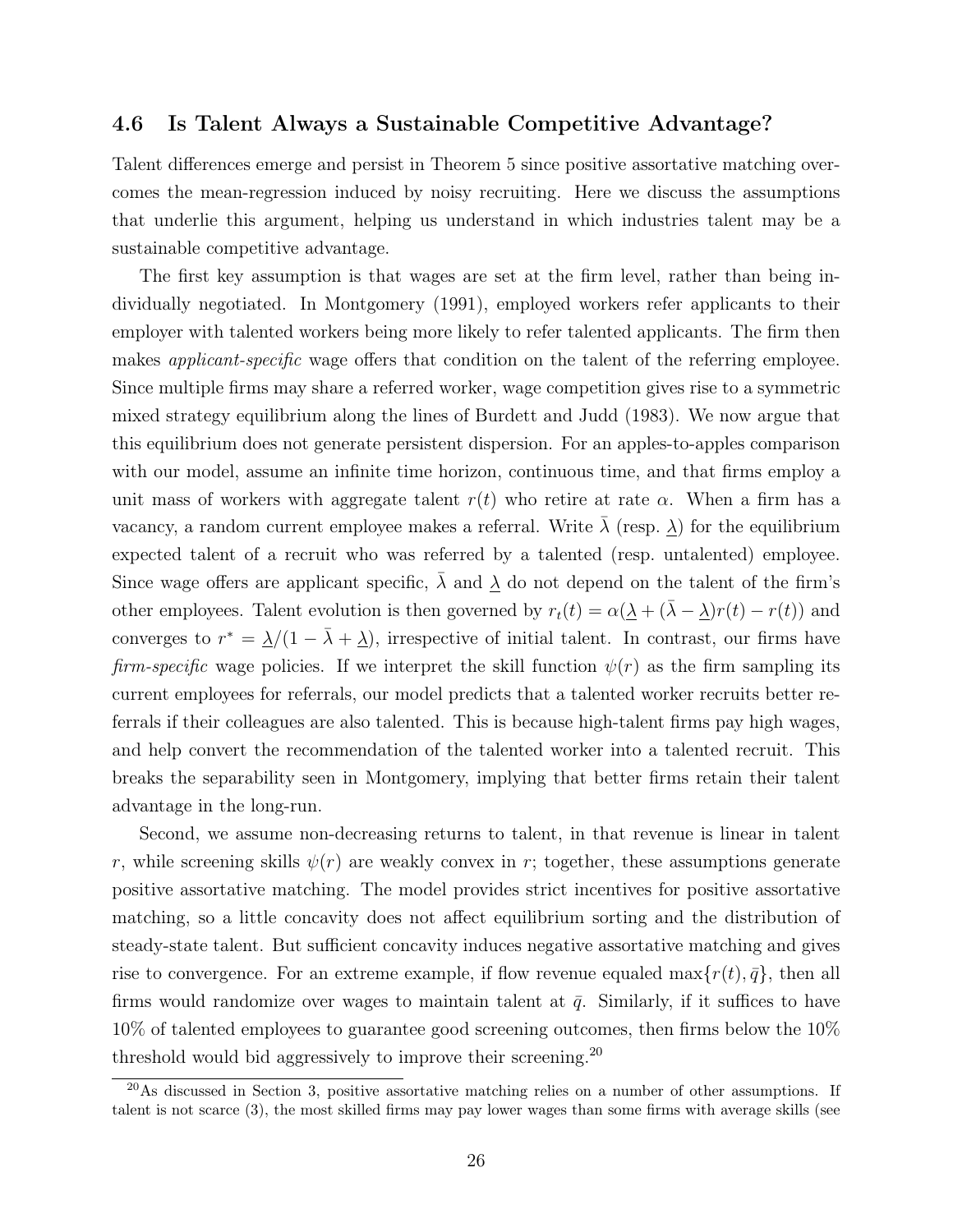### 4.6 Is Talent Always a Sustainable Competitive Advantage?

Talent differences emerge and persist in Theorem 5 since positive assortative matching overcomes the mean-regression induced by noisy recruiting. Here we discuss the assumptions that underlie this argument, helping us understand in which industries talent may be a sustainable competitive advantage.

The first key assumption is that wages are set at the firm level, rather than being individually negotiated. In Montgomery (1991), employed workers refer applicants to their employer with talented workers being more likely to refer talented applicants. The firm then makes *applicant-specific* wage offers that condition on the talent of the referring employee. Since multiple firms may share a referred worker, wage competition gives rise to a symmetric mixed strategy equilibrium along the lines of Burdett and Judd (1983). We now argue that this equilibrium does not generate persistent dispersion. For an apples-to-apples comparison with our model, assume an infinite time horizon, continuous time, and that firms employ a unit mass of workers with aggregate talent $r(t)$ who retire at rate $\alpha$. When a firm has a vacancy, a random current employee makes a referral. Write $\bar{\lambda}$ (resp. $\underline{\lambda}$) for the equilibrium expected talent of a recruit who was referred by a talented (resp. untalented) employee. Since wage offers are applicant specific, $\bar{\lambda}$ and $\underline{\lambda}$ do not depend on the talent of the firm's other employees. Talent evolution is then governed by $r_t(t) = \alpha(\underline{\lambda} + (\bar{\lambda} - \underline{\lambda})r(t) - r(t))$ and converges to $r^* = \underline{\lambda}/(1 - \bar{\lambda} + \underline{\lambda})$, irrespective of initial talent. In contrast, our firms have *firm-specific* wage policies. If we interpret the skill function $\psi(r)$ as the firm sampling its current employees for referrals, our model predicts that a talented worker recruits better referrals if their colleagues are also talented. This is because high-talent firms pay high wages, and help convert the recommendation of the talented worker into a talented recruit. This breaks the separability seen in Montgomery, implying that better firms retain their talent advantage in the long-run.

Second, we assume non-decreasing returns to talent, in that revenue is linear in talent $r$, while screening skills $\psi(r)$ are weakly convex in $r$; together, these assumptions generate positive assortative matching. The model provides strict incentives for positive assortative matching, so a little concavity does not affect equilibrium sorting and the distribution of steady-state talent. But sufficient concavity induces negative assortative matching and gives rise to convergence. For an extreme example, if flow revenue equaled $\max\{r(t), \bar{q}\}$, then all firms would randomize over wages to maintain talent at $\bar{q}$. Similarly, if it suffices to have 10% of talented employees to guarantee good screening outcomes, then firms below the 10% threshold would bid aggressively to improve their screening.[20]

[20]As discussed in Section 3, positive assortative matching relies on a number of other assumptions. If talent is not scarce (3), the most skilled firms may pay lower wages than some firms with average skills (see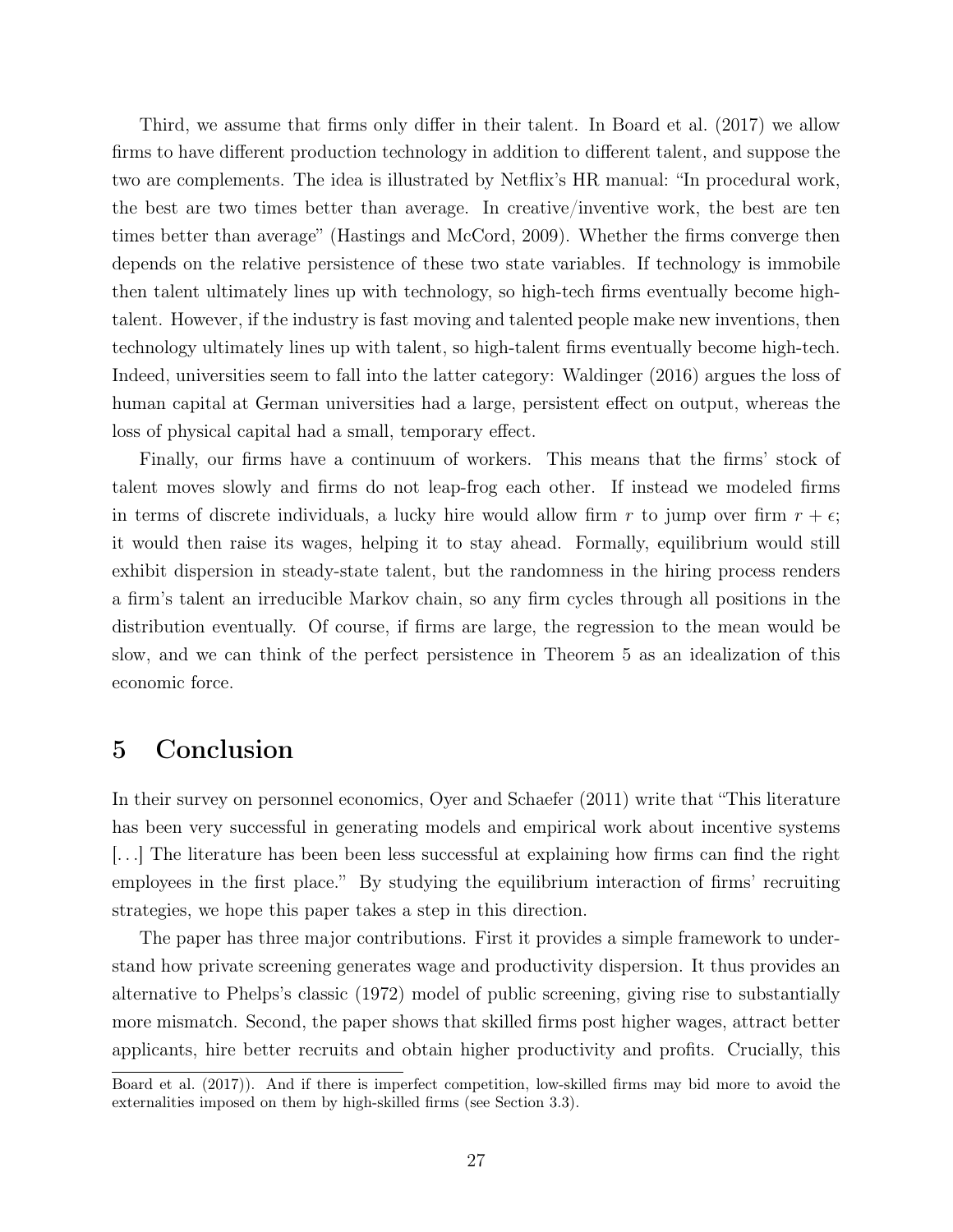Third, we assume that firms only differ in their talent. In Board et al. (2017) we allow firms to have different production technology in addition to different talent, and suppose the two are complements. The idea is illustrated by Netflix's HR manual: "In procedural work, the best are two times better than average. In creative/inventive work, the best are ten times better than average" (Hastings and McCord, 2009). Whether the firms converge then depends on the relative persistence of these two state variables. If technology is immobile then talent ultimately lines up with technology, so high-tech firms eventually become high-talent. However, if the industry is fast moving and talented people make new inventions, then technology ultimately lines up with talent, so high-talent firms eventually become high-tech. Indeed, universities seem to fall into the latter category: Waldinger (2016) argues the loss of human capital at German universities had a large, persistent effect on output, whereas the loss of physical capital had a small, temporary effect.

Finally, our firms have a continuum of workers. This means that the firms' stock of talent moves slowly and firms do not leap-frog each other. If instead we modeled firms in terms of discrete individuals, a lucky hire would allow firm $r$ to jump over firm $r + \epsilon$; it would then raise its wages, helping it to stay ahead. Formally, equilibrium would still exhibit dispersion in steady-state talent, but the randomness in the hiring process renders a firm's talent an irreducible Markov chain, so any firm cycles through all positions in the distribution eventually. Of course, if firms are large, the regression to the mean would be slow, and we can think of the perfect persistence in Theorem 5 as an idealization of this economic force.

# 5 Conclusion

In their survey on personnel economics, Oyer and Schaefer (2011) write that "This literature has been very successful in generating models and empirical work about incentive systems [...] The literature has been been less successful at explaining how firms can find the right employees in the first place." By studying the equilibrium interaction of firms' recruiting strategies, we hope this paper takes a step in this direction.

The paper has three major contributions. First it provides a simple framework to understand how private screening generates wage and productivity dispersion. It thus provides an alternative to Phelps's classic (1972) model of public screening, giving rise to substantially more mismatch. Second, the paper shows that skilled firms post higher wages, attract better applicants, hire better recruits and obtain higher productivity and profits. Crucially, this

Board et al. (2017)). And if there is imperfect competition, low-skilled firms may bid more to avoid the externalities imposed on them by high-skilled firms (see Section 3.3).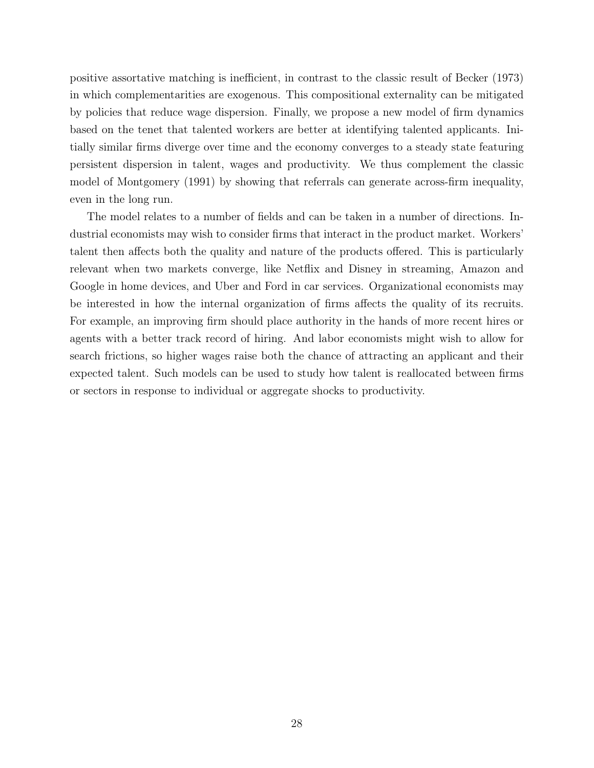positive assortative matching is inefficient, in contrast to the classic result of Becker (1973) in which complementarities are exogenous. This compositional externality can be mitigated by policies that reduce wage dispersion. Finally, we propose a new model of firm dynamics based on the tenet that talented workers are better at identifying talented applicants. Initially similar firms diverge over time and the economy converges to a steady state featuring persistent dispersion in talent, wages and productivity. We thus complement the classic model of Montgomery (1991) by showing that referrals can generate across-firm inequality, even in the long run.

The model relates to a number of fields and can be taken in a number of directions. Industrial economists may wish to consider firms that interact in the product market. Workers' talent then affects both the quality and nature of the products offered. This is particularly relevant when two markets converge, like Netflix and Disney in streaming, Amazon and Google in home devices, and Uber and Ford in car services. Organizational economists may be interested in how the internal organization of firms affects the quality of its recruits. For example, an improving firm should place authority in the hands of more recent hires or agents with a better track record of hiring. And labor economists might wish to allow for search frictions, so higher wages raise both the chance of attracting an applicant and their expected talent. Such models can be used to study how talent is reallocated between firms or sectors in response to individual or aggregate shocks to productivity.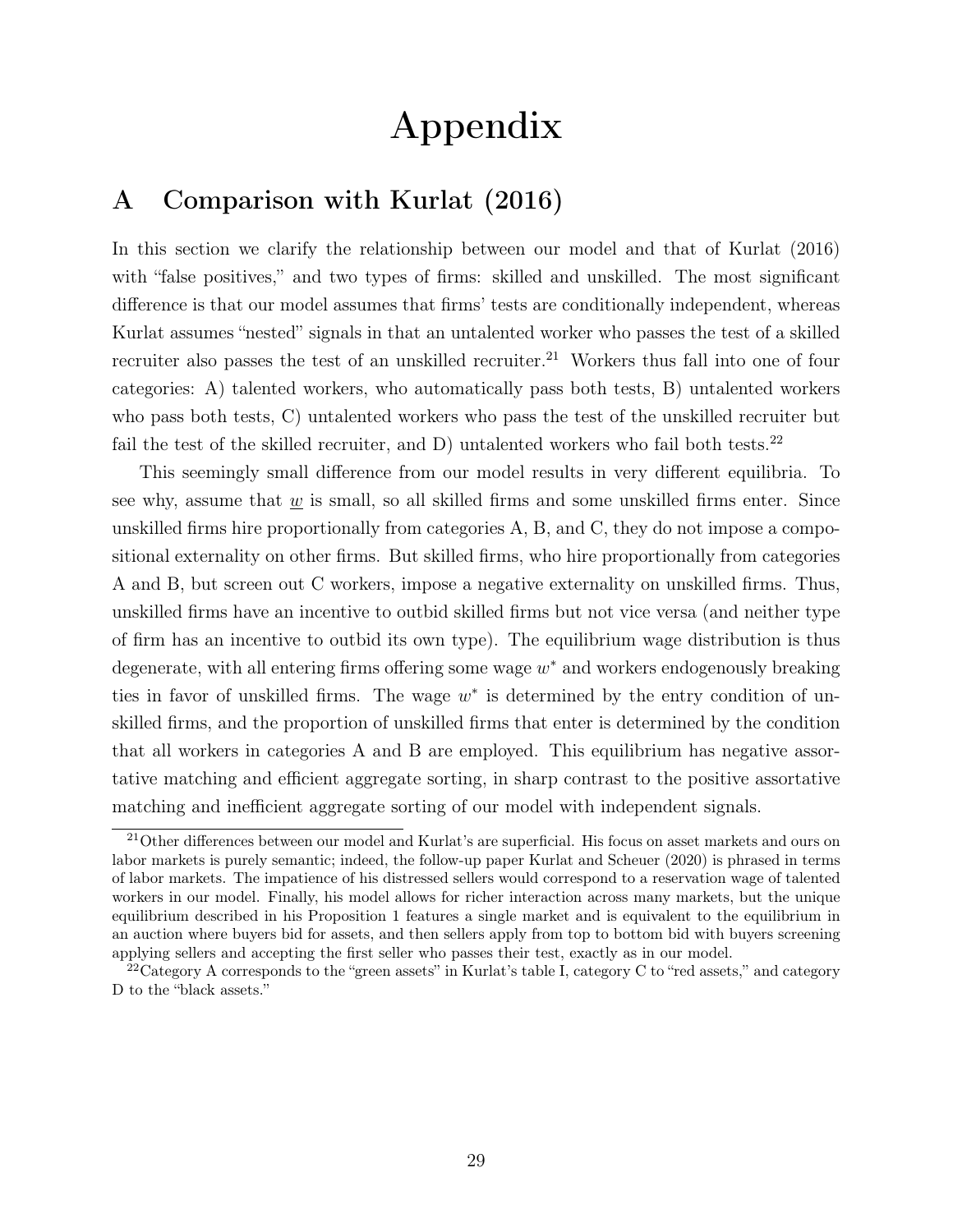# Appendix

## A Comparison with Kurlat (2016)

In this section we clarify the relationship between our model and that of Kurlat (2016) with "false positives," and two types of firms: skilled and unskilled. The most significant difference is that our model assumes that firms' tests are conditionally independent, whereas Kurlat assumes "nested" signals in that an untalented worker who passes the test of a skilled recruiter also passes the test of an unskilled recruiter.[21] Workers thus fall into one of four categories: A) talented workers, who automatically pass both tests, B) untalented workers who pass both tests, C) untalented workers who pass the test of the unskilled recruiter but fail the test of the skilled recruiter, and D) untalented workers who fail both tests.[22]

This seemingly small difference from our model results in very different equilibria. To see why, assume that $\underline{w}$ is small, so all skilled firms and some unskilled firms enter. Since unskilled firms hire proportionally from categories A, B, and C, they do not impose a compositional externality on other firms. But skilled firms, who hire proportionally from categories A and B, but screen out C workers, impose a negative externality on unskilled firms. Thus, unskilled firms have an incentive to outbid skilled firms but not vice versa (and neither type of firm has an incentive to outbid its own type). The equilibrium wage distribution is thus degenerate, with all entering firms offering some wage $w^*$ and workers endogenously breaking ties in favor of unskilled firms. The wage $w^*$ is determined by the entry condition of unskilled firms, and the proportion of unskilled firms that enter is determined by the condition that all workers in categories A and B are employed. This equilibrium has negative assortative matching and efficient aggregate sorting, in sharp contrast to the positive assortative matching and inefficient aggregate sorting of our model with independent signals.

[21] Other differences between our model and Kurlat's are superficial. His focus on asset markets and ours on labor markets is purely semantic; indeed, the follow-up paper Kurlat and Scheuer (2020) is phrased in terms of labor markets. The impatience of his distressed sellers would correspond to a reservation wage of talented workers in our model. Finally, his model allows for richer interaction across many markets, but the unique equilibrium described in his Proposition 1 features a single market and is equivalent to the equilibrium in an auction where buyers bid for assets, and then sellers apply from top to bottom bid with buyers screening applying sellers and accepting the first seller who passes their test, exactly as in our model.

[22] Category A corresponds to the "green assets" in Kurlat's table I, category C to "red assets," and category D to the "black assets."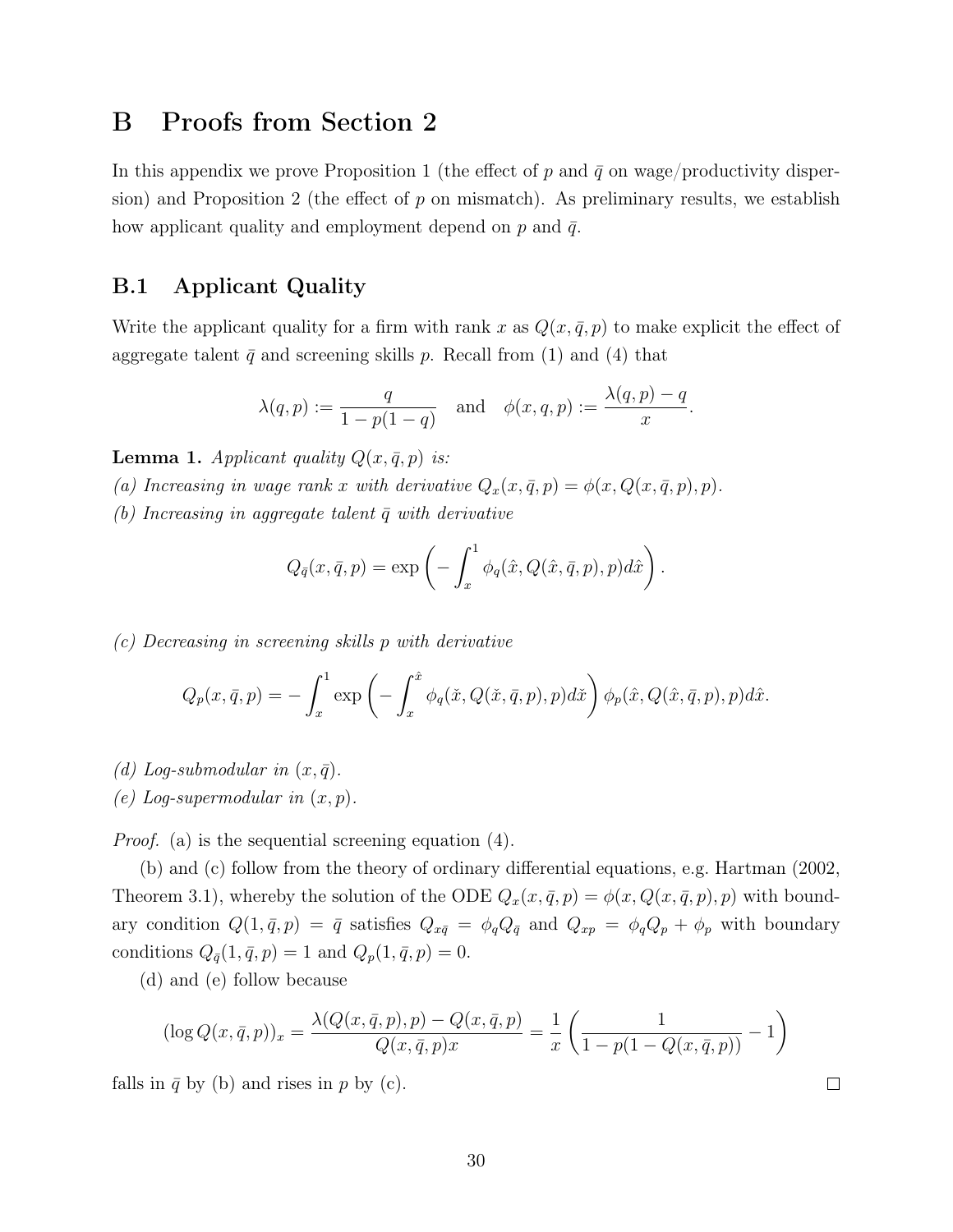# B Proofs from Section 2

In this appendix we prove Proposition 1 (the effect of $p$ and $\bar{q}$ on wage/productivity dispersion) and Proposition 2 (the effect of $p$ on mismatch). As preliminary results, we establish how applicant quality and employment depend on $p$ and $\bar{q}$.

## B.1 Applicant Quality

Write the applicant quality for a firm with rank $x$ as $Q(x, \bar{q}, p)$ to make explicit the effect of aggregate talent $\bar{q}$ and screening skills $p$. Recall from (1) and (4) that

$$\lambda(q,p) := \frac{q}{1 - p(1-q)} \quad \text{and} \quad \phi(x,q,p) := \frac{\lambda(q,p) - q}{x}.$$

**Lemma 1.** *Applicant quality $Q(x, \bar{q}, p)$ is:*
*(a) Increasing in wage rank $x$ with derivative $Q_x(x, \bar{q}, p) = \phi(x, Q(x, \bar{q}, p), p)$.*
*(b) Increasing in aggregate talent $\bar{q}$ with derivative*

$$Q_{\bar{q}}(x, \bar{q}, p) = \exp\left( - \int_x^1 \phi_q(\hat{x}, Q(\hat{x}, \bar{q}, p), p) d\hat{x} \right).$$

*(c) Decreasing in screening skills $p$ with derivative*

$$Q_p(x, \bar{q}, p) = - \int_x^1 \exp\left( - \int_x^{\hat{x}} \phi_q(\check{x}, Q(\check{x}, \bar{q}, p), p) d\check{x} \right) \phi_p(\hat{x}, Q(\hat{x}, \bar{q}, p), p) d\hat{x}.$$

*(d) Log-submodular in $(x, \bar{q})$.*
*(e) Log-supermodular in $(x, p)$.*

*Proof.* (a) is the sequential screening equation (4).

(b) and (c) follow from the theory of ordinary differential equations, e.g. Hartman (2002, Theorem 3.1), whereby the solution of the ODE $Q_x(x, \bar{q}, p) = \phi(x, Q(x, \bar{q}, p), p)$ with boundary condition $Q(1, \bar{q}, p) = \bar{q}$ satisfies $Q_{x\bar{q}} = \phi_q Q_{\bar{q}}$ and $Q_{xp} = \phi_q Q_p + \phi_p$ with boundary conditions $Q_{\bar{q}}(1, \bar{q}, p) = 1$ and $Q_p(1, \bar{q}, p) = 0$.

(d) and (e) follow because

$$(\log Q(x, \bar{q}, p))_x = \frac{\lambda(Q(x, \bar{q}, p), p) - Q(x, \bar{q}, p)}{Q(x, \bar{q}, p) x} = \frac{1}{x} \left( \frac{1}{1 - p(1 - Q(x, \bar{q}, p))} - 1 \right)$$

falls in $\bar{q}$ by (b) and rises in $p$ by (c). $\square$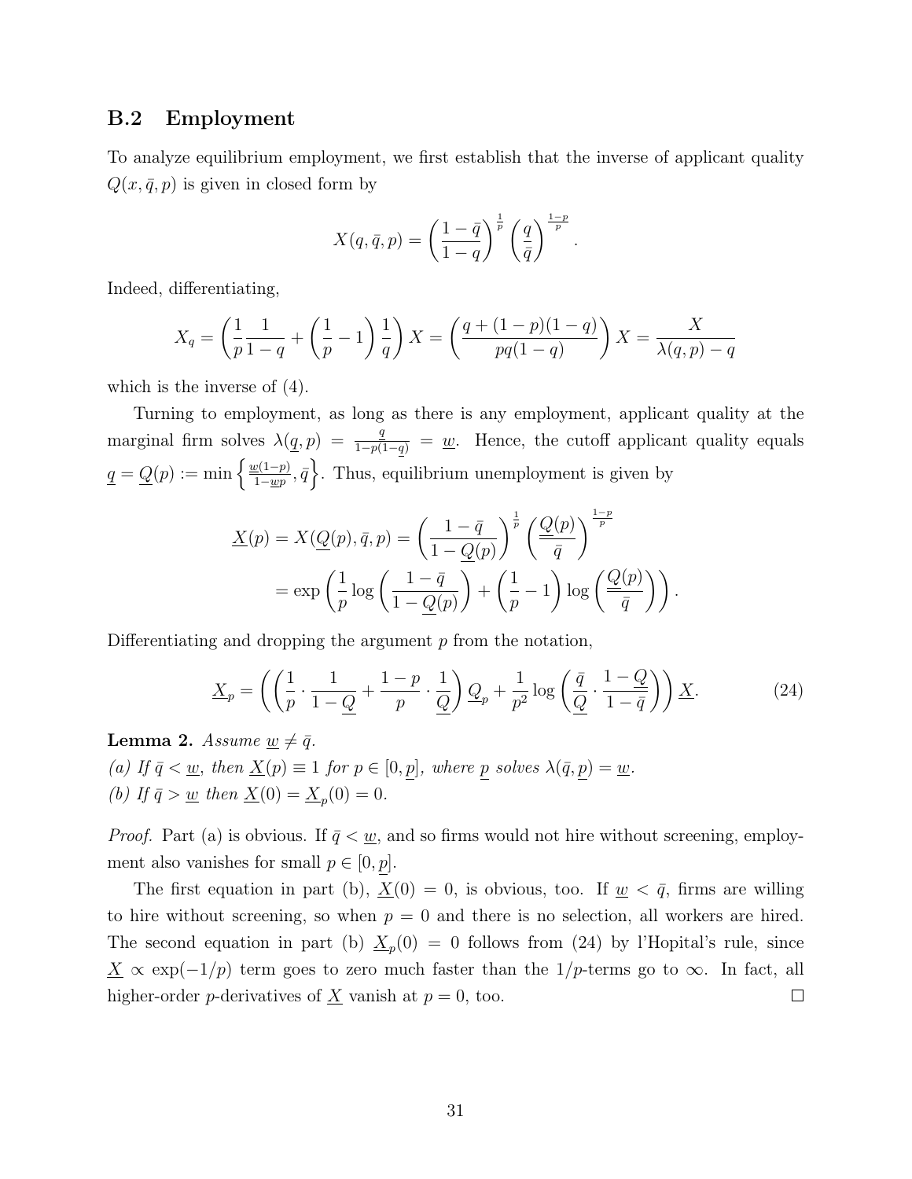## B.2 Employment

To analyze equilibrium employment, we first establish that the inverse of applicant quality $Q(x, \bar{q}, p)$ is given in closed form by

$$X(q, \bar{q}, p) = \left(\frac{1-\bar{q}}{1-q}\right)^{\frac{1}{p}} \left(\frac{q}{\bar{q}}\right)^{\frac{1-p}{p}}.$$

Indeed, differentiating,

$$X_q = \left(\frac{1}{p}\frac{1}{1-q} + \left(\frac{1}{p} - 1\right)\frac{1}{q}\right) X = \left(\frac{q + (1-p)(1-q)}{pq(1-q)}\right) X = \frac{X}{\lambda(q,p) - q}$$

which is the inverse of (4).

Turning to employment, as long as there is any employment, applicant quality at the marginal firm solves $\lambda(\underline{q}, p) = \frac{q}{1-p(1-\underline{q})} = \underline{w}$. Hence, the cutoff applicant quality equals $\underline{q} = \underline{Q}(p) := \min\left\{\frac{\underline{w}(1-p)}{1-\underline{w}p}, \bar{q}\right\}$. Thus, equilibrium unemployment is given by

$$\begin{aligned}
\underline{X}(p) = X(\underline{Q}(p), \bar{q}, p) &= \left(\frac{1-\bar{q}}{1-\underline{Q}(p)}\right)^{\frac{1}{p}} \left(\frac{\underline{Q}(p)}{\bar{q}}\right)^{\frac{1-p}{p}} \\
&= \exp\left(\frac{1}{p}\log\left(\frac{1-\bar{q}}{1-\underline{Q}(p)}\right) + \left(\frac{1}{p} - 1\right)\log\left(\frac{\underline{Q}(p)}{\bar{q}}\right)\right).
\end{aligned}$$

Differentiating and dropping the argument $p$ from the notation,

$$\underline{X}_p = \left(\left(\frac{1}{p}\cdot\frac{1}{1-\underline{Q}} + \frac{1-p}{p}\cdot\frac{1}{\underline{Q}}\right)\underline{Q}_p + \frac{1}{p^2}\log\left(\frac{\bar{q}}{\underline{Q}}\cdot\frac{1-\underline{Q}}{1-\bar{q}}\right)\right)\underline{X}. \tag{24}$$

**Lemma 2.** *Assume $\underline{w} \neq \bar{q}$.*
*(a) If $\bar{q} < \underline{w}$, then $\underline{X}(p) \equiv 1$ for $p \in [0, \underline{p}]$, where $\underline{p}$ solves $\lambda(\bar{q}, \underline{p}) = \underline{w}$.*
*(b) If $\bar{q} > \underline{w}$ then $\underline{X}(0) = \underline{X}_p(0) = 0$.*

*Proof.* Part (a) is obvious. If $\bar{q} < \underline{w}$, and so firms would not hire without screening, employment also vanishes for small $p \in [0, \underline{p}]$.

The first equation in part (b), $\underline{X}(0) = 0$, is obvious, too. If $\underline{w} < \bar{q}$, firms are willing to hire without screening, so when $p = 0$ and there is no selection, all workers are hired. The second equation in part (b) $\underline{X}_p(0) = 0$ follows from (24) by l'Hopital's rule, since $\underline{X} \propto \exp(-1/p)$ term goes to zero much faster than the $1/p$-terms go to $\infty$. In fact, all higher-order $p$-derivatives of $\underline{X}$ vanish at $p = 0$, too. ∎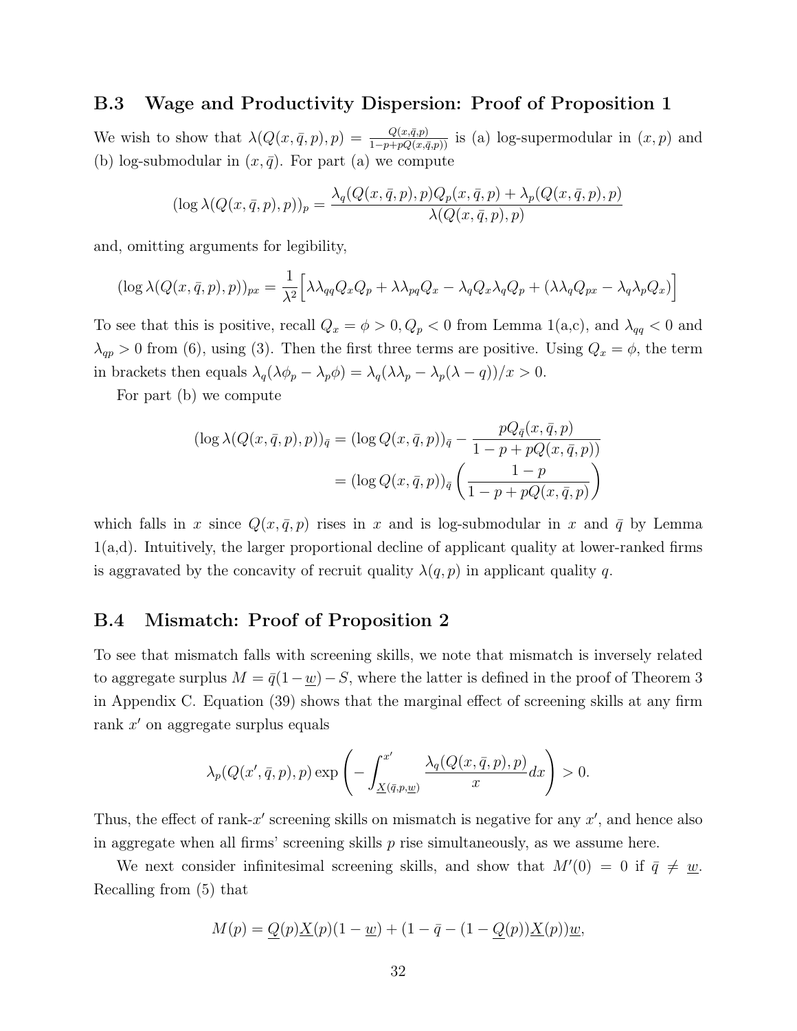## B.3 Wage and Productivity Dispersion: Proof of Proposition 1

We wish to show that $\lambda(Q(x,\bar{q},p),p) = \frac{Q(x,\bar{q},p)}{1-p+pQ(x,\bar{q},p))}$ is (a) log-supermodular in $(x,p)$ and (b) log-submodular in $(x,\bar{q})$. For part (a) we compute

$$(\log \lambda(Q(x,\bar{q},p),p))_p = \frac{\lambda_q(Q(x,\bar{q},p),p)Q_p(x,\bar{q},p) + \lambda_p(Q(x,\bar{q},p),p)}{\lambda(Q(x,\bar{q},p),p)}$$

and, omitting arguments for legibility,

$$(\log \lambda(Q(x,\bar{q},p),p))_{px} = \frac{1}{\lambda^2}\Big[\lambda\lambda_{qq}Q_xQ_p + \lambda\lambda_{pq}Q_x - \lambda_qQ_x\lambda_qQ_p + (\lambda\lambda_qQ_{px} - \lambda_q\lambda_pQ_x)\Big]$$

To see that this is positive, recall $Q_x = \phi > 0, Q_p < 0$ from Lemma 1(a,c), and $\lambda_{qq} < 0$ and $\lambda_{qp} > 0$ from (6), using (3). Then the first three terms are positive. Using $Q_x = \phi$, the term in brackets then equals $\lambda_q(\lambda\phi_p - \lambda_p\phi) = \lambda_q(\lambda\lambda_p - \lambda_p(\lambda - q))/x > 0$.

For part (b) we compute

$$\begin{aligned}
(\log \lambda(Q(x,\bar{q},p),p))_{\bar{q}} &= (\log Q(x,\bar{q},p))_{\bar{q}} - \frac{pQ_{\bar{q}}(x,\bar{q},p)}{1-p+pQ(x,\bar{q},p))} \\
&= (\log Q(x,\bar{q},p))_{\bar{q}}\left(\frac{1-p}{1-p+pQ(x,\bar{q},p)}\right)
\end{aligned}$$

which falls in $x$ since $Q(x,\bar{q},p)$ rises in $x$ and is log-submodular in $x$ and $\bar{q}$ by Lemma 1(a,d). Intuitively, the larger proportional decline of applicant quality at lower-ranked firms is aggravated by the concavity of recruit quality $\lambda(q,p)$ in applicant quality $q$.

## B.4 Mismatch: Proof of Proposition 2

To see that mismatch falls with screening skills, we note that mismatch is inversely related to aggregate surplus $M = \bar{q}(1-\underline{w}) - S$, where the latter is defined in the proof of Theorem 3 in Appendix C. Equation (39) shows that the marginal effect of screening skills at any firm rank $x'$ on aggregate surplus equals

$$\lambda_p(Q(x',\bar{q},p),p)\exp\left(-\int_{\underline{X}(\bar{q},p,\underline{w})}^{x'} \frac{\lambda_q(Q(x,\bar{q},p),p)}{x}dx\right) > 0.$$

Thus, the effect of rank-$x'$ screening skills on mismatch is negative for any $x'$, and hence also in aggregate when all firms' screening skills $p$ rise simultaneously, as we assume here.

We next consider infinitesimal screening skills, and show that $M'(0) = 0$ if $\bar{q} \neq \underline{w}$. Recalling from (5) that

$$M(p) = \underline{Q}(p)\underline{X}(p)(1-\underline{w}) + (1-\bar{q}-(1-\underline{Q}(p))\underline{X}(p))\underline{w},$$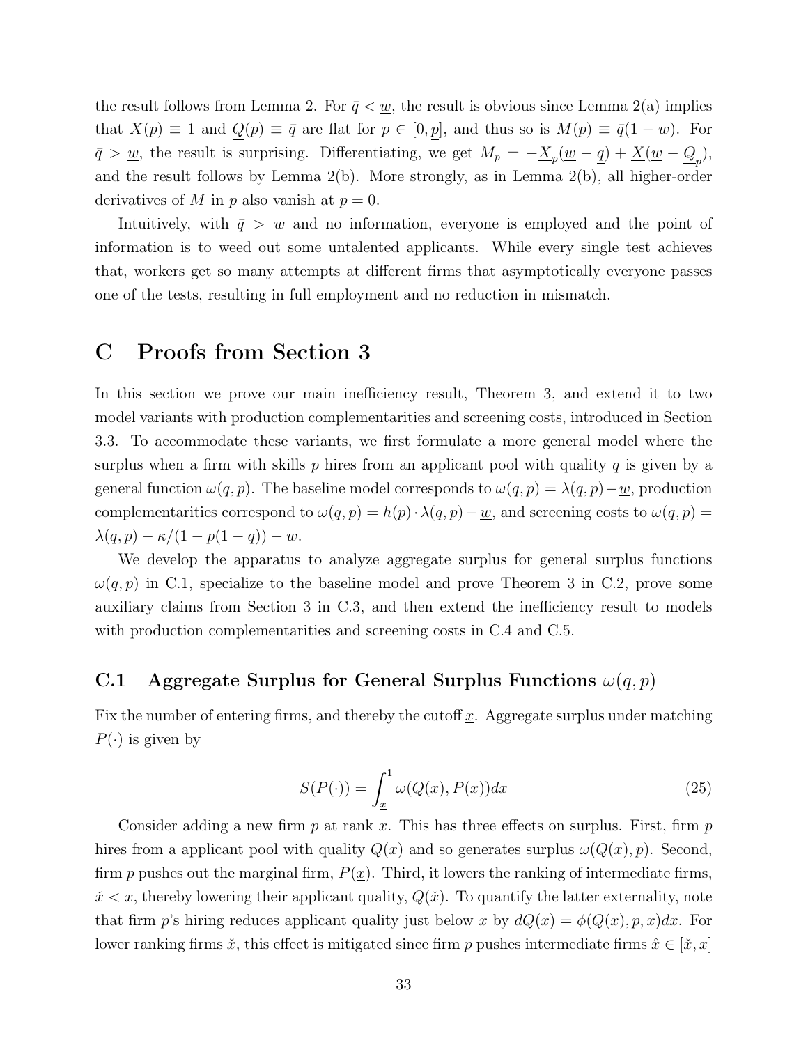the result follows from Lemma 2. For $\bar{q} < \underline{w}$, the result is obvious since Lemma 2(a) implies that $\underline{X}(p) \equiv 1$ and $\underline{Q}(p) \equiv \bar{q}$ are flat for $p \in [0, \underline{p}]$, and thus so is $M(p) \equiv \bar{q}(1 - \underline{w})$. For $\bar{q} > \underline{w}$, the result is surprising. Differentiating, we get $M_p = -\underline{X}_p(\underline{w} - \underline{q}) + \underline{X}(\underline{w} - \underline{Q}_p)$, and the result follows by Lemma 2(b). More strongly, as in Lemma 2(b), all higher-order derivatives of $M$ in $p$ also vanish at $p = 0$.

Intuitively, with $\bar{q} > \underline{w}$ and no information, everyone is employed and the point of information is to weed out some untalented applicants. While every single test achieves that, workers get so many attempts at different firms that asymptotically everyone passes one of the tests, resulting in full employment and no reduction in mismatch.

# C Proofs from Section 3

In this section we prove our main inefficiency result, Theorem 3, and extend it to two model variants with production complementarities and screening costs, introduced in Section 3.3. To accommodate these variants, we first formulate a more general model where the surplus when a firm with skills $p$ hires from an applicant pool with quality $q$ is given by a general function $\omega(q, p)$. The baseline model corresponds to $\omega(q, p) = \lambda(q, p) - \underline{w}$, production complementarities correspond to $\omega(q, p) = h(p) \cdot \lambda(q, p) - \underline{w}$, and screening costs to $\omega(q, p) = \lambda(q, p) - \kappa/(1 - p(1 - q)) - \underline{w}$.

We develop the apparatus to analyze aggregate surplus for general surplus functions $\omega(q, p)$ in C.1, specialize to the baseline model and prove Theorem 3 in C.2, prove some auxiliary claims from Section 3 in C.3, and then extend the inefficiency result to models with production complementarities and screening costs in C.4 and C.5.

## C.1 Aggregate Surplus for General Surplus Functions $\omega(q, p)$

Fix the number of entering firms, and thereby the cutoff $\underline{x}$. Aggregate surplus under matching $P(\cdot)$ is given by

$$S(P(\cdot)) = \int_{\underline{x}}^{1} \omega(Q(x), P(x))dx \tag{25}$$

Consider adding a new firm $p$ at rank $x$. This has three effects on surplus. First, firm $p$ hires from a applicant pool with quality $Q(x)$ and so generates surplus $\omega(Q(x), p)$. Second, firm $p$ pushes out the marginal firm, $P(\underline{x})$. Third, it lowers the ranking of intermediate firms, $\check{x} < x$, thereby lowering their applicant quality, $Q(\check{x})$. To quantify the latter externality, note that firm $p$'s hiring reduces applicant quality just below $x$ by $dQ(x) = \phi(Q(x), p, x)dx$. For lower ranking firms $\check{x}$, this effect is mitigated since firm $p$ pushes intermediate firms $\hat{x} \in [\check{x}, x]$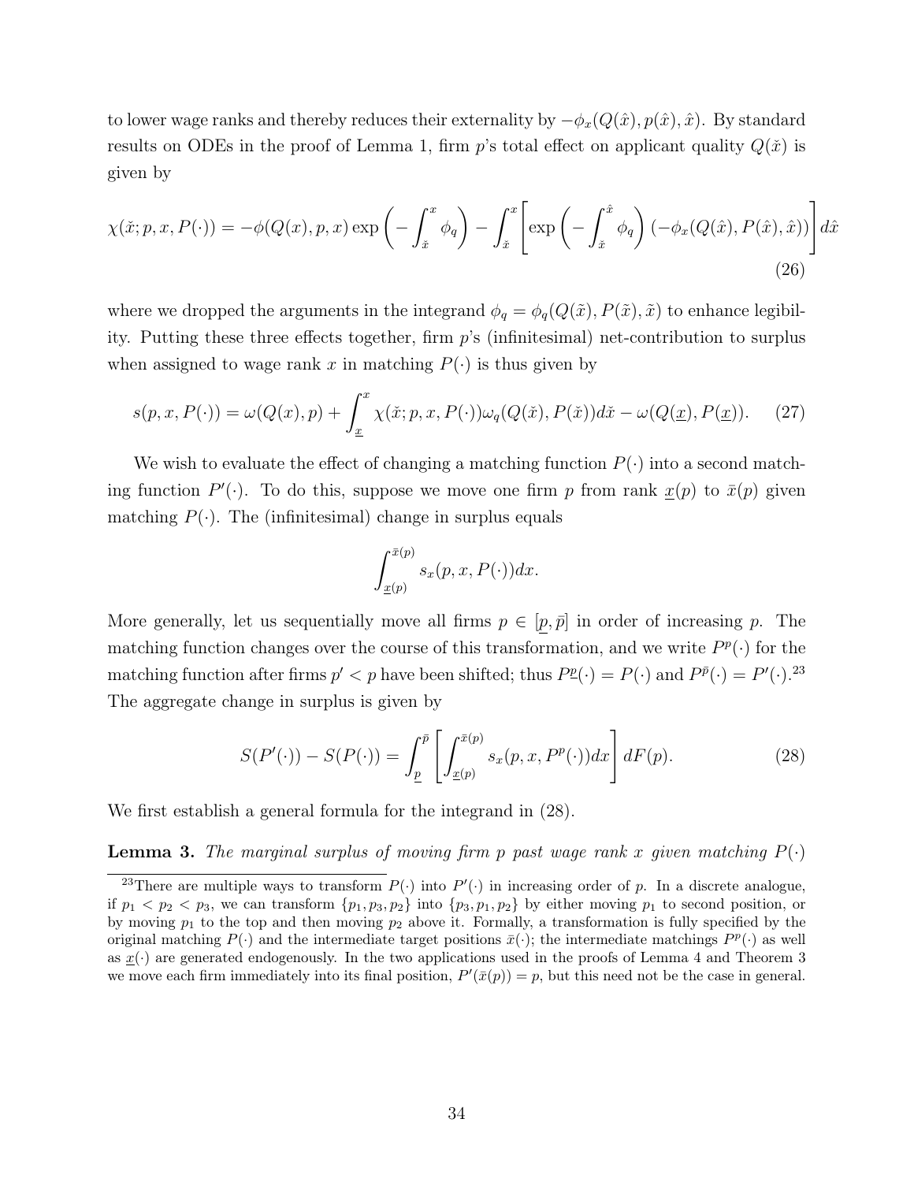to lower wage ranks and thereby reduces their externality by $-\phi_x(Q(\hat{x}), p(\hat{x}), \hat{x})$. By standard results on ODEs in the proof of Lemma 1, firm $p$'s total effect on applicant quality $Q(\check{x})$ is given by

$$\chi(\check{x}; p, x, P(\cdot)) = -\phi(Q(x), p, x) \exp\left(-\int_{\check{x}}^{x} \phi_q\right) - \int_{\check{x}}^{x} \left[\exp\left(-\int_{\check{x}}^{\hat{x}} \phi_q\right) (-\phi_x(Q(\hat{x}), P(\hat{x}), \hat{x}))\right] d\hat{x} \tag{26}$$

where we dropped the arguments in the integrand $\phi_q = \phi_q(Q(\tilde{x}), P(\tilde{x}), \tilde{x})$ to enhance legibility. Putting these three effects together, firm $p$'s (infinitesimal) net-contribution to surplus when assigned to wage rank $x$ in matching $P(\cdot)$ is thus given by

$$s(p, x, P(\cdot)) = \omega(Q(x), p) + \int_{\underline{x}}^{x} \chi(\check{x}; p, x, P(\cdot)) \omega_q(Q(\check{x}), P(\check{x})) d\check{x} - \omega(Q(\underline{x}), P(\underline{x})). \tag{27}$$

We wish to evaluate the effect of changing a matching function $P(\cdot)$ into a second matching function $P'(\cdot)$. To do this, suppose we move one firm $p$ from rank $\underline{x}(p)$ to $\bar{x}(p)$ given matching $P(\cdot)$. The (infinitesimal) change in surplus equals

$$\int_{\underline{x}(p)}^{\bar{x}(p)} s_x(p, x, P(\cdot)) dx.$$

More generally, let us sequentially move all firms $p \in [\underline{p}, \bar{p}]$ in order of increasing $p$. The matching function changes over the course of this transformation, and we write $P^p(\cdot)$ for the matching function after firms $p' < p$ have been shifted; thus $P^{\underline{p}}(\cdot) = P(\cdot)$ and $P^{\bar{p}}(\cdot) = P'(\cdot)$.[23] The aggregate change in surplus is given by

$$S(P'(\cdot)) - S(P(\cdot)) = \int_{\underline{p}}^{\bar{p}} \left[\int_{\underline{x}(p)}^{\bar{x}(p)} s_x(p, x, P^p(\cdot)) dx\right] dF(p). \tag{28}$$

We first establish a general formula for the integrand in (28).

**Lemma 3.** *The marginal surplus of moving firm $p$ past wage rank $x$ given matching $P(\cdot)$*

[23] There are multiple ways to transform $P(\cdot)$ into $P'(\cdot)$ in increasing order of $p$. In a discrete analogue, if $p_1 < p_2 < p_3$, we can transform $\{p_1, p_3, p_2\}$ into $\{p_3, p_1, p_2\}$ by either moving $p_1$ to second position, or by moving $p_1$ to the top and then moving $p_2$ above it. Formally, a transformation is fully specified by the original matching $P(\cdot)$ and the intermediate target positions $\bar{x}(\cdot)$; the intermediate matchings $P^p(\cdot)$ as well as $\underline{x}(\cdot)$ are generated endogenously. In the two applications used in the proofs of Lemma 4 and Theorem 3 we move each firm immediately into its final position, $P'(\bar{x}(p)) = p$, but this need not be the case in general.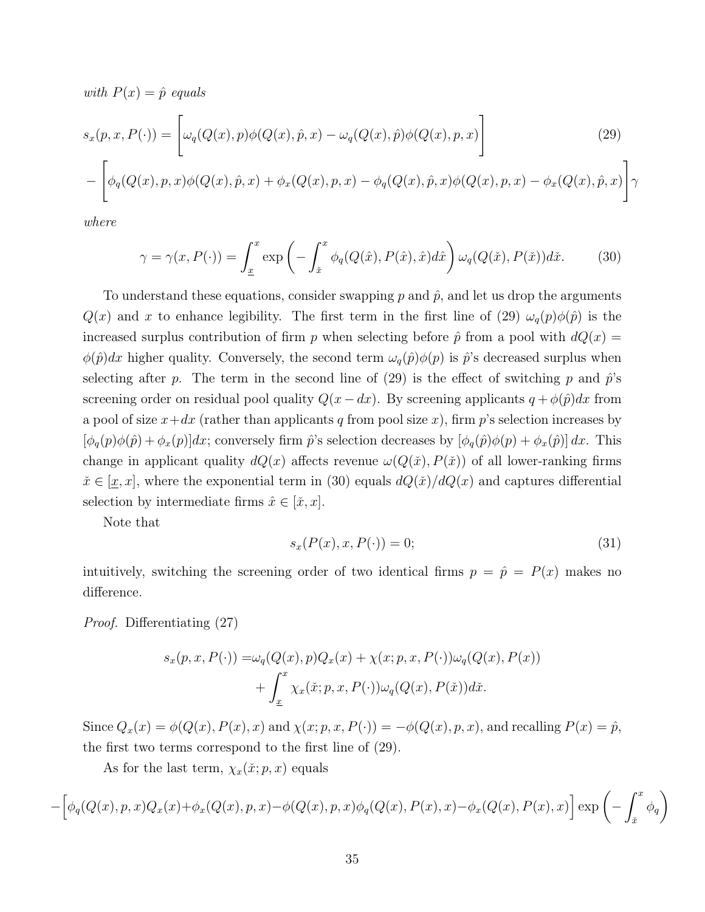*with $P(x) = \hat{p}$ equals*

$$
\begin{aligned}
s_x(p, x, P(\cdot)) = &\Big[\omega_q(Q(x), p)\phi(Q(x), \hat{p}, x) - \omega_q(Q(x), \hat{p})\phi(Q(x), p, x)\Big] \qquad (29)\\
- &\Big[\phi_q(Q(x), p, x)\phi(Q(x), \hat{p}, x) + \phi_x(Q(x), p, x) - \phi_q(Q(x), \hat{p}, x)\phi(Q(x), p, x) - \phi_x(Q(x), \hat{p}, x)\Big]\gamma
\end{aligned}
$$

*where*

$$
\gamma = \gamma(x, P(\cdot)) = \int_{\underline{x}}^{x} \exp\left(-\int_{\check{x}}^{x} \phi_q(Q(\hat{x}), P(\hat{x}), \hat{x})d\hat{x}\right)\omega_q(Q(\check{x}), P(\check{x}))d\check{x}. \qquad (30)
$$

To understand these equations, consider swapping $p$ and $\hat{p}$, and let us drop the arguments $Q(x)$ and $x$ to enhance legibility. The first term in the first line of (29) $\omega_q(p)\phi(\hat{p})$ is the increased surplus contribution of firm $p$ when selecting before $\hat{p}$ from a pool with $dQ(x) = \phi(\hat{p})dx$ higher quality. Conversely, the second term $\omega_q(\hat{p})\phi(p)$ is $\hat{p}$'s decreased surplus when selecting after $p$. The term in the second line of (29) is the effect of switching $p$ and $\hat{p}$'s screening order on residual pool quality $Q(x - dx)$. By screening applicants $q + \phi(\hat{p})dx$ from a pool of size $x + dx$ (rather than applicants $q$ from pool size $x$), firm $p$'s selection increases by $[\phi_q(p)\phi(\hat{p}) + \phi_x(p)]dx$; conversely firm $\hat{p}$'s selection decreases by $[\phi_q(\hat{p})\phi(p) + \phi_x(\hat{p})]\,dx$. This change in applicant quality $dQ(x)$ affects revenue $\omega(Q(\check{x}), P(\check{x}))$ of all lower-ranking firms $\check{x} \in [\underline{x}, x]$, where the exponential term in (30) equals $dQ(\check{x})/dQ(x)$ and captures differential selection by intermediate firms $\hat{x} \in [\check{x}, x]$.

Note that

$$
s_x(P(x), x, P(\cdot)) = 0; \qquad (31)
$$

intuitively, switching the screening order of two identical firms $p = \hat{p} = P(x)$ makes no difference.

*Proof.* Differentiating (27)

$$
\begin{aligned}
s_x(p, x, P(\cdot)) = &\omega_q(Q(x), p)Q_x(x) + \chi(x; p, x, P(\cdot))\omega_q(Q(x), P(x))\\
&+ \int_{\underline{x}}^{x} \chi_x(\check{x}; p, x, P(\cdot))\omega_q(Q(x), P(\check{x}))d\check{x}.
\end{aligned}
$$

Since $Q_x(x) = \phi(Q(x), P(x), x)$ and $\chi(x; p, x, P(\cdot)) = -\phi(Q(x), p, x)$, and recalling $P(x) = \hat{p}$, the first two terms correspond to the first line of (29).

As for the last term, $\chi_x(\check{x}; p, x)$ equals

$$
-\Big[\phi_q(Q(x), p, x)Q_x(x) + \phi_x(Q(x), p, x) - \phi(Q(x), p, x)\phi_q(Q(x), P(x), x) - \phi_x(Q(x), P(x), x)\Big]\exp\left(-\int_{\check{x}}^{x} \phi_q\right)
$$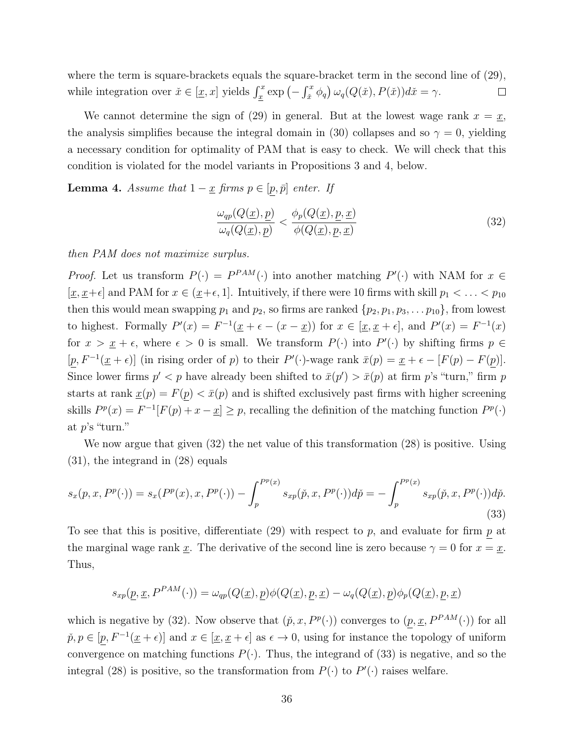where the term is square-brackets equals the square-bracket term in the second line of (29), while integration over $\check{x} \in [\underline{x}, x]$ yields $\int_{\underline{x}}^{x} \exp\left(-\int_{\check{x}}^{x} \phi_q\right) \omega_q(Q(\check{x}), P(\check{x}))d\check{x} = \gamma$. □

We cannot determine the sign of (29) in general. But at the lowest wage rank $x = \underline{x}$, the analysis simplifies because the integral domain in (30) collapses and so $\gamma = 0$, yielding a necessary condition for optimality of PAM that is easy to check. We will check that this condition is violated for the model variants in Propositions 3 and 4, below.

**Lemma 4.** *Assume that $1 - \underline{x}$ firms $p \in [\underline{p}, \bar{p}]$ enter. If*

$$\frac{\omega_{qp}(Q(\underline{x}), \underline{p})}{\omega_q(Q(\underline{x}), \underline{p})} < \frac{\phi_p(Q(\underline{x}), \underline{p}, \underline{x})}{\phi(Q(\underline{x}), \underline{p}, \underline{x})} \tag{32}$$

*then PAM does not maximize surplus.*

*Proof.* Let us transform $P(\cdot) = P^{PAM}(\cdot)$ into another matching $P'(\cdot)$ with NAM for $x \in [\underline{x}, \underline{x}+\epsilon]$ and PAM for $x \in (\underline{x}+\epsilon, 1]$. Intuitively, if there were 10 firms with skill $p_1 < \ldots < p_{10}$ then this would mean swapping $p_1$ and $p_2$, so firms are ranked $\{p_2, p_1, p_3, \ldots p_{10}\}$, from lowest to highest. Formally $P'(x) = F^{-1}(\underline{x} + \epsilon - (x - \underline{x}))$ for $x \in [\underline{x}, \underline{x} + \epsilon]$, and $P'(x) = F^{-1}(x)$ for $x > \underline{x} + \epsilon$, where $\epsilon > 0$ is small. We transform $P(\cdot)$ into $P'(\cdot)$ by shifting firms $p \in [\underline{p}, F^{-1}(\underline{x} + \epsilon)]$ (in rising order of $p$) to their $P'(\cdot)$-wage rank $\bar{x}(p) = \underline{x} + \epsilon - [F(p) - F(\underline{p})]$. Since lower firms $p' < p$ have already been shifted to $\bar{x}(p') > \bar{x}(p)$ at firm $p$'s "turn," firm $p$ starts at rank $\underline{x}(p) = F(\underline{p}) < \bar{x}(p)$ and is shifted exclusively past firms with higher screening skills $P^p(x) = F^{-1}[F(p) + x - \underline{x}] \geq p$, recalling the definition of the matching function $P^p(\cdot)$ at $p$'s "turn."

We now argue that given (32) the net value of this transformation (28) is positive. Using (31), the integrand in (28) equals

$$s_x(p, x, P^p(\cdot)) = s_x(P^p(x), x, P^p(\cdot)) - \int_p^{P^p(x)} s_{xp}(\check{p}, x, P^p(\cdot))d\check{p} = -\int_p^{P^p(x)} s_{xp}(\check{p}, x, P^p(\cdot))d\check{p}. \tag{33}$$

To see that this is positive, differentiate (29) with respect to $p$, and evaluate for firm $\underline{p}$ at the marginal wage rank $\underline{x}$. The derivative of the second line is zero because $\gamma = 0$ for $x = \underline{x}$. Thus,

$$s_{xp}(\underline{p}, \underline{x}, P^{PAM}(\cdot)) = \omega_{qp}(Q(\underline{x}), \underline{p})\phi(Q(\underline{x}), \underline{p}, \underline{x}) - \omega_q(Q(\underline{x}), \underline{p})\phi_p(Q(\underline{x}), \underline{p}, \underline{x})$$

which is negative by (32). Now observe that $(\check{p}, x, P^p(\cdot))$ converges to $(\underline{p}, \underline{x}, P^{PAM}(\cdot))$ for all $\check{p}, p \in [\underline{p}, F^{-1}(\underline{x} + \epsilon)]$ and $x \in [\underline{x}, \underline{x} + \epsilon]$ as $\epsilon \to 0$, using for instance the topology of uniform convergence on matching functions $P(\cdot)$. Thus, the integrand of (33) is negative, and so the integral (28) is positive, so the transformation from $P(\cdot)$ to $P'(\cdot)$ raises welfare.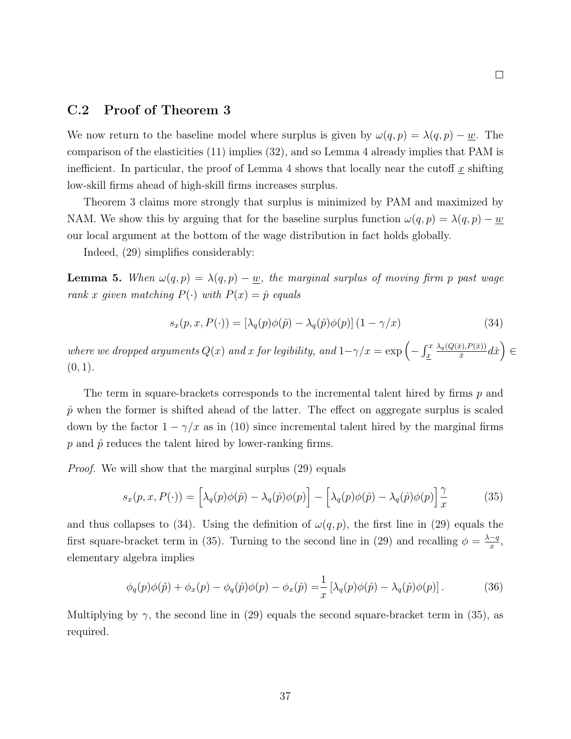□

## C.2 Proof of Theorem 3

We now return to the baseline model where surplus is given by $\omega(q,p) = \lambda(q,p) - \underline{w}$. The comparison of the elasticities (11) implies (32), and so Lemma 4 already implies that PAM is inefficient. In particular, the proof of Lemma 4 shows that locally near the cutoff $\underline{x}$ shifting low-skill firms ahead of high-skill firms increases surplus.

Theorem 3 claims more strongly that surplus is minimized by PAM and maximized by NAM. We show this by arguing that for the baseline surplus function $\omega(q,p) = \lambda(q,p) - \underline{w}$ our local argument at the bottom of the wage distribution in fact holds globally.

Indeed, (29) simplifies considerably:

**Lemma 5.** *When $\omega(q,p) = \lambda(q,p) - \underline{w}$, the marginal surplus of moving firm $p$ past wage rank $x$ given matching $P(\cdot)$ with $P(x) = \hat{p}$ equals*

$$s_x(p,x,P(\cdot)) = \left[\lambda_q(p)\phi(\hat{p}) - \lambda_q(\hat{p})\phi(p)\right](1 - \gamma/x) \tag{34}$$

*where we dropped arguments $Q(x)$ and $x$ for legibility, and $1-\gamma/x = \exp\left(-\int_{\underline{x}}^{x} \frac{\lambda_q(Q(\check{x}),P(\check{x}))}{\check{x}} d\check{x}\right) \in (0,1)$.*

The term in square-brackets corresponds to the incremental talent hired by firms $p$ and $\hat{p}$ when the former is shifted ahead of the latter. The effect on aggregate surplus is scaled down by the factor $1 - \gamma/x$ as in (10) since incremental talent hired by the marginal firms $p$ and $\hat{p}$ reduces the talent hired by lower-ranking firms.

*Proof.* We will show that the marginal surplus (29) equals

$$s_x(p,x,P(\cdot)) = \Big[\lambda_q(p)\phi(\hat{p}) - \lambda_q(\hat{p})\phi(p)\Big] - \Big[\lambda_q(p)\phi(\hat{p}) - \lambda_q(\hat{p})\phi(p)\Big]\frac{\gamma}{x} \tag{35}$$

and thus collapses to (34). Using the definition of $\omega(q,p)$, the first line in (29) equals the first square-bracket term in (35). Turning to the second line in (29) and recalling $\phi = \frac{\lambda - q}{x}$, elementary algebra implies

$$\phi_q(p)\phi(\hat{p}) + \phi_x(p) - \phi_q(\hat{p})\phi(p) - \phi_x(\hat{p}) = \frac{1}{x}\left[\lambda_q(p)\phi(\hat{p}) - \lambda_q(\hat{p})\phi(p)\right]. \tag{36}$$

Multiplying by $\gamma$, the second line in (29) equals the second square-bracket term in (35), as required.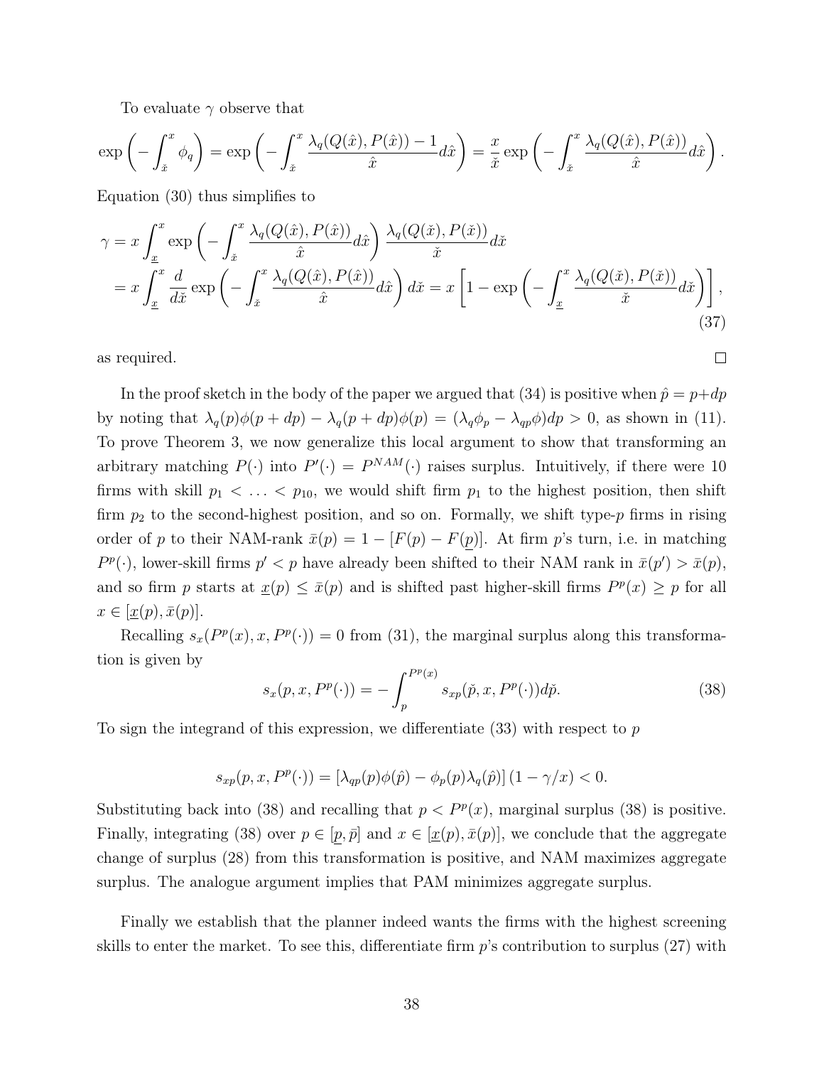To evaluate $\gamma$ observe that

$$\exp\left(-\int_{\check{x}}^{x}\phi_q\right) = \exp\left(-\int_{\check{x}}^{x}\frac{\lambda_q(Q(\hat{x}),P(\hat{x}))-1}{\hat{x}}d\hat{x}\right) = \frac{x}{\check{x}}\exp\left(-\int_{\check{x}}^{x}\frac{\lambda_q(Q(\hat{x}),P(\hat{x}))}{\hat{x}}d\hat{x}\right).$$

Equation (30) thus simplifies to

$$\begin{aligned}\gamma &= x\int_{\underline{x}}^{x}\exp\left(-\int_{\check{x}}^{x}\frac{\lambda_q(Q(\hat{x}),P(\hat{x}))}{\hat{x}}d\hat{x}\right)\frac{\lambda_q(Q(\check{x}),P(\check{x}))}{\check{x}}d\check{x}\\ &= x\int_{\underline{x}}^{x}\frac{d}{d\check{x}}\exp\left(-\int_{\check{x}}^{x}\frac{\lambda_q(Q(\hat{x}),P(\hat{x}))}{\hat{x}}d\hat{x}\right)d\check{x} = x\left[1-\exp\left(-\int_{\underline{x}}^{x}\frac{\lambda_q(Q(\check{x}),P(\check{x}))}{\check{x}}d\check{x}\right)\right],\end{aligned} \tag{37}$$

as required. □

In the proof sketch in the body of the paper we argued that (34) is positive when $\hat{p} = p+dp$ by noting that $\lambda_q(p)\phi(p+dp) - \lambda_q(p+dp)\phi(p) = (\lambda_q\phi_p - \lambda_{qp}\phi)dp > 0$, as shown in (11). To prove Theorem 3, we now generalize this local argument to show that transforming an arbitrary matching $P(\cdot)$ into $P'(\cdot) = P^{NAM}(\cdot)$ raises surplus. Intuitively, if there were 10 firms with skill $p_1 < \ldots < p_{10}$, we would shift firm $p_1$ to the highest position, then shift firm $p_2$ to the second-highest position, and so on. Formally, we shift type-$p$ firms in rising order of $p$ to their NAM-rank $\bar{x}(p) = 1 - [F(p) - F(\underline{p})]$. At firm $p$'s turn, i.e. in matching $P^p(\cdot)$, lower-skill firms $p' < p$ have already been shifted to their NAM rank in $\bar{x}(p') > \bar{x}(p)$, and so firm $p$ starts at $\underline{x}(p) \leq \bar{x}(p)$ and is shifted past higher-skill firms $P^p(x) \geq p$ for all $x \in [\underline{x}(p), \bar{x}(p)]$.

Recalling $s_x(P^p(x), x, P^p(\cdot)) = 0$ from (31), the marginal surplus along this transformation is given by

$$s_x(p, x, P^p(\cdot)) = -\int_{p}^{P^p(x)} s_{xp}(\check{p}, x, P^p(\cdot))d\check{p}. \tag{38}$$

To sign the integrand of this expression, we differentiate (33) with respect to $p$

$$s_{xp}(p, x, P^p(\cdot)) = [\lambda_{qp}(p)\phi(\hat{p}) - \phi_p(p)\lambda_q(\hat{p})](1-\gamma/x) < 0.$$

Substituting back into (38) and recalling that $p < P^p(x)$, marginal surplus (38) is positive. Finally, integrating (38) over $p \in [\underline{p}, \bar{p}]$ and $x \in [\underline{x}(p), \bar{x}(p)]$, we conclude that the aggregate change of surplus (28) from this transformation is positive, and NAM maximizes aggregate surplus. The analogue argument implies that PAM minimizes aggregate surplus.

Finally we establish that the planner indeed wants the firms with the highest screening skills to enter the market. To see this, differentiate firm $p$'s contribution to surplus (27) with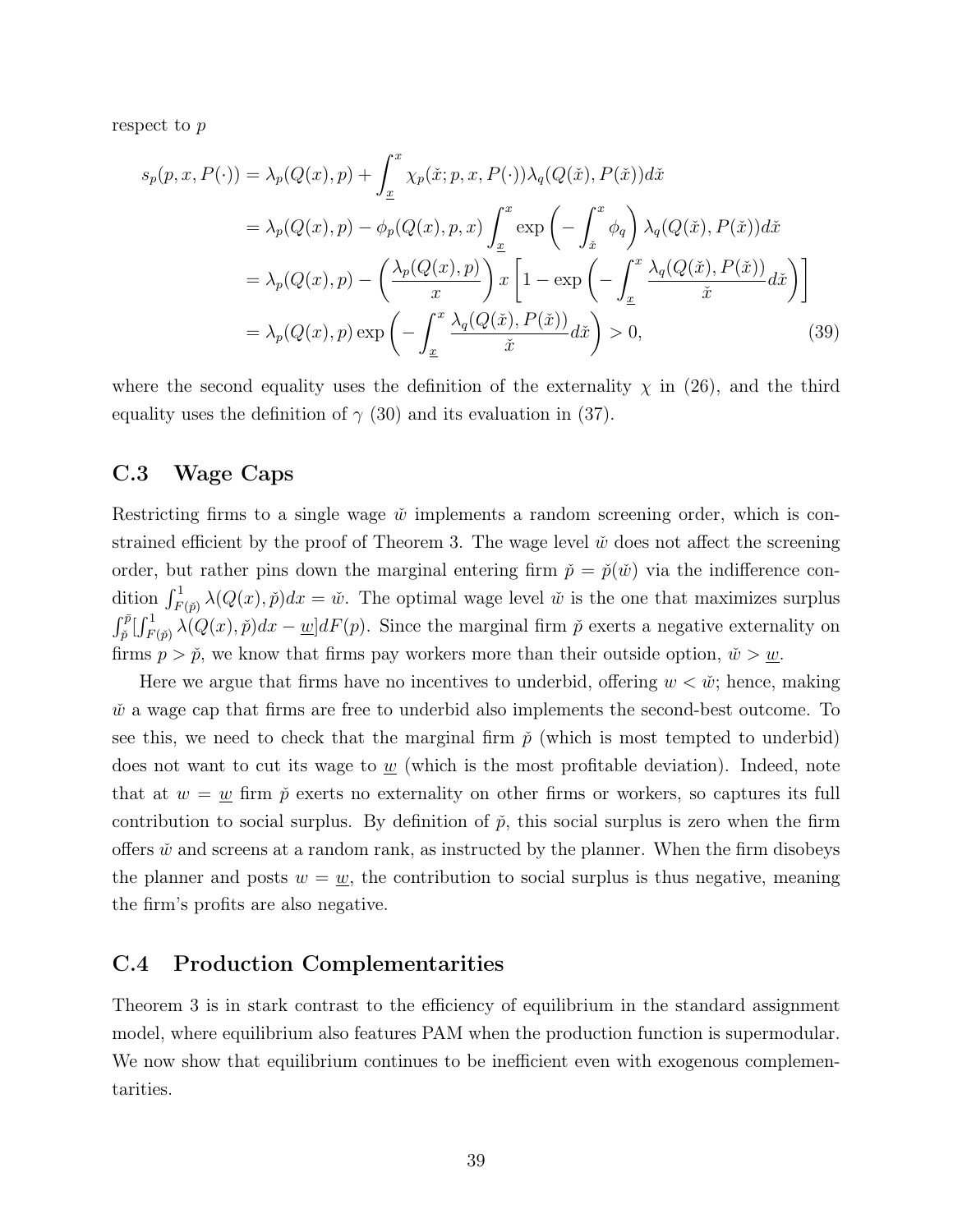respect to $p$

$$
\begin{aligned}
s_p(p, x, P(\cdot)) &= \lambda_p(Q(x), p) + \int_{\underline{x}}^{x} \chi_p(\check{x}; p, x, P(\cdot))\lambda_q(Q(\check{x}), P(\check{x}))d\check{x} \\
&= \lambda_p(Q(x), p) - \phi_p(Q(x), p, x) \int_{\underline{x}}^{x} \exp\left(-\int_{\check{x}}^{x} \phi_q\right) \lambda_q(Q(\check{x}), P(\check{x}))d\check{x} \\
&= \lambda_p(Q(x), p) - \left(\frac{\lambda_p(Q(x), p)}{x}\right) x \left[1 - \exp\left(-\int_{\underline{x}}^{x} \frac{\lambda_q(Q(\check{x}), P(\check{x}))}{\check{x}} d\check{x}\right)\right] \\
&= \lambda_p(Q(x), p) \exp\left(-\int_{\underline{x}}^{x} \frac{\lambda_q(Q(\check{x}), P(\check{x}))}{\check{x}} d\check{x}\right) > 0,
\end{aligned} \tag{39}
$$

where the second equality uses the definition of the externality $\chi$ in (26), and the third equality uses the definition of $\gamma$ (30) and its evaluation in (37).

## C.3 Wage Caps

Restricting firms to a single wage $\check{w}$ implements a random screening order, which is constrained efficient by the proof of Theorem 3. The wage level $\check{w}$ does not affect the screening order, but rather pins down the marginal entering firm $\check{p} = \check{p}(\check{w})$ via the indifference condition $\int_{F(\check{p})}^{1} \lambda(Q(x), \check{p})dx = \check{w}$. The optimal wage level $\check{w}$ is the one that maximizes surplus $\int_{\check{p}}^{\bar{p}}[\int_{F(\check{p})}^{1} \lambda(Q(x), \check{p})dx - \underline{w}]dF(p)$. Since the marginal firm $\check{p}$ exerts a negative externality on firms $p > \check{p}$, we know that firms pay workers more than their outside option, $\check{w} > \underline{w}$.

Here we argue that firms have no incentives to underbid, offering $w < \check{w}$; hence, making $\check{w}$ a wage cap that firms are free to underbid also implements the second-best outcome. To see this, we need to check that the marginal firm $\check{p}$ (which is most tempted to underbid) does not want to cut its wage to $\underline{w}$ (which is the most profitable deviation). Indeed, note that at $w = \underline{w}$ firm $\check{p}$ exerts no externality on other firms or workers, so captures its full contribution to social surplus. By definition of $\check{p}$, this social surplus is zero when the firm offers $\check{w}$ and screens at a random rank, as instructed by the planner. When the firm disobeys the planner and posts $w = \underline{w}$, the contribution to social surplus is thus negative, meaning the firm's profits are also negative.

## C.4 Production Complementarities

Theorem 3 is in stark contrast to the efficiency of equilibrium in the standard assignment model, where equilibrium also features PAM when the production function is supermodular. We now show that equilibrium continues to be inefficient even with exogenous complementarities.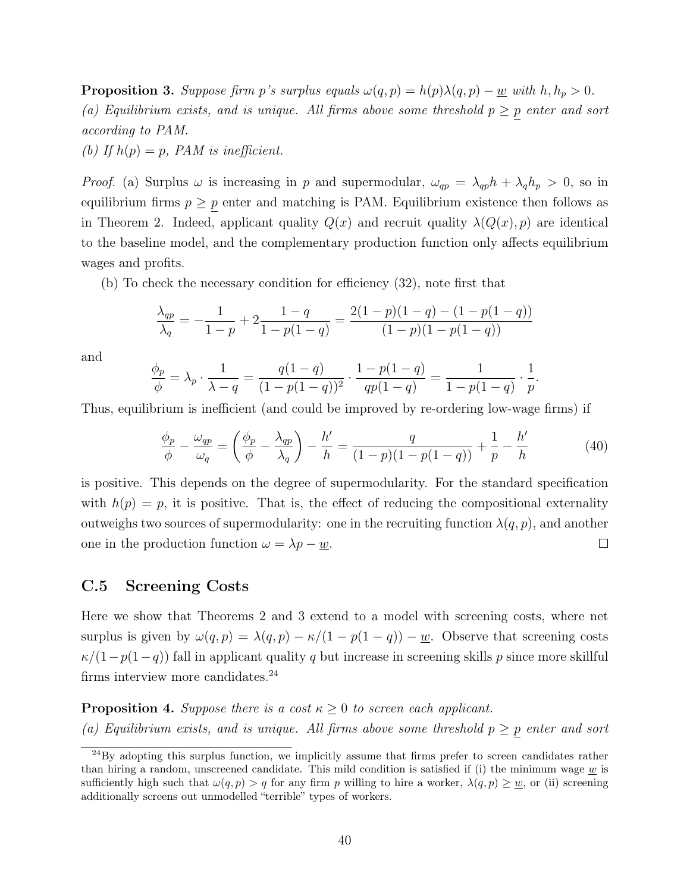**Proposition 3.** *Suppose firm $p$'s surplus equals $\omega(q,p) = h(p)\lambda(q,p) - \underline{w}$ with $h, h_p > 0$.*
*(a) Equilibrium exists, and is unique. All firms above some threshold $p \geq \underline{p}$ enter and sort according to PAM.*
*(b) If $h(p) = p$, PAM is inefficient.*

*Proof.* (a) Surplus $\omega$ is increasing in $p$ and supermodular, $\omega_{qp} = \lambda_{qp}h + \lambda_q h_p > 0$, so in equilibrium firms $p \geq \underline{p}$ enter and matching is PAM. Equilibrium existence then follows as in Theorem 2. Indeed, applicant quality $Q(x)$ and recruit quality $\lambda(Q(x), p)$ are identical to the baseline model, and the complementary production function only affects equilibrium wages and profits.

(b) To check the necessary condition for efficiency (32), note first that

$$\frac{\lambda_{qp}}{\lambda_q} = -\frac{1}{1-p} + 2\frac{1-q}{1-p(1-q)} = \frac{2(1-p)(1-q) - (1-p(1-q))}{(1-p)(1-p(1-q))}$$

and

$$\frac{\phi_p}{\phi} = \lambda_p \cdot \frac{1}{\lambda - q} = \frac{q(1-q)}{(1-p(1-q))^2} \cdot \frac{1-p(1-q)}{qp(1-q)} = \frac{1}{1-p(1-q)} \cdot \frac{1}{p}.$$

Thus, equilibrium is inefficient (and could be improved by re-ordering low-wage firms) if

$$\frac{\phi_p}{\phi} - \frac{\omega_{qp}}{\omega_q} = \left(\frac{\phi_p}{\phi} - \frac{\lambda_{qp}}{\lambda_q}\right) - \frac{h'}{h} = \frac{q}{(1-p)(1-p(1-q))} + \frac{1}{p} - \frac{h'}{h} \tag{40}$$

is positive. This depends on the degree of supermodularity. For the standard specification with $h(p) = p$, it is positive. That is, the effect of reducing the compositional externality outweighs two sources of supermodularity: one in the recruiting function $\lambda(q,p)$, and another one in the production function $\omega = \lambda p - \underline{w}$. □

## C.5 Screening Costs

Here we show that Theorems 2 and 3 extend to a model with screening costs, where net surplus is given by $\omega(q,p) = \lambda(q,p) - \kappa/(1-p(1-q)) - \underline{w}$. Observe that screening costs $\kappa/(1-p(1-q))$ fall in applicant quality $q$ but increase in screening skills $p$ since more skillful firms interview more candidates.[24]

**Proposition 4.** *Suppose there is a cost $\kappa \geq 0$ to screen each applicant.*
*(a) Equilibrium exists, and is unique. All firms above some threshold $p \geq \underline{p}$ enter and sort*

[24] By adopting this surplus function, we implicitly assume that firms prefer to screen candidates rather than hiring a random, unscreened candidate. This mild condition is satisfied if (i) the minimum wage $\underline{w}$ is sufficiently high such that $\omega(q,p) > q$ for any firm $p$ willing to hire a worker, $\lambda(q,p) \geq \underline{w}$, or (ii) screening additionally screens out unmodelled "terrible" types of workers.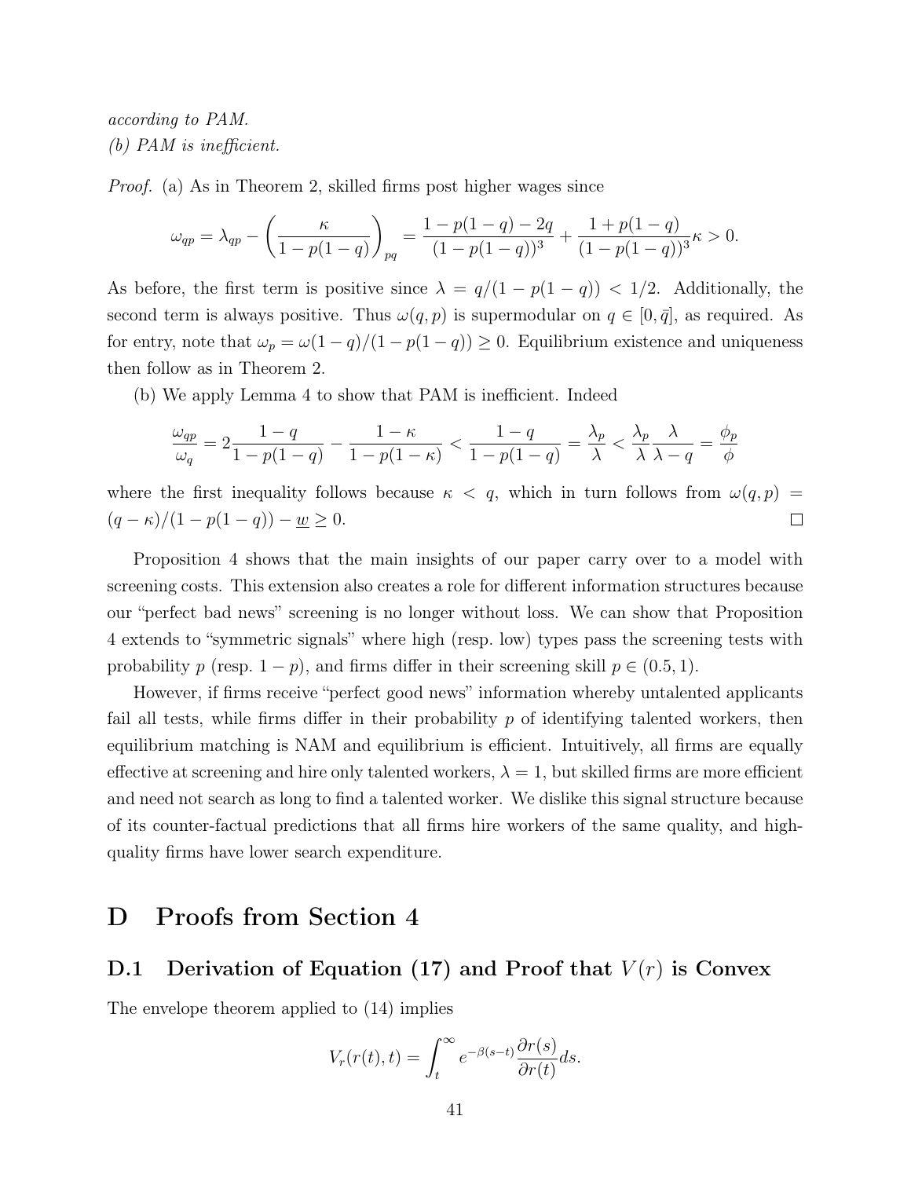*according to PAM.*

*(b) PAM is inefficient.*

*Proof.* (a) As in Theorem 2, skilled firms post higher wages since

$$\omega_{qp} = \lambda_{qp} - \left(\frac{\kappa}{1-p(1-q)}\right)_{pq} = \frac{1-p(1-q)-2q}{(1-p(1-q))^3} + \frac{1+p(1-q)}{(1-p(1-q))^3}\kappa > 0.$$

As before, the first term is positive since $\lambda = q/(1-p(1-q)) < 1/2$. Additionally, the second term is always positive. Thus $\omega(q,p)$ is supermodular on $q \in [0, \bar{q}]$, as required. As for entry, note that $\omega_p = \omega(1-q)/(1-p(1-q)) \geq 0$. Equilibrium existence and uniqueness then follow as in Theorem 2.

(b) We apply Lemma 4 to show that PAM is inefficient. Indeed

$$\frac{\omega_{qp}}{\omega_q} = 2\frac{1-q}{1-p(1-q)} - \frac{1-\kappa}{1-p(1-\kappa)} < \frac{1-q}{1-p(1-q)} = \frac{\lambda_p}{\lambda} < \frac{\lambda_p}{\lambda}\frac{\lambda}{\lambda-q} = \frac{\phi_p}{\phi}$$

where the first inequality follows because $\kappa < q$, which in turn follows from $\omega(q,p) = (q-\kappa)/(1-p(1-q)) - \underline{w} \geq 0$. □

Proposition 4 shows that the main insights of our paper carry over to a model with screening costs. This extension also creates a role for different information structures because our "perfect bad news" screening is no longer without loss. We can show that Proposition 4 extends to "symmetric signals" where high (resp. low) types pass the screening tests with probability $p$ (resp. $1-p$), and firms differ in their screening skill $p \in (0.5, 1)$.

However, if firms receive "perfect good news" information whereby untalented applicants fail all tests, while firms differ in their probability $p$ of identifying talented workers, then equilibrium matching is NAM and equilibrium is efficient. Intuitively, all firms are equally effective at screening and hire only talented workers, $\lambda = 1$, but skilled firms are more efficient and need not search as long to find a talented worker. We dislike this signal structure because of its counter-factual predictions that all firms hire workers of the same quality, and high-quality firms have lower search expenditure.

# D Proofs from Section 4

## D.1 Derivation of Equation (17) and Proof that $V(r)$ is Convex

The envelope theorem applied to (14) implies

$$V_r(r(t),t) = \int_t^\infty e^{-\beta(s-t)}\frac{\partial r(s)}{\partial r(t)}ds.$$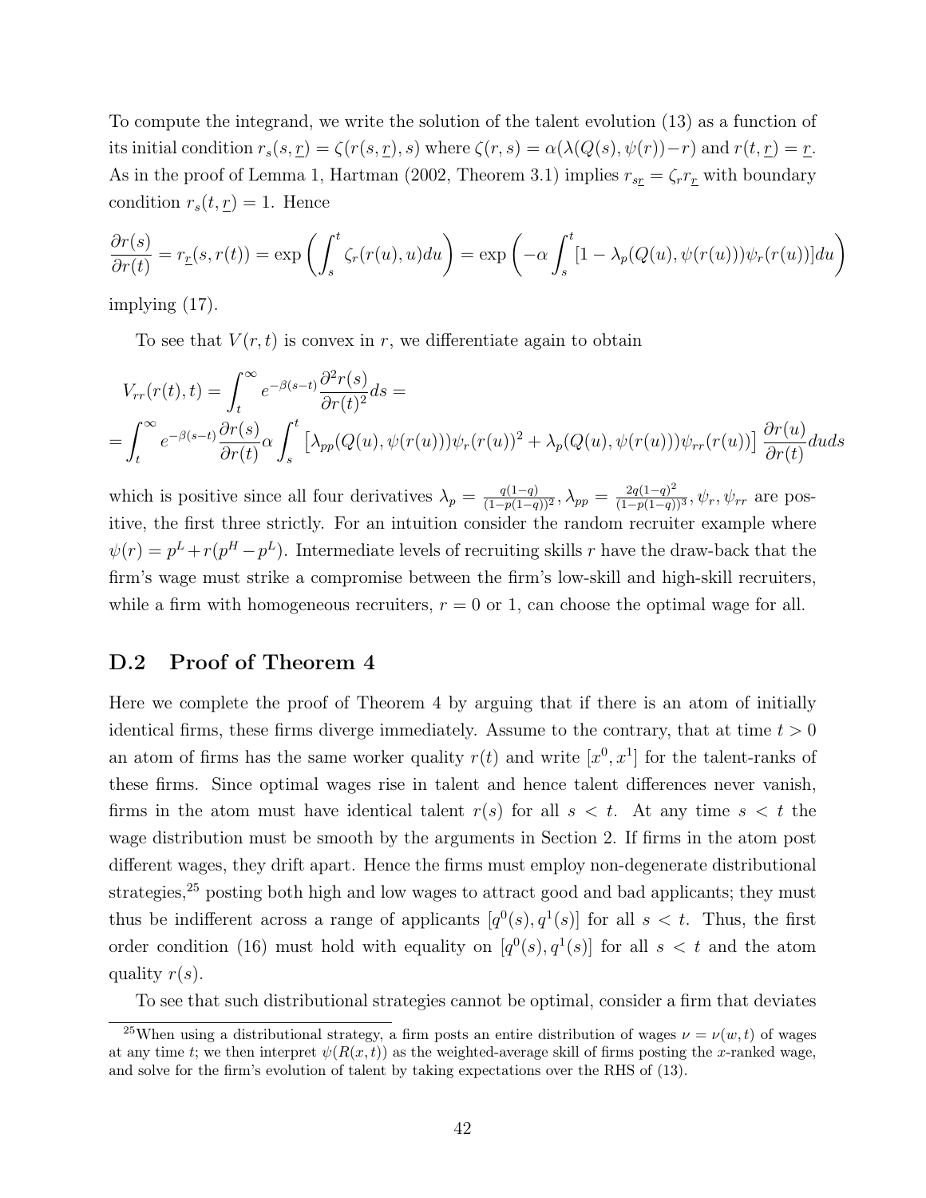To compute the integrand, we write the solution of the talent evolution (13) as a function of its initial condition $r_s(s,\underline{r}) = \zeta(r(s,\underline{r}), s)$ where $\zeta(r,s) = \alpha(\lambda(Q(s), \psi(r)) - r)$ and $r(t,\underline{r}) = \underline{r}$. As in the proof of Lemma 1, Hartman (2002, Theorem 3.1) implies $r_{s\underline{r}} = \zeta_r r_{\underline{r}}$ with boundary condition $r_s(t,\underline{r}) = 1$. Hence

$$\frac{\partial r(s)}{\partial r(t)} = r_{\underline{r}}(s, r(t)) = \exp\left(\int_s^t \zeta_r(r(u), u) du\right) = \exp\left(-\alpha \int_s^t [1 - \lambda_p(Q(u), \psi(r(u)))\psi_r(r(u))] du\right)$$

implying (17).

To see that $V(r,t)$ is convex in $r$, we differentiate again to obtain

$$V_{rr}(r(t), t) = \int_t^\infty e^{-\beta(s-t)} \frac{\partial^2 r(s)}{\partial r(t)^2} ds =$$

$$= \int_t^\infty e^{-\beta(s-t)} \frac{\partial r(s)}{\partial r(t)} \alpha \int_s^t \left[\lambda_{pp}(Q(u), \psi(r(u)))\psi_r(r(u))^2 + \lambda_p(Q(u), \psi(r(u)))\psi_{rr}(r(u))\right] \frac{\partial r(u)}{\partial r(t)} du ds$$

which is positive since all four derivatives $\lambda_p = \frac{q(1-q)}{(1-p(1-q))^2}$, $\lambda_{pp} = \frac{2q(1-q)^2}{(1-p(1-q))^3}$, $\psi_r, \psi_{rr}$ are positive, the first three strictly. For an intuition consider the random recruiter example where $\psi(r) = p^L + r(p^H - p^L)$. Intermediate levels of recruiting skills $r$ have the draw-back that the firm's wage must strike a compromise between the firm's low-skill and high-skill recruiters, while a firm with homogeneous recruiters, $r = 0$ or 1, can choose the optimal wage for all.

## D.2 Proof of Theorem 4

Here we complete the proof of Theorem 4 by arguing that if there is an atom of initially identical firms, these firms diverge immediately. Assume to the contrary, that at time $t > 0$ an atom of firms has the same worker quality $r(t)$ and write $[x^0, x^1]$ for the talent-ranks of these firms. Since optimal wages rise in talent and hence talent differences never vanish, firms in the atom must have identical talent $r(s)$ for all $s < t$. At any time $s < t$ the wage distribution must be smooth by the arguments in Section 2. If firms in the atom post different wages, they drift apart. Hence the firms must employ non-degenerate distributional strategies,[25] posting both high and low wages to attract good and bad applicants; they must thus be indifferent across a range of applicants $[q^0(s), q^1(s)]$ for all $s < t$. Thus, the first order condition (16) must hold with equality on $[q^0(s), q^1(s)]$ for all $s < t$ and the atom quality $r(s)$.

To see that such distributional strategies cannot be optimal, consider a firm that deviates

[25] When using a distributional strategy, a firm posts an entire distribution of wages $\nu = \nu(w,t)$ of wages at any time $t$; we then interpret $\psi(R(x,t))$ as the weighted-average skill of firms posting the $x$-ranked wage, and solve for the firm's evolution of talent by taking expectations over the RHS of (13).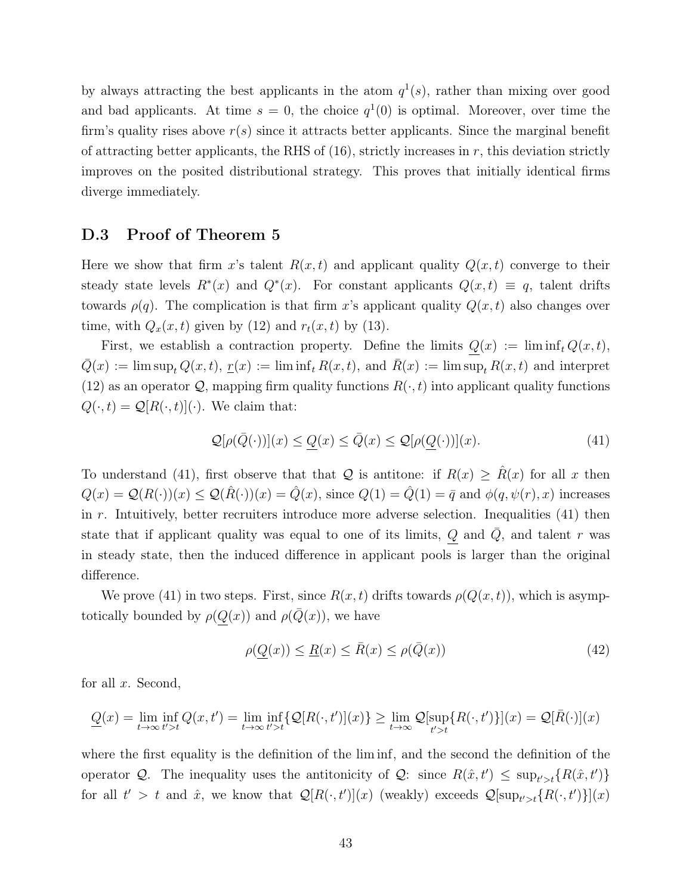by always attracting the best applicants in the atom $q^1(s)$, rather than mixing over good and bad applicants. At time $s = 0$, the choice $q^1(0)$ is optimal. Moreover, over time the firm's quality rises above $r(s)$ since it attracts better applicants. Since the marginal benefit of attracting better applicants, the RHS of (16), strictly increases in $r$, this deviation strictly improves on the posited distributional strategy. This proves that initially identical firms diverge immediately.

## D.3 Proof of Theorem 5

Here we show that firm $x$'s talent $R(x,t)$ and applicant quality $Q(x,t)$ converge to their steady state levels $R^*(x)$ and $Q^*(x)$. For constant applicants $Q(x,t) \equiv q$, talent drifts towards $\rho(q)$. The complication is that firm $x$'s applicant quality $Q(x,t)$ also changes over time, with $Q_x(x,t)$ given by (12) and $r_t(x,t)$ by (13).

First, we establish a contraction property. Define the limits $\underline{Q}(x) := \liminf_t Q(x,t)$, $\bar{Q}(x) := \limsup_t Q(x,t)$, $\underline{r}(x) := \liminf_t R(x,t)$, and $\bar{R}(x) := \limsup_t R(x,t)$ and interpret (12) as an operator $\mathcal{Q}$, mapping firm quality functions $R(\cdot,t)$ into applicant quality functions $Q(\cdot,t) = \mathcal{Q}[R(\cdot,t)](\cdot)$. We claim that:

$$\mathcal{Q}[\rho(\bar{Q}(\cdot))](x) \leq \underline{Q}(x) \leq \bar{Q}(x) \leq \mathcal{Q}[\rho(\underline{Q}(\cdot))](x). \tag{41}$$

To understand (41), first observe that that $\mathcal{Q}$ is antitone: if $R(x) \geq \hat{R}(x)$ for all $x$ then $Q(x) = \mathcal{Q}(R(\cdot))(x) \leq \mathcal{Q}(\hat{R}(\cdot))(x) = \hat{Q}(x)$, since $Q(1) = \hat{Q}(1) = \bar{q}$ and $\phi(q, \psi(r), x)$ increases in $r$. Intuitively, better recruiters introduce more adverse selection. Inequalities (41) then state that if applicant quality was equal to one of its limits, $\underline{Q}$ and $\bar{Q}$, and talent $r$ was in steady state, then the induced difference in applicant pools is larger than the original difference.

We prove (41) in two steps. First, since $R(x,t)$ drifts towards $\rho(Q(x,t))$, which is asymptotically bounded by $\rho(\underline{Q}(x))$ and $\rho(\bar{Q}(x))$, we have

$$\rho(\underline{Q}(x)) \leq \underline{R}(x) \leq \bar{R}(x) \leq \rho(\bar{Q}(x)) \tag{42}$$

for all $x$. Second,

$$\underline{Q}(x) = \lim_{t\to\infty} \inf_{t'>t} Q(x,t') = \lim_{t\to\infty} \inf_{t'>t} \{\mathcal{Q}[R(\cdot,t')](x)\} \geq \lim_{t\to\infty} \mathcal{Q}[\sup_{t'>t}\{R(\cdot,t')\}](x) = \mathcal{Q}[\bar{R}(\cdot)](x)$$

where the first equality is the definition of the lim inf, and the second the definition of the operator $\mathcal{Q}$. The inequality uses the antitonicity of $\mathcal{Q}$: since $R(\hat{x},t') \leq \sup_{t'>t}\{R(\hat{x},t')\}$ for all $t' > t$ and $\hat{x}$, we know that $\mathcal{Q}[R(\cdot,t')](x)$ (weakly) exceeds $\mathcal{Q}[\sup_{t'>t}\{R(\cdot,t')\}](x)$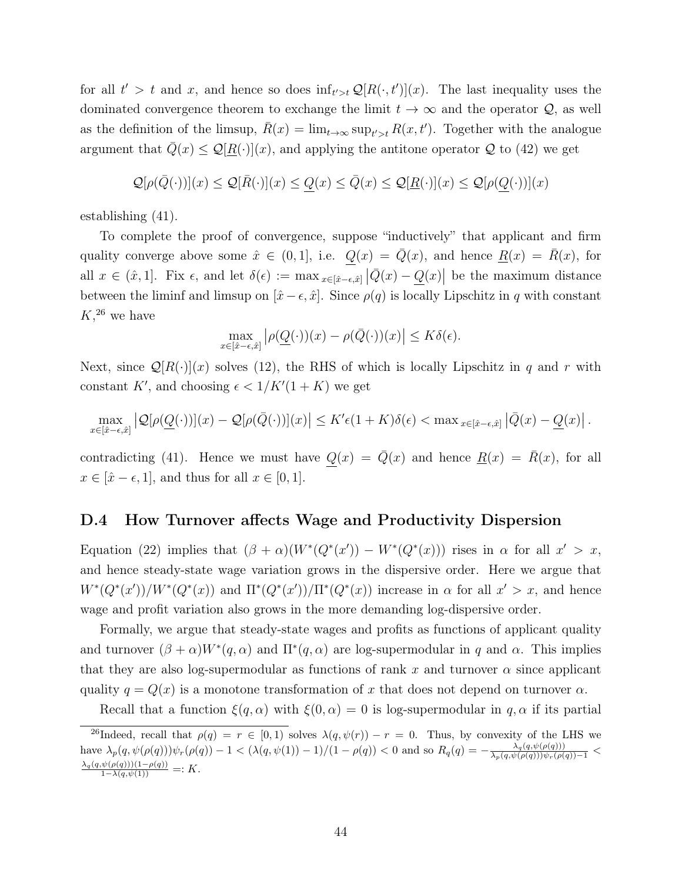for all $t' > t$ and $x$, and hence so does $\inf_{t'>t} \mathcal{Q}[R(\cdot,t')](x)$. The last inequality uses the dominated convergence theorem to exchange the limit $t \to \infty$ and the operator $\mathcal{Q}$, as well as the definition of the limsup, $\bar{R}(x) = \lim_{t\to\infty} \sup_{t'>t} R(x,t')$. Together with the analogue argument that $\bar{Q}(x) \le \mathcal{Q}[\underline{R}(\cdot)](x)$, and applying the antitone operator $\mathcal{Q}$ to (42) we get

$$\mathcal{Q}[\rho(\bar{Q}(\cdot))](x) \le \mathcal{Q}[\bar{R}(\cdot)](x) \le \underline{Q}(x) \le \bar{Q}(x) \le \mathcal{Q}[\underline{R}(\cdot)](x) \le \mathcal{Q}[\rho(\underline{Q}(\cdot))](x)$$

establishing (41).

To complete the proof of convergence, suppose "inductively" that applicant and firm quality converge above some $\hat{x} \in (0,1]$, i.e. $\underline{Q}(x) = \bar{Q}(x)$, and hence $\underline{R}(x) = \bar{R}(x)$, for all $x \in (\hat{x},1]$. Fix $\epsilon$, and let $\delta(\epsilon) := \max_{x\in[\hat{x}-\epsilon,\hat{x}]} \left|\bar{Q}(x) - \underline{Q}(x)\right|$ be the maximum distance between the liminf and limsup on $[\hat{x}-\epsilon,\hat{x}]$. Since $\rho(q)$ is locally Lipschitz in $q$ with constant $K$,[26] we have

$$\max_{x\in[\hat{x}-\epsilon,\hat{x}]} \left|\rho(\underline{Q}(\cdot))(x) - \rho(\bar{Q}(\cdot))(x)\right| \le K\delta(\epsilon).$$

Next, since $\mathcal{Q}[R(\cdot)](x)$ solves (12), the RHS of which is locally Lipschitz in $q$ and $r$ with constant $K'$, and choosing $\epsilon < 1/K'(1+K)$ we get

$$\max_{x\in[\hat{x}-\epsilon,\hat{x}]} \left|\mathcal{Q}[\rho(\underline{Q}(\cdot))](x) - \mathcal{Q}[\rho(\bar{Q}(\cdot))](x)\right| \le K'\epsilon(1+K)\delta(\epsilon) < \max_{x\in[\hat{x}-\epsilon,\hat{x}]} \left|\bar{Q}(x) - \underline{Q}(x)\right|.$$

contradicting (41). Hence we must have $\underline{Q}(x) = \bar{Q}(x)$ and hence $\underline{R}(x) = \bar{R}(x)$, for all $x \in [\hat{x}-\epsilon,1]$, and thus for all $x \in [0,1]$.

## D.4 How Turnover affects Wage and Productivity Dispersion

Equation (22) implies that $(\beta+\alpha)(W^*(Q^*(x')) - W^*(Q^*(x)))$ rises in $\alpha$ for all $x' > x$, and hence steady-state wage variation grows in the dispersive order. Here we argue that $W^*(Q^*(x'))/W^*(Q^*(x))$ and $\Pi^*(Q^*(x'))/\Pi^*(Q^*(x))$ increase in $\alpha$ for all $x' > x$, and hence wage and profit variation also grows in the more demanding log-dispersive order.

Formally, we argue that steady-state wages and profits as functions of applicant quality and turnover $(\beta+\alpha)W^*(q,\alpha)$ and $\Pi^*(q,\alpha)$ are log-supermodular in $q$ and $\alpha$. This implies that they are also log-supermodular as functions of rank $x$ and turnover $\alpha$ since applicant quality $q = Q(x)$ is a monotone transformation of $x$ that does not depend on turnover $\alpha$.

Recall that a function $\xi(q,\alpha)$ with $\xi(0,\alpha) = 0$ is log-supermodular in $q,\alpha$ if its partial

[26] Indeed, recall that $\rho(q) = r \in [0,1)$ solves $\lambda(q,\psi(r)) - r = 0$. Thus, by convexity of the LHS we have $\lambda_p(q,\psi(\rho(q)))\psi_r(\rho(q)) - 1 < (\lambda(q,\psi(1)) - 1)/(1-\rho(q)) < 0$ and so $R_q(q) = -\frac{\lambda_q(q,\psi(\rho(q)))}{\lambda_p(q,\psi(\rho(q)))\psi_r(\rho(q))-1} < \frac{\lambda_q(q,\psi(\rho(q)))(1-\rho(q))}{1-\lambda(q,\psi(1))} =: K$.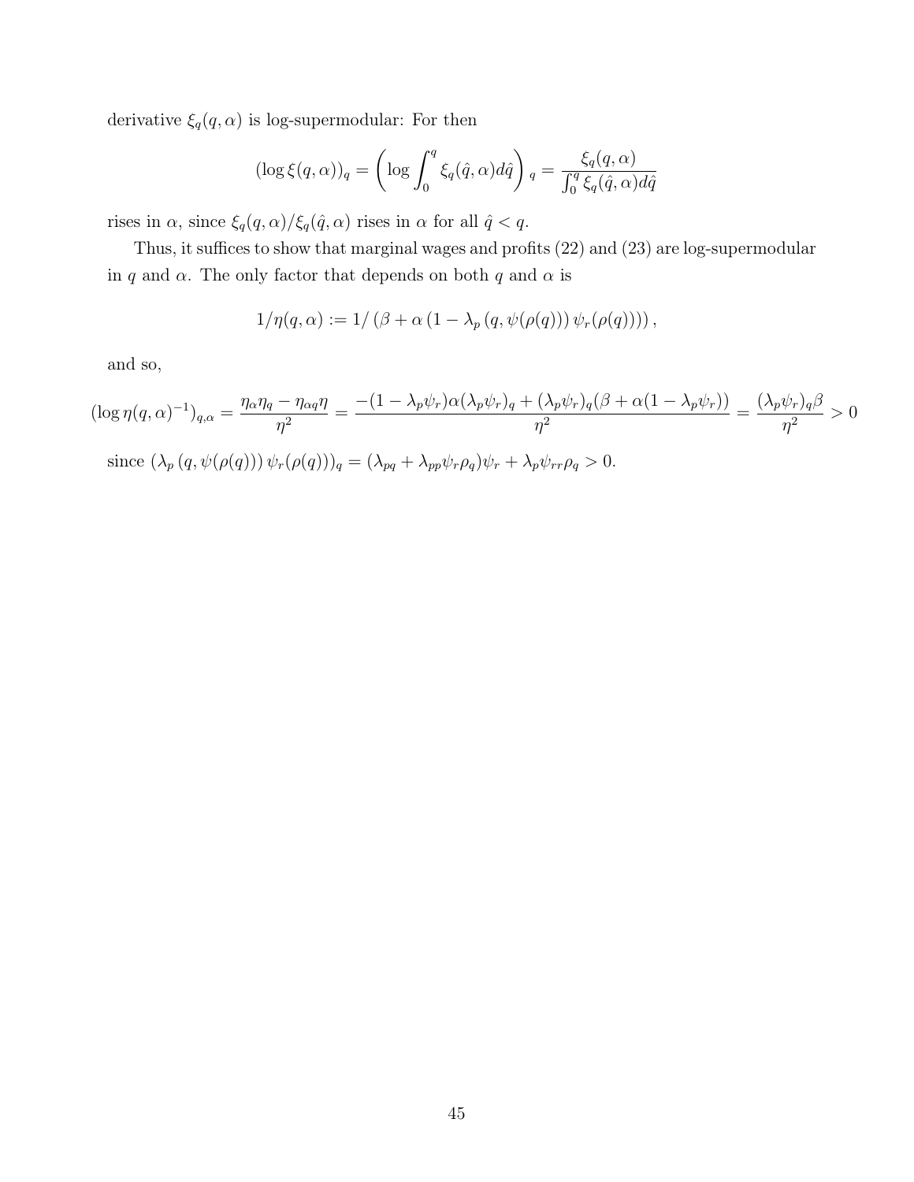derivative $\xi_q(q,\alpha)$ is log-supermodular: For then

$$(\log \xi(q,\alpha))_q = \left( \log \int_0^q \xi_q(\hat{q},\alpha) d\hat{q} \right)_q = \frac{\xi_q(q,\alpha)}{\int_0^q \xi_q(\hat{q},\alpha) d\hat{q}}$$

rises in $\alpha$, since $\xi_q(q,\alpha)/\xi_q(\hat{q},\alpha)$ rises in $\alpha$ for all $\hat{q} < q$.

Thus, it suffices to show that marginal wages and profits (22) and (23) are log-supermodular in $q$ and $\alpha$. The only factor that depends on both $q$ and $\alpha$ is

$$1/\eta(q,\alpha) := 1/\left(\beta + \alpha\left(1 - \lambda_p\left(q, \psi(\rho(q))\right)\psi_r(\rho(q))\right)\right),$$

and so,

$$(\log \eta(q,\alpha)^{-1})_{q,\alpha} = \frac{\eta_\alpha \eta_q - \eta_{\alpha q}\eta}{\eta^2} = \frac{-(1-\lambda_p\psi_r)\alpha(\lambda_p\psi_r)_q + (\lambda_p\psi_r)_q(\beta + \alpha(1-\lambda_p\psi_r))}{\eta^2} = \frac{(\lambda_p\psi_r)_q\beta}{\eta^2} > 0$$

since $(\lambda_p\left(q, \psi(\rho(q))\right)\psi_r(\rho(q)))_q = (\lambda_{pq} + \lambda_{pp}\psi_r\rho_q)\psi_r + \lambda_p\psi_{rr}\rho_q > 0$.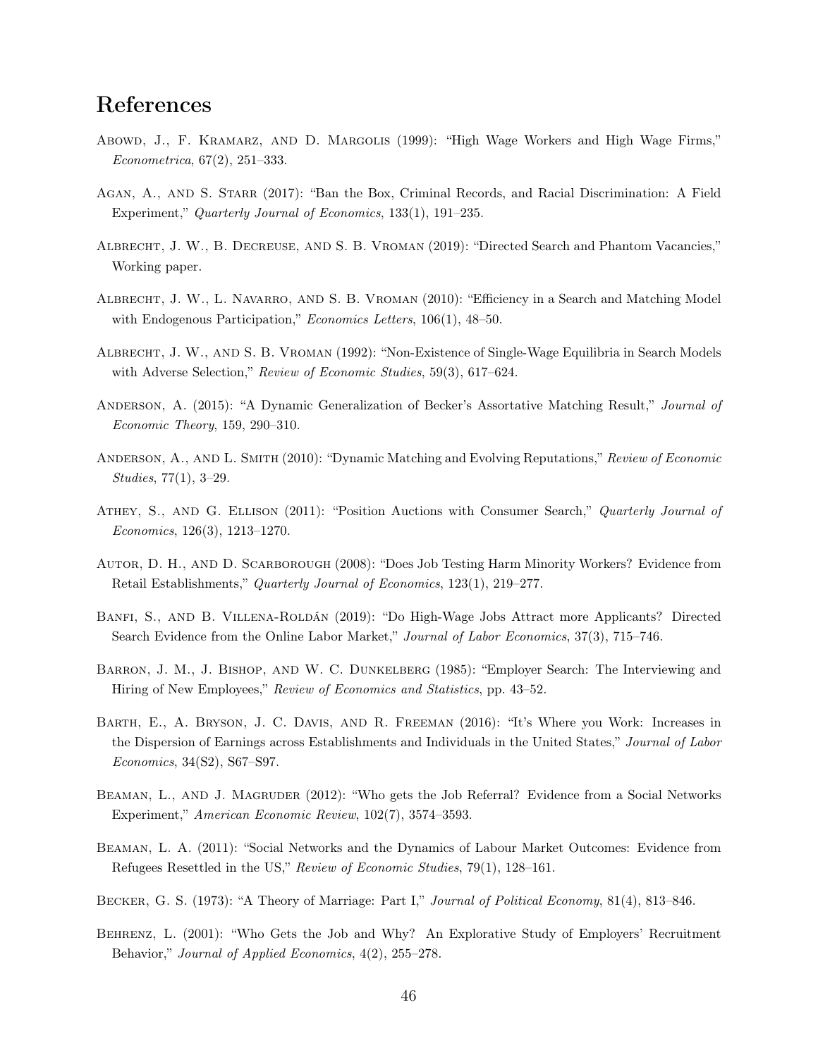# References

Abowd, J., F. Kramarz, and D. Margolis (1999): "High Wage Workers and High Wage Firms," *Econometrica*, 67(2), 251–333.

Agan, A., and S. Starr (2017): "Ban the Box, Criminal Records, and Racial Discrimination: A Field Experiment," *Quarterly Journal of Economics*, 133(1), 191–235.

Albrecht, J. W., B. Decreuse, and S. B. Vroman (2019): "Directed Search and Phantom Vacancies," Working paper.

Albrecht, J. W., L. Navarro, and S. B. Vroman (2010): "Efficiency in a Search and Matching Model with Endogenous Participation," *Economics Letters*, 106(1), 48–50.

Albrecht, J. W., and S. B. Vroman (1992): "Non-Existence of Single-Wage Equilibria in Search Models with Adverse Selection," *Review of Economic Studies*, 59(3), 617–624.

Anderson, A. (2015): "A Dynamic Generalization of Becker's Assortative Matching Result," *Journal of Economic Theory*, 159, 290–310.

Anderson, A., and L. Smith (2010): "Dynamic Matching and Evolving Reputations," *Review of Economic Studies*, 77(1), 3–29.

Athey, S., and G. Ellison (2011): "Position Auctions with Consumer Search," *Quarterly Journal of Economics*, 126(3), 1213–1270.

Autor, D. H., and D. Scarborough (2008): "Does Job Testing Harm Minority Workers? Evidence from Retail Establishments," *Quarterly Journal of Economics*, 123(1), 219–277.

Banfi, S., and B. Villena-Roldán (2019): "Do High-Wage Jobs Attract more Applicants? Directed Search Evidence from the Online Labor Market," *Journal of Labor Economics*, 37(3), 715–746.

Barron, J. M., J. Bishop, and W. C. Dunkelberg (1985): "Employer Search: The Interviewing and Hiring of New Employees," *Review of Economics and Statistics*, pp. 43–52.

Barth, E., A. Bryson, J. C. Davis, and R. Freeman (2016): "It's Where you Work: Increases in the Dispersion of Earnings across Establishments and Individuals in the United States," *Journal of Labor Economics*, 34(S2), S67–S97.

Beaman, L., and J. Magruder (2012): "Who gets the Job Referral? Evidence from a Social Networks Experiment," *American Economic Review*, 102(7), 3574–3593.

Beaman, L. A. (2011): "Social Networks and the Dynamics of Labour Market Outcomes: Evidence from Refugees Resettled in the US," *Review of Economic Studies*, 79(1), 128–161.

Becker, G. S. (1973): "A Theory of Marriage: Part I," *Journal of Political Economy*, 81(4), 813–846.

Behrenz, L. (2001): "Who Gets the Job and Why? An Explorative Study of Employers' Recruitment Behavior," *Journal of Applied Economics*, 4(2), 255–278.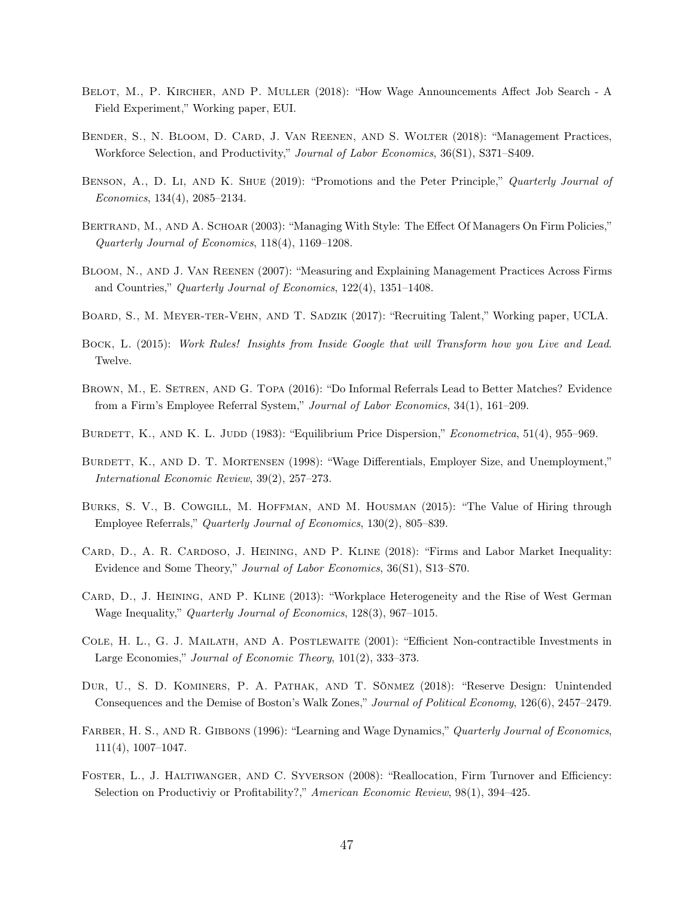Belot, M., P. Kircher, and P. Muller (2018): "How Wage Announcements Affect Job Search - A Field Experiment," Working paper, EUI.

Bender, S., N. Bloom, D. Card, J. Van Reenen, and S. Wolter (2018): "Management Practices, Workforce Selection, and Productivity," *Journal of Labor Economics*, 36(S1), S371–S409.

Benson, A., D. Li, and K. Shue (2019): "Promotions and the Peter Principle," *Quarterly Journal of Economics*, 134(4), 2085–2134.

Bertrand, M., and A. Schoar (2003): "Managing With Style: The Effect Of Managers On Firm Policies," *Quarterly Journal of Economics*, 118(4), 1169–1208.

Bloom, N., and J. Van Reenen (2007): "Measuring and Explaining Management Practices Across Firms and Countries," *Quarterly Journal of Economics*, 122(4), 1351–1408.

Board, S., M. Meyer-ter-Vehn, and T. Sadzik (2017): "Recruiting Talent," Working paper, UCLA.

Bock, L. (2015): *Work Rules! Insights from Inside Google that will Transform how you Live and Lead*. Twelve.

Brown, M., E. Setren, and G. Topa (2016): "Do Informal Referrals Lead to Better Matches? Evidence from a Firm's Employee Referral System," *Journal of Labor Economics*, 34(1), 161–209.

Burdett, K., and K. L. Judd (1983): "Equilibrium Price Dispersion," *Econometrica*, 51(4), 955–969.

Burdett, K., and D. T. Mortensen (1998): "Wage Differentials, Employer Size, and Unemployment," *International Economic Review*, 39(2), 257–273.

Burks, S. V., B. Cowgill, M. Hoffman, and M. Housman (2015): "The Value of Hiring through Employee Referrals," *Quarterly Journal of Economics*, 130(2), 805–839.

Card, D., A. R. Cardoso, J. Heining, and P. Kline (2018): "Firms and Labor Market Inequality: Evidence and Some Theory," *Journal of Labor Economics*, 36(S1), S13–S70.

Card, D., J. Heining, and P. Kline (2013): "Workplace Heterogeneity and the Rise of West German Wage Inequality," *Quarterly Journal of Economics*, 128(3), 967–1015.

Cole, H. L., G. J. Mailath, and A. Postlewaite (2001): "Efficient Non-contractible Investments in Large Economies," *Journal of Economic Theory*, 101(2), 333–373.

Dur, U., S. D. Kominers, P. A. Pathak, and T. Sönmez (2018): "Reserve Design: Unintended Consequences and the Demise of Boston's Walk Zones," *Journal of Political Economy*, 126(6), 2457–2479.

Farber, H. S., and R. Gibbons (1996): "Learning and Wage Dynamics," *Quarterly Journal of Economics*, 111(4), 1007–1047.

Foster, L., J. Haltiwanger, and C. Syverson (2008): "Reallocation, Firm Turnover and Efficiency: Selection on Productiviy or Profitability?," *American Economic Review*, 98(1), 394–425.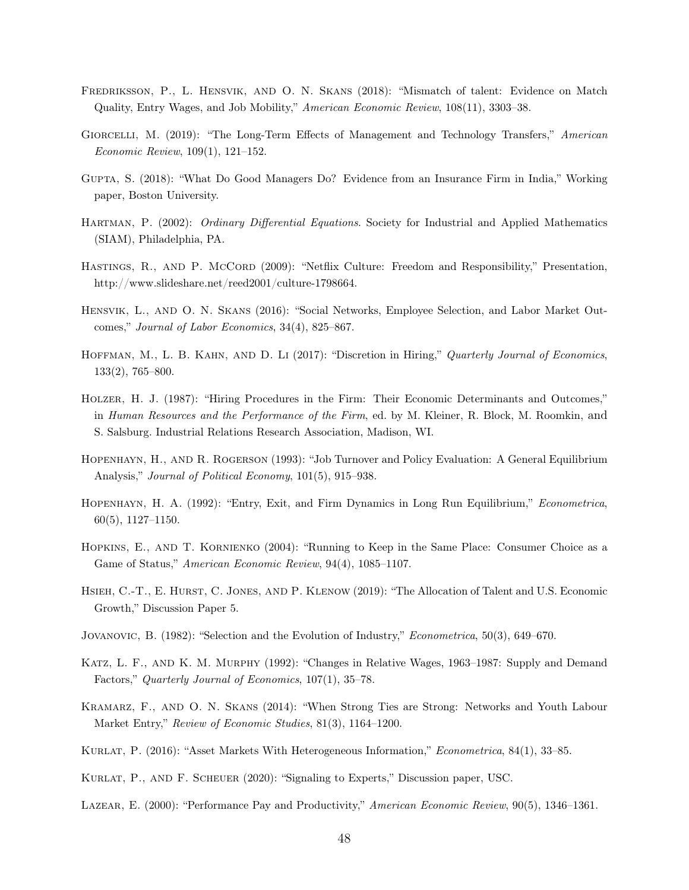Fredriksson, P., L. Hensvik, and O. N. Skans (2018): "Mismatch of talent: Evidence on Match Quality, Entry Wages, and Job Mobility," *American Economic Review*, 108(11), 3303–38.

Giorcelli, M. (2019): "The Long-Term Effects of Management and Technology Transfers," *American Economic Review*, 109(1), 121–152.

Gupta, S. (2018): "What Do Good Managers Do? Evidence from an Insurance Firm in India," Working paper, Boston University.

Hartman, P. (2002): *Ordinary Differential Equations*. Society for Industrial and Applied Mathematics (SIAM), Philadelphia, PA.

Hastings, R., and P. McCord (2009): "Netflix Culture: Freedom and Responsibility," Presentation, http://www.slideshare.net/reed2001/culture-1798664.

Hensvik, L., and O. N. Skans (2016): "Social Networks, Employee Selection, and Labor Market Outcomes," *Journal of Labor Economics*, 34(4), 825–867.

Hoffman, M., L. B. Kahn, and D. Li (2017): "Discretion in Hiring," *Quarterly Journal of Economics*, 133(2), 765–800.

Holzer, H. J. (1987): "Hiring Procedures in the Firm: Their Economic Determinants and Outcomes," in *Human Resources and the Performance of the Firm*, ed. by M. Kleiner, R. Block, M. Roomkin, and S. Salsburg. Industrial Relations Research Association, Madison, WI.

Hopenhayn, H., and R. Rogerson (1993): "Job Turnover and Policy Evaluation: A General Equilibrium Analysis," *Journal of Political Economy*, 101(5), 915–938.

Hopenhayn, H. A. (1992): "Entry, Exit, and Firm Dynamics in Long Run Equilibrium," *Econometrica*, 60(5), 1127–1150.

Hopkins, E., and T. Kornienko (2004): "Running to Keep in the Same Place: Consumer Choice as a Game of Status," *American Economic Review*, 94(4), 1085–1107.

Hsieh, C.-T., E. Hurst, C. Jones, and P. Klenow (2019): "The Allocation of Talent and U.S. Economic Growth," Discussion Paper 5.

Jovanovic, B. (1982): "Selection and the Evolution of Industry," *Econometrica*, 50(3), 649–670.

Katz, L. F., and K. M. Murphy (1992): "Changes in Relative Wages, 1963–1987: Supply and Demand Factors," *Quarterly Journal of Economics*, 107(1), 35–78.

Kramarz, F., and O. N. Skans (2014): "When Strong Ties are Strong: Networks and Youth Labour Market Entry," *Review of Economic Studies*, 81(3), 1164–1200.

Kurlat, P. (2016): "Asset Markets With Heterogeneous Information," *Econometrica*, 84(1), 33–85.

Kurlat, P., and F. Scheuer (2020): "Signaling to Experts," Discussion paper, USC.

Lazear, E. (2000): "Performance Pay and Productivity," *American Economic Review*, 90(5), 1346–1361.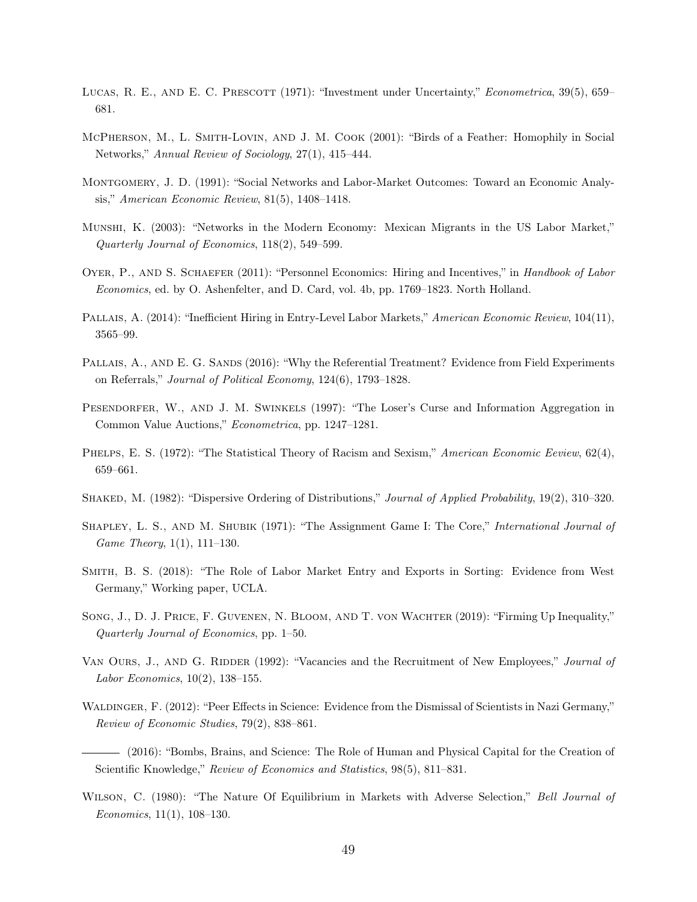Lucas, R. E., and E. C. Prescott (1971): "Investment under Uncertainty," *Econometrica*, 39(5), 659–681.

McPherson, M., L. Smith-Lovin, and J. M. Cook (2001): "Birds of a Feather: Homophily in Social Networks," *Annual Review of Sociology*, 27(1), 415–444.

Montgomery, J. D. (1991): "Social Networks and Labor-Market Outcomes: Toward an Economic Analysis," *American Economic Review*, 81(5), 1408–1418.

Munshi, K. (2003): "Networks in the Modern Economy: Mexican Migrants in the US Labor Market," *Quarterly Journal of Economics*, 118(2), 549–599.

Oyer, P., and S. Schaefer (2011): "Personnel Economics: Hiring and Incentives," in *Handbook of Labor Economics*, ed. by O. Ashenfelter, and D. Card, vol. 4b, pp. 1769–1823. North Holland.

Pallais, A. (2014): "Inefficient Hiring in Entry-Level Labor Markets," *American Economic Review*, 104(11), 3565–99.

Pallais, A., and E. G. Sands (2016): "Why the Referential Treatment? Evidence from Field Experiments on Referrals," *Journal of Political Economy*, 124(6), 1793–1828.

Pesendorfer, W., and J. M. Swinkels (1997): "The Loser's Curse and Information Aggregation in Common Value Auctions," *Econometrica*, pp. 1247–1281.

Phelps, E. S. (1972): "The Statistical Theory of Racism and Sexism," *American Economic Eeview*, 62(4), 659–661.

Shaked, M. (1982): "Dispersive Ordering of Distributions," *Journal of Applied Probability*, 19(2), 310–320.

Shapley, L. S., and M. Shubik (1971): "The Assignment Game I: The Core," *International Journal of Game Theory*, 1(1), 111–130.

Smith, B. S. (2018): "The Role of Labor Market Entry and Exports in Sorting: Evidence from West Germany," Working paper, UCLA.

Song, J., D. J. Price, F. Guvenen, N. Bloom, and T. von Wachter (2019): "Firming Up Inequality," *Quarterly Journal of Economics*, pp. 1–50.

Van Ours, J., and G. Ridder (1992): "Vacancies and the Recruitment of New Employees," *Journal of Labor Economics*, 10(2), 138–155.

Waldinger, F. (2012): "Peer Effects in Science: Evidence from the Dismissal of Scientists in Nazi Germany," *Review of Economic Studies*, 79(2), 838–861.

——— (2016): "Bombs, Brains, and Science: The Role of Human and Physical Capital for the Creation of Scientific Knowledge," *Review of Economics and Statistics*, 98(5), 811–831.

Wilson, C. (1980): "The Nature Of Equilibrium in Markets with Adverse Selection," *Bell Journal of Economics*, 11(1), 108–130.